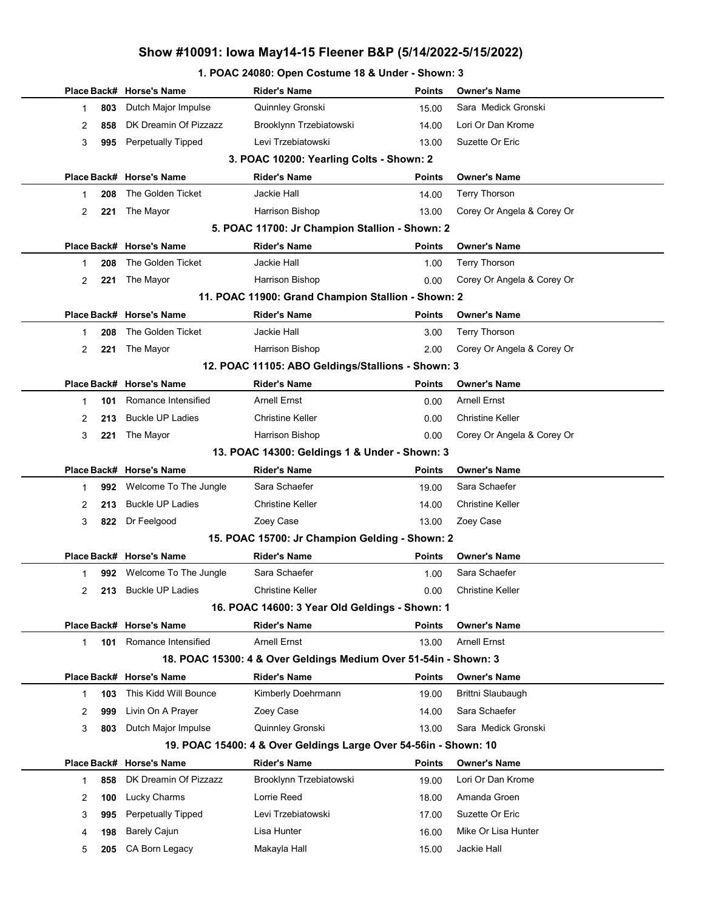# Show #10091: Iowa May14-15 Fleener B&P (5/14/2022-5/15/2022)

## 1. POAC 24080: Open Costume 18 & Under - Shown: 3

| Place | Back# | Horse's Name | Rider's Name | Points | Owner's Name |
|---|---|---|---|---|---|
| 1 | 803 | Dutch Major Impulse | Quinnley Gronski | 15.00 | Sara Medick Gronski |
| 2 | 858 | DK Dreamin Of Pizzazz | Brooklynn Trzebiatowski | 14.00 | Lori Or Dan Krome |
| 3 | 995 | Perpetually Tipped | Levi Trzebiatowski | 13.00 | Suzette Or Eric |

## 3. POAC 10200: Yearling Colts - Shown: 2

| Place | Back# | Horse's Name | Rider's Name | Points | Owner's Name |
|---|---|---|---|---|---|
| 1 | 208 | The Golden Ticket | Jackie Hall | 14.00 | Terry Thorson |
| 2 | 221 | The Mayor | Harrison Bishop | 13.00 | Corey Or Angela & Corey Or |

## 5. POAC 11700: Jr Champion Stallion - Shown: 2

| Place | Back# | Horse's Name | Rider's Name | Points | Owner's Name |
|---|---|---|---|---|---|
| 1 | 208 | The Golden Ticket | Jackie Hall | 1.00 | Terry Thorson |
| 2 | 221 | The Mayor | Harrison Bishop | 0.00 | Corey Or Angela & Corey Or |

## 11. POAC 11900: Grand Champion Stallion - Shown: 2

| Place | Back# | Horse's Name | Rider's Name | Points | Owner's Name |
|---|---|---|---|---|---|
| 1 | 208 | The Golden Ticket | Jackie Hall | 3.00 | Terry Thorson |
| 2 | 221 | The Mayor | Harrison Bishop | 2.00 | Corey Or Angela & Corey Or |

## 12. POAC 11105: ABO Geldings/Stallions - Shown: 3

| Place | Back# | Horse's Name | Rider's Name | Points | Owner's Name |
|---|---|---|---|---|---|
| 1 | 101 | Romance Intensified | Arnell Ernst | 0.00 | Arnell Ernst |
| 2 | 213 | Buckle UP Ladies | Christine Keller | 0.00 | Christine Keller |
| 3 | 221 | The Mayor | Harrison Bishop | 0.00 | Corey Or Angela & Corey Or |

## 13. POAC 14300: Geldings 1 & Under - Shown: 3

| Place | Back# | Horse's Name | Rider's Name | Points | Owner's Name |
|---|---|---|---|---|---|
| 1 | 992 | Welcome To The Jungle | Sara Schaefer | 19.00 | Sara Schaefer |
| 2 | 213 | Buckle UP Ladies | Christine Keller | 14.00 | Christine Keller |
| 3 | 822 | Dr Feelgood | Zoey Case | 13.00 | Zoey Case |

## 15. POAC 15700: Jr Champion Gelding - Shown: 2

| Place | Back# | Horse's Name | Rider's Name | Points | Owner's Name |
|---|---|---|---|---|---|
| 1 | 992 | Welcome To The Jungle | Sara Schaefer | 1.00 | Sara Schaefer |
| 2 | 213 | Buckle UP Ladies | Christine Keller | 0.00 | Christine Keller |

## 16. POAC 14600: 3 Year Old Geldings - Shown: 1

| Place | Back# | Horse's Name | Rider's Name | Points | Owner's Name |
|---|---|---|---|---|---|
| 1 | 101 | Romance Intensified | Arnell Ernst | 13.00 | Arnell Ernst |

## 18. POAC 15300: 4 & Over Geldings Medium Over 51-54in - Shown: 3

| Place | Back# | Horse's Name | Rider's Name | Points | Owner's Name |
|---|---|---|---|---|---|
| 1 | 103 | This Kidd Will Bounce | Kimberly Doehrmann | 19.00 | Brittni Slaubaugh |
| 2 | 999 | Livin On A Prayer | Zoey Case | 14.00 | Sara Schaefer |
| 3 | 803 | Dutch Major Impulse | Quinnley Gronski | 13.00 | Sara Medick Gronski |

## 19. POAC 15400: 4 & Over Geldings Large Over 54-56in - Shown: 10

| Place | Back# | Horse's Name | Rider's Name | Points | Owner's Name |
|---|---|---|---|---|---|
| 1 | 858 | DK Dreamin Of Pizzazz | Brooklynn Trzebiatowski | 19.00 | Lori Or Dan Krome |
| 2 | 100 | Lucky Charms | Lorrie Reed | 18.00 | Amanda Groen |
| 3 | 995 | Perpetually Tipped | Levi Trzebiatowski | 17.00 | Suzette Or Eric |
| 4 | 198 | Barely Cajun | Lisa Hunter | 16.00 | Mike Or Lisa Hunter |
| 5 | 205 | CA Born Legacy | Makayla Hall | 15.00 | Jackie Hall |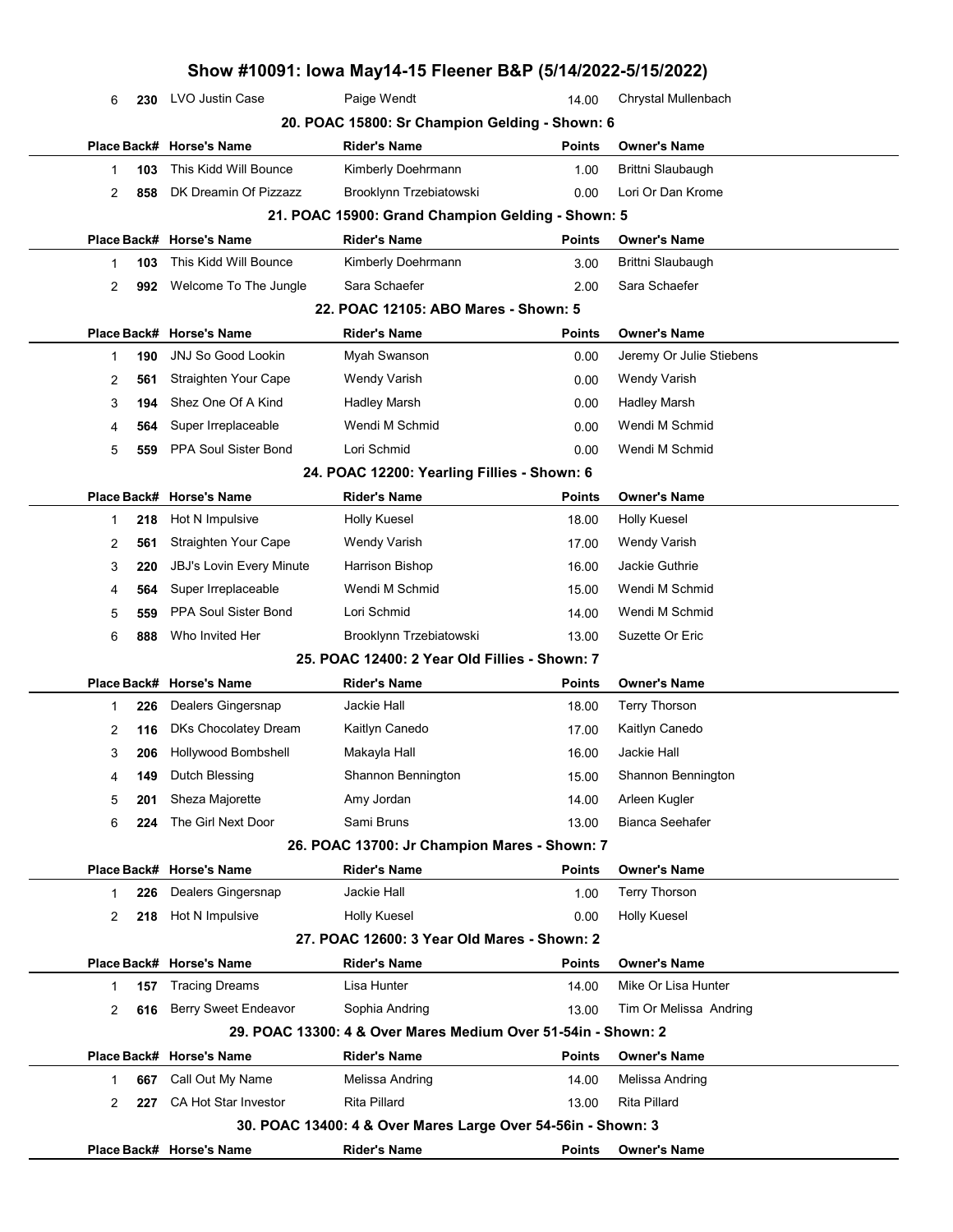# Show #10091: Iowa May14-15 Fleener B&P (5/14/2022-5/15/2022)

| Place | Back# | Horse's Name | Rider's Name | Points | Owner's Name |
|---|---|---|---|---|---|
| 6 | 230 | LVO Justin Case | Paige Wendt | 14.00 | Chrystal Mullenbach |

## 20. POAC 15800: Sr Champion Gelding - Shown: 6

| Place | Back# | Horse's Name | Rider's Name | Points | Owner's Name |
|---|---|---|---|---|---|
| 1 | 103 | This Kidd Will Bounce | Kimberly Doehrmann | 1.00 | Brittni Slaubaugh |
| 2 | 858 | DK Dreamin Of Pizzazz | Brooklynn Trzebiatowski | 0.00 | Lori Or Dan Krome |

## 21. POAC 15900: Grand Champion Gelding - Shown: 5

| Place | Back# | Horse's Name | Rider's Name | Points | Owner's Name |
|---|---|---|---|---|---|
| 1 | 103 | This Kidd Will Bounce | Kimberly Doehrmann | 3.00 | Brittni Slaubaugh |
| 2 | 992 | Welcome To The Jungle | Sara Schaefer | 2.00 | Sara Schaefer |

## 22. POAC 12105: ABO Mares - Shown: 5

| Place | Back# | Horse's Name | Rider's Name | Points | Owner's Name |
|---|---|---|---|---|---|
| 1 | 190 | JNJ So Good Lookin | Myah Swanson | 0.00 | Jeremy Or Julie Stiebens |
| 2 | 561 | Straighten Your Cape | Wendy Varish | 0.00 | Wendy Varish |
| 3 | 194 | Shez One Of A Kind | Hadley Marsh | 0.00 | Hadley Marsh |
| 4 | 564 | Super Irreplaceable | Wendi M Schmid | 0.00 | Wendi M Schmid |
| 5 | 559 | PPA Soul Sister Bond | Lori Schmid | 0.00 | Wendi M Schmid |

## 24. POAC 12200: Yearling Fillies - Shown: 6

| Place | Back# | Horse's Name | Rider's Name | Points | Owner's Name |
|---|---|---|---|---|---|
| 1 | 218 | Hot N Impulsive | Holly Kuesel | 18.00 | Holly Kuesel |
| 2 | 561 | Straighten Your Cape | Wendy Varish | 17.00 | Wendy Varish |
| 3 | 220 | JBJ's Lovin Every Minute | Harrison Bishop | 16.00 | Jackie Guthrie |
| 4 | 564 | Super Irreplaceable | Wendi M Schmid | 15.00 | Wendi M Schmid |
| 5 | 559 | PPA Soul Sister Bond | Lori Schmid | 14.00 | Wendi M Schmid |
| 6 | 888 | Who Invited Her | Brooklynn Trzebiatowski | 13.00 | Suzette Or Eric |

## 25. POAC 12400: 2 Year Old Fillies - Shown: 7

| Place | Back# | Horse's Name | Rider's Name | Points | Owner's Name |
|---|---|---|---|---|---|
| 1 | 226 | Dealers Gingersnap | Jackie Hall | 18.00 | Terry Thorson |
| 2 | 116 | DKs Chocolatey Dream | Kaitlyn Canedo | 17.00 | Kaitlyn Canedo |
| 3 | 206 | Hollywood Bombshell | Makayla Hall | 16.00 | Jackie Hall |
| 4 | 149 | Dutch Blessing | Shannon Bennington | 15.00 | Shannon Bennington |
| 5 | 201 | Sheza Majorette | Amy Jordan | 14.00 | Arleen Kugler |
| 6 | 224 | The Girl Next Door | Sami Bruns | 13.00 | Bianca Seehafer |

## 26. POAC 13700: Jr Champion Mares - Shown: 7

| Place | Back# | Horse's Name | Rider's Name | Points | Owner's Name |
|---|---|---|---|---|---|
| 1 | 226 | Dealers Gingersnap | Jackie Hall | 1.00 | Terry Thorson |
| 2 | 218 | Hot N Impulsive | Holly Kuesel | 0.00 | Holly Kuesel |

## 27. POAC 12600: 3 Year Old Mares - Shown: 2

| Place | Back# | Horse's Name | Rider's Name | Points | Owner's Name |
|---|---|---|---|---|---|
| 1 | 157 | Tracing Dreams | Lisa Hunter | 14.00 | Mike Or Lisa Hunter |
| 2 | 616 | Berry Sweet Endeavor | Sophia Andring | 13.00 | Tim Or Melissa Andring |

## 29. POAC 13300: 4 & Over Mares Medium Over 51-54in - Shown: 2

| Place | Back# | Horse's Name | Rider's Name | Points | Owner's Name |
|---|---|---|---|---|---|
| 1 | 667 | Call Out My Name | Melissa Andring | 14.00 | Melissa Andring |
| 2 | 227 | CA Hot Star Investor | Rita Pillard | 13.00 | Rita Pillard |

## 30. POAC 13400: 4 & Over Mares Large Over 54-56in - Shown: 3

| Place | Back# | Horse's Name | Rider's Name | Points | Owner's Name |
|---|---|---|---|---|---|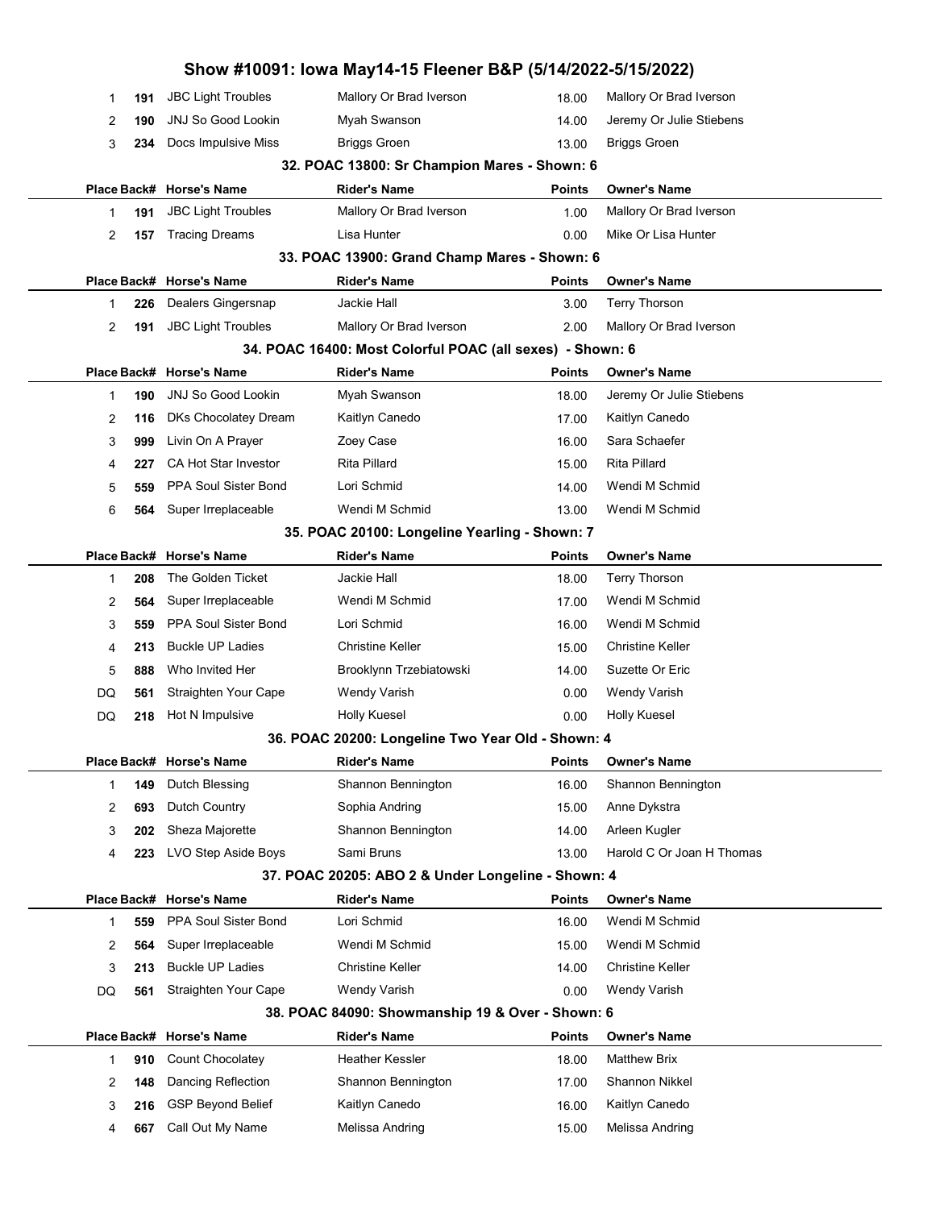# Show #10091: Iowa May14-15 Fleener B&P (5/14/2022-5/15/2022)

| Place | Back# | Horse's Name | Rider's Name | Points | Owner's Name |
|---|---|---|---|---|---|
| 1 | 191 | JBC Light Troubles | Mallory Or Brad Iverson | 18.00 | Mallory Or Brad Iverson |
| 2 | 190 | JNJ So Good Lookin | Myah Swanson | 14.00 | Jeremy Or Julie Stiebens |
| 3 | 234 | Docs Impulsive Miss | Briggs Groen | 13.00 | Briggs Groen |

### 32. POAC 13800: Sr Champion Mares - Shown: 6

| Place | Back# | Horse's Name | Rider's Name | Points | Owner's Name |
|---|---|---|---|---|---|
| 1 | 191 | JBC Light Troubles | Mallory Or Brad Iverson | 1.00 | Mallory Or Brad Iverson |
| 2 | 157 | Tracing Dreams | Lisa Hunter | 0.00 | Mike Or Lisa Hunter |

### 33. POAC 13900: Grand Champ Mares - Shown: 6

| Place | Back# | Horse's Name | Rider's Name | Points | Owner's Name |
|---|---|---|---|---|---|
| 1 | 226 | Dealers Gingersnap | Jackie Hall | 3.00 | Terry Thorson |
| 2 | 191 | JBC Light Troubles | Mallory Or Brad Iverson | 2.00 | Mallory Or Brad Iverson |

### 34. POAC 16400: Most Colorful POAC (all sexes) - Shown: 6

| Place | Back# | Horse's Name | Rider's Name | Points | Owner's Name |
|---|---|---|---|---|---|
| 1 | 190 | JNJ So Good Lookin | Myah Swanson | 18.00 | Jeremy Or Julie Stiebens |
| 2 | 116 | DKs Chocolatey Dream | Kaitlyn Canedo | 17.00 | Kaitlyn Canedo |
| 3 | 999 | Livin On A Prayer | Zoey Case | 16.00 | Sara Schaefer |
| 4 | 227 | CA Hot Star Investor | Rita Pillard | 15.00 | Rita Pillard |
| 5 | 559 | PPA Soul Sister Bond | Lori Schmid | 14.00 | Wendi M Schmid |
| 6 | 564 | Super Irreplaceable | Wendi M Schmid | 13.00 | Wendi M Schmid |

### 35. POAC 20100: Longeline Yearling - Shown: 7

| Place | Back# | Horse's Name | Rider's Name | Points | Owner's Name |
|---|---|---|---|---|---|
| 1 | 208 | The Golden Ticket | Jackie Hall | 18.00 | Terry Thorson |
| 2 | 564 | Super Irreplaceable | Wendi M Schmid | 17.00 | Wendi M Schmid |
| 3 | 559 | PPA Soul Sister Bond | Lori Schmid | 16.00 | Wendi M Schmid |
| 4 | 213 | Buckle UP Ladies | Christine Keller | 15.00 | Christine Keller |
| 5 | 888 | Who Invited Her | Brooklynn Trzebiatowski | 14.00 | Suzette Or Eric |
| DQ | 561 | Straighten Your Cape | Wendy Varish | 0.00 | Wendy Varish |
| DQ | 218 | Hot N Impulsive | Holly Kuesel | 0.00 | Holly Kuesel |

### 36. POAC 20200: Longeline Two Year Old - Shown: 4

| Place | Back# | Horse's Name | Rider's Name | Points | Owner's Name |
|---|---|---|---|---|---|
| 1 | 149 | Dutch Blessing | Shannon Bennington | 16.00 | Shannon Bennington |
| 2 | 693 | Dutch Country | Sophia Andring | 15.00 | Anne Dykstra |
| 3 | 202 | Sheza Majorette | Shannon Bennington | 14.00 | Arleen Kugler |
| 4 | 223 | LVO Step Aside Boys | Sami Bruns | 13.00 | Harold C Or Joan H Thomas |

### 37. POAC 20205: ABO 2 & Under Longeline - Shown: 4

| Place | Back# | Horse's Name | Rider's Name | Points | Owner's Name |
|---|---|---|---|---|---|
| 1 | 559 | PPA Soul Sister Bond | Lori Schmid | 16.00 | Wendi M Schmid |
| 2 | 564 | Super Irreplaceable | Wendi M Schmid | 15.00 | Wendi M Schmid |
| 3 | 213 | Buckle UP Ladies | Christine Keller | 14.00 | Christine Keller |
| DQ | 561 | Straighten Your Cape | Wendy Varish | 0.00 | Wendy Varish |

### 38. POAC 84090: Showmanship 19 & Over - Shown: 6

| Place | Back# | Horse's Name | Rider's Name | Points | Owner's Name |
|---|---|---|---|---|---|
| 1 | 910 | Count Chocolatey | Heather Kessler | 18.00 | Matthew Brix |
| 2 | 148 | Dancing Reflection | Shannon Bennington | 17.00 | Shannon Nikkel |
| 3 | 216 | GSP Beyond Belief | Kaitlyn Canedo | 16.00 | Kaitlyn Canedo |
| 4 | 667 | Call Out My Name | Melissa Andring | 15.00 | Melissa Andring |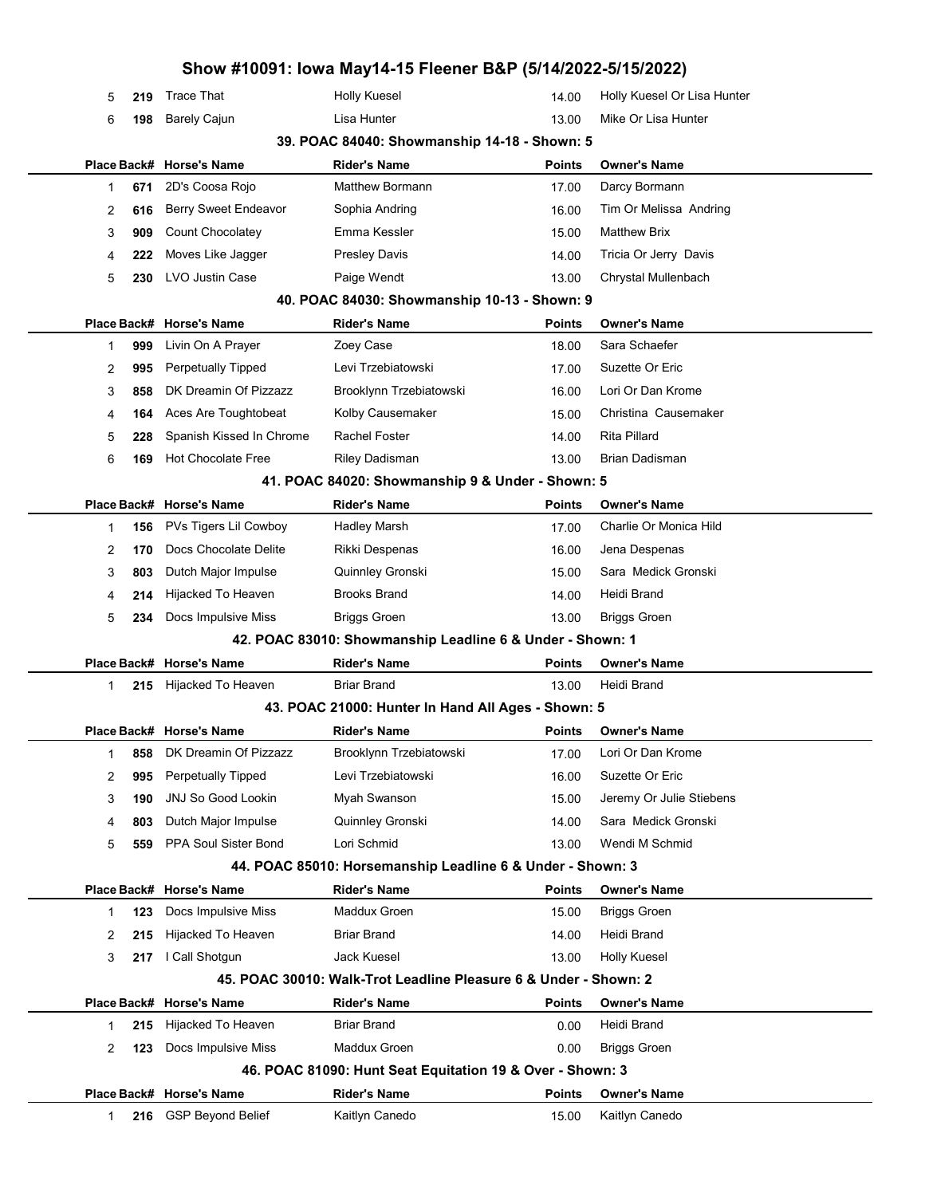# Show #10091: Iowa May14-15 Fleener B&P (5/14/2022-5/15/2022)

| Place | Back# | Horse's Name | Rider's Name | Points | Owner's Name |
|---|---|---|---|---|---|
| 5 | 219 | Trace That | Holly Kuesel | 14.00 | Holly Kuesel Or Lisa Hunter |
| 6 | 198 | Barely Cajun | Lisa Hunter | 13.00 | Mike Or Lisa Hunter |

### 39. POAC 84040: Showmanship 14-18 - Shown: 5

| Place | Back# | Horse's Name | Rider's Name | Points | Owner's Name |
|---|---|---|---|---|---|
| 1 | 671 | 2D's Coosa Rojo | Matthew Bormann | 17.00 | Darcy Bormann |
| 2 | 616 | Berry Sweet Endeavor | Sophia Andring | 16.00 | Tim Or Melissa Andring |
| 3 | 909 | Count Chocolatey | Emma Kessler | 15.00 | Matthew Brix |
| 4 | 222 | Moves Like Jagger | Presley Davis | 14.00 | Tricia Or Jerry Davis |
| 5 | 230 | LVO Justin Case | Paige Wendt | 13.00 | Chrystal Mullenbach |

### 40. POAC 84030: Showmanship 10-13 - Shown: 9

| Place | Back# | Horse's Name | Rider's Name | Points | Owner's Name |
|---|---|---|---|---|---|
| 1 | 999 | Livin On A Prayer | Zoey Case | 18.00 | Sara Schaefer |
| 2 | 995 | Perpetually Tipped | Levi Trzebiatowski | 17.00 | Suzette Or Eric |
| 3 | 858 | DK Dreamin Of Pizzazz | Brooklynn Trzebiatowski | 16.00 | Lori Or Dan Krome |
| 4 | 164 | Aces Are Toughtobeat | Kolby Causemaker | 15.00 | Christina Causemaker |
| 5 | 228 | Spanish Kissed In Chrome | Rachel Foster | 14.00 | Rita Pillard |
| 6 | 169 | Hot Chocolate Free | Riley Dadisman | 13.00 | Brian Dadisman |

### 41. POAC 84020: Showmanship 9 & Under - Shown: 5

| Place | Back# | Horse's Name | Rider's Name | Points | Owner's Name |
|---|---|---|---|---|---|
| 1 | 156 | PVs Tigers Lil Cowboy | Hadley Marsh | 17.00 | Charlie Or Monica Hild |
| 2 | 170 | Docs Chocolate Delite | Rikki Despenas | 16.00 | Jena Despenas |
| 3 | 803 | Dutch Major Impulse | Quinnley Gronski | 15.00 | Sara Medick Gronski |
| 4 | 214 | Hijacked To Heaven | Brooks Brand | 14.00 | Heidi Brand |
| 5 | 234 | Docs Impulsive Miss | Briggs Groen | 13.00 | Briggs Groen |

### 42. POAC 83010: Showmanship Leadline 6 & Under - Shown: 1

| Place | Back# | Horse's Name | Rider's Name | Points | Owner's Name |
|---|---|---|---|---|---|
| 1 | 215 | Hijacked To Heaven | Briar Brand | 13.00 | Heidi Brand |

### 43. POAC 21000: Hunter In Hand All Ages - Shown: 5

| Place | Back# | Horse's Name | Rider's Name | Points | Owner's Name |
|---|---|---|---|---|---|
| 1 | 858 | DK Dreamin Of Pizzazz | Brooklynn Trzebiatowski | 17.00 | Lori Or Dan Krome |
| 2 | 995 | Perpetually Tipped | Levi Trzebiatowski | 16.00 | Suzette Or Eric |
| 3 | 190 | JNJ So Good Lookin | Myah Swanson | 15.00 | Jeremy Or Julie Stiebens |
| 4 | 803 | Dutch Major Impulse | Quinnley Gronski | 14.00 | Sara Medick Gronski |
| 5 | 559 | PPA Soul Sister Bond | Lori Schmid | 13.00 | Wendi M Schmid |

### 44. POAC 85010: Horsemanship Leadline 6 & Under - Shown: 3

| Place | Back# | Horse's Name | Rider's Name | Points | Owner's Name |
|---|---|---|---|---|---|
| 1 | 123 | Docs Impulsive Miss | Maddux Groen | 15.00 | Briggs Groen |
| 2 | 215 | Hijacked To Heaven | Briar Brand | 14.00 | Heidi Brand |
| 3 | 217 | I Call Shotgun | Jack Kuesel | 13.00 | Holly Kuesel |

### 45. POAC 30010: Walk-Trot Leadline Pleasure 6 & Under - Shown: 2

| Place | Back# | Horse's Name | Rider's Name | Points | Owner's Name |
|---|---|---|---|---|---|
| 1 | 215 | Hijacked To Heaven | Briar Brand | 0.00 | Heidi Brand |
| 2 | 123 | Docs Impulsive Miss | Maddux Groen | 0.00 | Briggs Groen |

### 46. POAC 81090: Hunt Seat Equitation 19 & Over - Shown: 3

| Place | Back# | Horse's Name | Rider's Name | Points | Owner's Name |
|---|---|---|---|---|---|
| 1 | 216 | GSP Beyond Belief | Kaitlyn Canedo | 15.00 | Kaitlyn Canedo |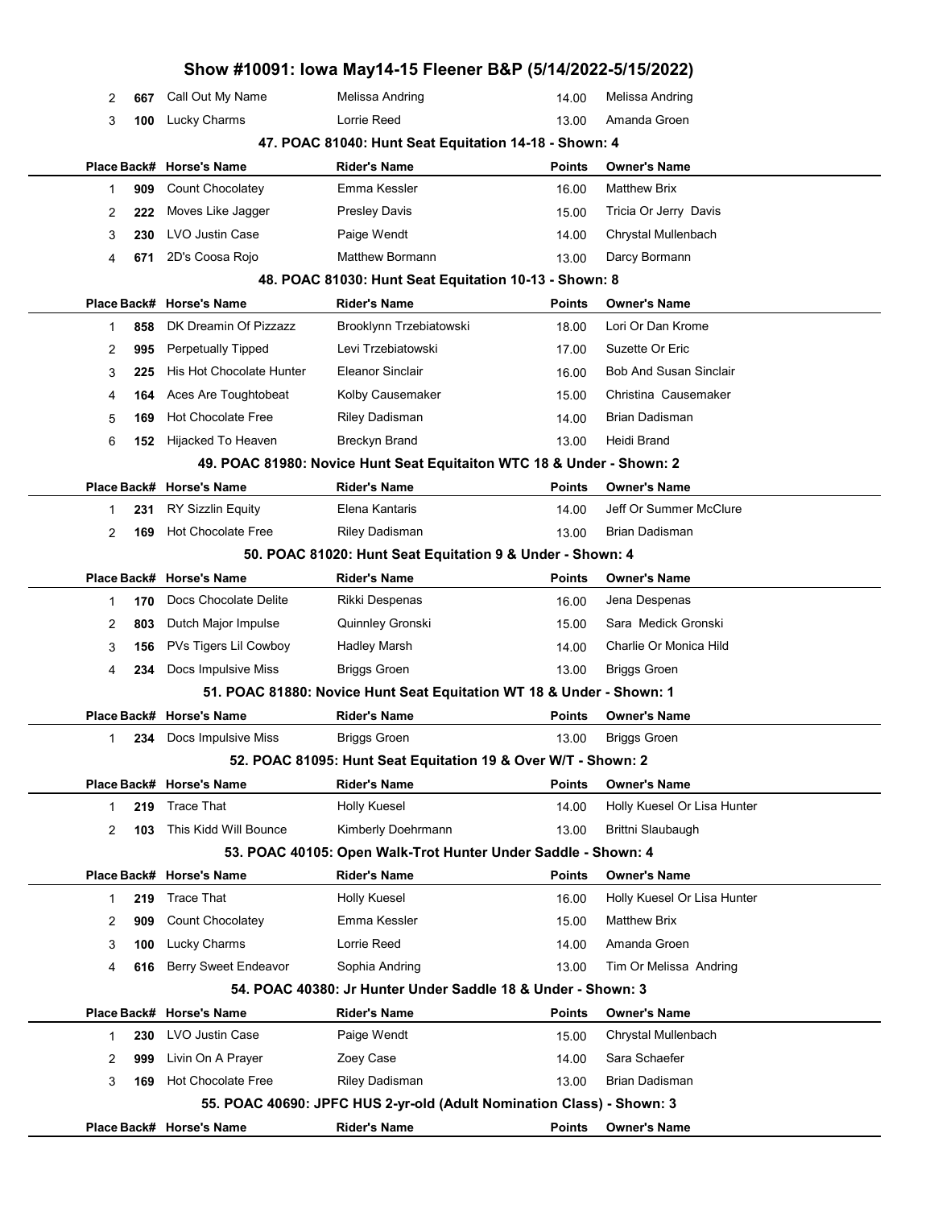| Place | Back# | Horse's Name | Rider's Name | Points | Owner's Name |
|---|---|---|---|---|---|
| 2 | 667 | Call Out My Name | Melissa Andring | 14.00 | Melissa Andring |
| 3 | 100 | Lucky Charms | Lorrie Reed | 13.00 | Amanda Groen |

### 47. POAC 81040: Hunt Seat Equitation 14-18 - Shown: 4

| Place | Back# | Horse's Name | Rider's Name | Points | Owner's Name |
|---|---|---|---|---|---|
| 1 | 909 | Count Chocolatey | Emma Kessler | 16.00 | Matthew Brix |
| 2 | 222 | Moves Like Jagger | Presley Davis | 15.00 | Tricia Or Jerry Davis |
| 3 | 230 | LVO Justin Case | Paige Wendt | 14.00 | Chrystal Mullenbach |
| 4 | 671 | 2D's Coosa Rojo | Matthew Bormann | 13.00 | Darcy Bormann |

### 48. POAC 81030: Hunt Seat Equitation 10-13 - Shown: 8

| Place | Back# | Horse's Name | Rider's Name | Points | Owner's Name |
|---|---|---|---|---|---|
| 1 | 858 | DK Dreamin Of Pizzazz | Brooklynn Trzebiatowski | 18.00 | Lori Or Dan Krome |
| 2 | 995 | Perpetually Tipped | Levi Trzebiatowski | 17.00 | Suzette Or Eric |
| 3 | 225 | His Hot Chocolate Hunter | Eleanor Sinclair | 16.00 | Bob And Susan Sinclair |
| 4 | 164 | Aces Are Toughtobeat | Kolby Causemaker | 15.00 | Christina Causemaker |
| 5 | 169 | Hot Chocolate Free | Riley Dadisman | 14.00 | Brian Dadisman |
| 6 | 152 | Hijacked To Heaven | Breckyn Brand | 13.00 | Heidi Brand |

### 49. POAC 81980: Novice Hunt Seat Equitaiton WTC 18 & Under - Shown: 2

| Place | Back# | Horse's Name | Rider's Name | Points | Owner's Name |
|---|---|---|---|---|---|
| 1 | 231 | RY Sizzlin Equity | Elena Kantaris | 14.00 | Jeff Or Summer McClure |
| 2 | 169 | Hot Chocolate Free | Riley Dadisman | 13.00 | Brian Dadisman |

### 50. POAC 81020: Hunt Seat Equitation 9 & Under - Shown: 4

| Place | Back# | Horse's Name | Rider's Name | Points | Owner's Name |
|---|---|---|---|---|---|
| 1 | 170 | Docs Chocolate Delite | Rikki Despenas | 16.00 | Jena Despenas |
| 2 | 803 | Dutch Major Impulse | Quinnley Gronski | 15.00 | Sara Medick Gronski |
| 3 | 156 | PVs Tigers Lil Cowboy | Hadley Marsh | 14.00 | Charlie Or Monica Hild |
| 4 | 234 | Docs Impulsive Miss | Briggs Groen | 13.00 | Briggs Groen |

### 51. POAC 81880: Novice Hunt Seat Equitation WT 18 & Under - Shown: 1

| Place | Back# | Horse's Name | Rider's Name | Points | Owner's Name |
|---|---|---|---|---|---|
| 1 | 234 | Docs Impulsive Miss | Briggs Groen | 13.00 | Briggs Groen |

### 52. POAC 81095: Hunt Seat Equitation 19 & Over W/T - Shown: 2

| Place | Back# | Horse's Name | Rider's Name | Points | Owner's Name |
|---|---|---|---|---|---|
| 1 | 219 | Trace That | Holly Kuesel | 14.00 | Holly Kuesel Or Lisa Hunter |
| 2 | 103 | This Kidd Will Bounce | Kimberly Doehrmann | 13.00 | Brittni Slaubaugh |

### 53. POAC 40105: Open Walk-Trot Hunter Under Saddle - Shown: 4

| Place | Back# | Horse's Name | Rider's Name | Points | Owner's Name |
|---|---|---|---|---|---|
| 1 | 219 | Trace That | Holly Kuesel | 16.00 | Holly Kuesel Or Lisa Hunter |
| 2 | 909 | Count Chocolatey | Emma Kessler | 15.00 | Matthew Brix |
| 3 | 100 | Lucky Charms | Lorrie Reed | 14.00 | Amanda Groen |
| 4 | 616 | Berry Sweet Endeavor | Sophia Andring | 13.00 | Tim Or Melissa Andring |

### 54. POAC 40380: Jr Hunter Under Saddle 18 & Under - Shown: 3

| Place | Back# | Horse's Name | Rider's Name | Points | Owner's Name |
|---|---|---|---|---|---|
| 1 | 230 | LVO Justin Case | Paige Wendt | 15.00 | Chrystal Mullenbach |
| 2 | 999 | Livin On A Prayer | Zoey Case | 14.00 | Sara Schaefer |
| 3 | 169 | Hot Chocolate Free | Riley Dadisman | 13.00 | Brian Dadisman |

### 55. POAC 40690: JPFC HUS 2-yr-old (Adult Nomination Class) - Shown: 3

| Place | Back# | Horse's Name | Rider's Name | Points | Owner's Name |
|---|---|---|---|---|---|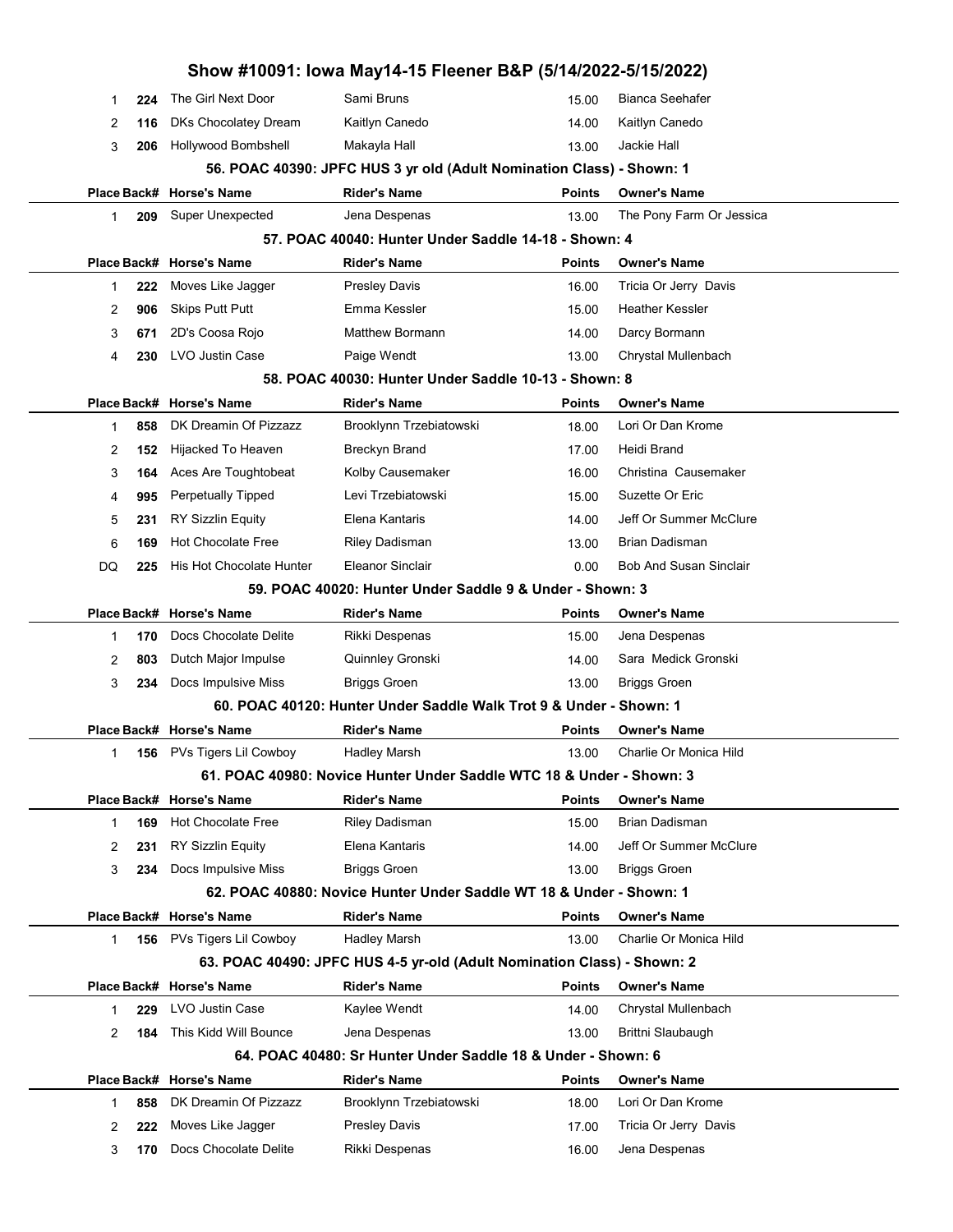# Show #10091: Iowa May14-15 Fleener B&P (5/14/2022-5/15/2022)

| Place | Back# | Horse's Name | Rider's Name | Points | Owner's Name |
|---|---|---|---|---|---|
| 1 | 224 | The Girl Next Door | Sami Bruns | 15.00 | Bianca Seehafer |
| 2 | 116 | DKs Chocolatey Dream | Kaitlyn Canedo | 14.00 | Kaitlyn Canedo |
| 3 | 206 | Hollywood Bombshell | Makayla Hall | 13.00 | Jackie Hall |

### 56. POAC 40390: JPFC HUS 3 yr old (Adult Nomination Class) - Shown: 1

| Place | Back# | Horse's Name | Rider's Name | Points | Owner's Name |
|---|---|---|---|---|---|
| 1 | 209 | Super Unexpected | Jena Despenas | 13.00 | The Pony Farm Or Jessica |

### 57. POAC 40040: Hunter Under Saddle 14-18 - Shown: 4

| Place | Back# | Horse's Name | Rider's Name | Points | Owner's Name |
|---|---|---|---|---|---|
| 1 | 222 | Moves Like Jagger | Presley Davis | 16.00 | Tricia Or Jerry Davis |
| 2 | 906 | Skips Putt Putt | Emma Kessler | 15.00 | Heather Kessler |
| 3 | 671 | 2D's Coosa Rojo | Matthew Bormann | 14.00 | Darcy Bormann |
| 4 | 230 | LVO Justin Case | Paige Wendt | 13.00 | Chrystal Mullenbach |

### 58. POAC 40030: Hunter Under Saddle 10-13 - Shown: 8

| Place | Back# | Horse's Name | Rider's Name | Points | Owner's Name |
|---|---|---|---|---|---|
| 1 | 858 | DK Dreamin Of Pizzazz | Brooklynn Trzebiatowski | 18.00 | Lori Or Dan Krome |
| 2 | 152 | Hijacked To Heaven | Breckyn Brand | 17.00 | Heidi Brand |
| 3 | 164 | Aces Are Toughtobeat | Kolby Causemaker | 16.00 | Christina Causemaker |
| 4 | 995 | Perpetually Tipped | Levi Trzebiatowski | 15.00 | Suzette Or Eric |
| 5 | 231 | RY Sizzlin Equity | Elena Kantaris | 14.00 | Jeff Or Summer McClure |
| 6 | 169 | Hot Chocolate Free | Riley Dadisman | 13.00 | Brian Dadisman |
| DQ | 225 | His Hot Chocolate Hunter | Eleanor Sinclair | 0.00 | Bob And Susan Sinclair |

### 59. POAC 40020: Hunter Under Saddle 9 & Under - Shown: 3

| Place | Back# | Horse's Name | Rider's Name | Points | Owner's Name |
|---|---|---|---|---|---|
| 1 | 170 | Docs Chocolate Delite | Rikki Despenas | 15.00 | Jena Despenas |
| 2 | 803 | Dutch Major Impulse | Quinnley Gronski | 14.00 | Sara Medick Gronski |
| 3 | 234 | Docs Impulsive Miss | Briggs Groen | 13.00 | Briggs Groen |

### 60. POAC 40120: Hunter Under Saddle Walk Trot 9 & Under - Shown: 1

| Place | Back# | Horse's Name | Rider's Name | Points | Owner's Name |
|---|---|---|---|---|---|
| 1 | 156 | PVs Tigers Lil Cowboy | Hadley Marsh | 13.00 | Charlie Or Monica Hild |

### 61. POAC 40980: Novice Hunter Under Saddle WTC 18 & Under - Shown: 3

| Place | Back# | Horse's Name | Rider's Name | Points | Owner's Name |
|---|---|---|---|---|---|
| 1 | 169 | Hot Chocolate Free | Riley Dadisman | 15.00 | Brian Dadisman |
| 2 | 231 | RY Sizzlin Equity | Elena Kantaris | 14.00 | Jeff Or Summer McClure |
| 3 | 234 | Docs Impulsive Miss | Briggs Groen | 13.00 | Briggs Groen |

### 62. POAC 40880: Novice Hunter Under Saddle WT 18 & Under - Shown: 1

| Place | Back# | Horse's Name | Rider's Name | Points | Owner's Name |
|---|---|---|---|---|---|
| 1 | 156 | PVs Tigers Lil Cowboy | Hadley Marsh | 13.00 | Charlie Or Monica Hild |

### 63. POAC 40490: JPFC HUS 4-5 yr-old (Adult Nomination Class) - Shown: 2

| Place | Back# | Horse's Name | Rider's Name | Points | Owner's Name |
|---|---|---|---|---|---|
| 1 | 229 | LVO Justin Case | Kaylee Wendt | 14.00 | Chrystal Mullenbach |
| 2 | 184 | This Kidd Will Bounce | Jena Despenas | 13.00 | Brittni Slaubaugh |

### 64. POAC 40480: Sr Hunter Under Saddle 18 & Under - Shown: 6

| Place | Back# | Horse's Name | Rider's Name | Points | Owner's Name |
|---|---|---|---|---|---|
| 1 | 858 | DK Dreamin Of Pizzazz | Brooklynn Trzebiatowski | 18.00 | Lori Or Dan Krome |
| 2 | 222 | Moves Like Jagger | Presley Davis | 17.00 | Tricia Or Jerry Davis |
| 3 | 170 | Docs Chocolate Delite | Rikki Despenas | 16.00 | Jena Despenas |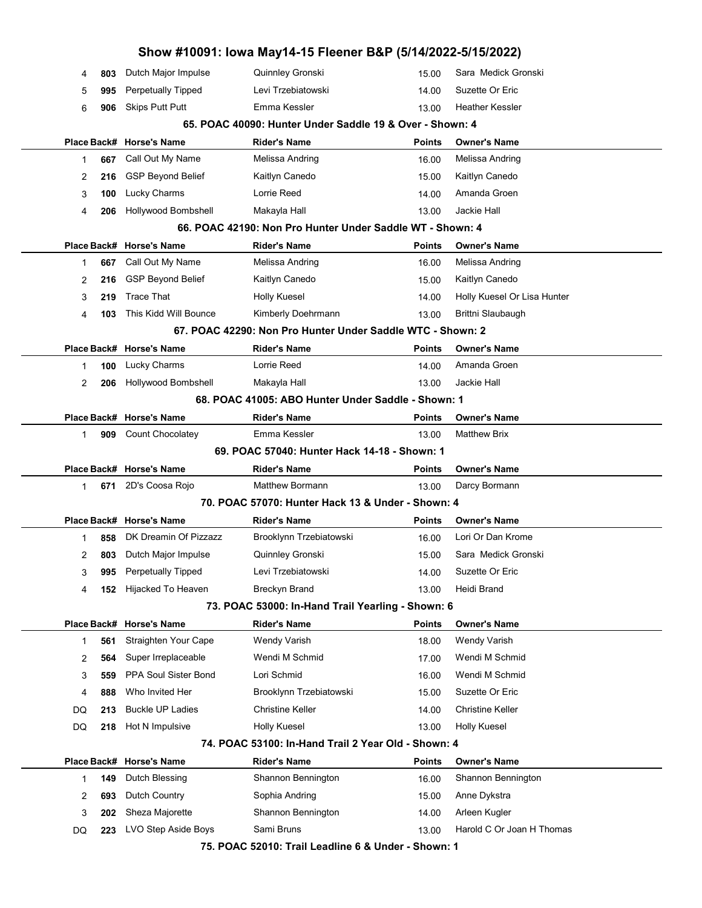# Show #10091: Iowa May14-15 Fleener B&P (5/14/2022-5/15/2022)

| Place | Back# | Horse's Name | Rider's Name | Points | Owner's Name |
|---|---|---|---|---|---|
| 4 | 803 | Dutch Major Impulse | Quinnley Gronski | 15.00 | Sara Medick Gronski |
| 5 | 995 | Perpetually Tipped | Levi Trzebiatowski | 14.00 | Suzette Or Eric |
| 6 | 906 | Skips Putt Putt | Emma Kessler | 13.00 | Heather Kessler |

### 65. POAC 40090: Hunter Under Saddle 19 & Over - Shown: 4

| Place | Back# | Horse's Name | Rider's Name | Points | Owner's Name |
|---|---|---|---|---|---|
| 1 | 667 | Call Out My Name | Melissa Andring | 16.00 | Melissa Andring |
| 2 | 216 | GSP Beyond Belief | Kaitlyn Canedo | 15.00 | Kaitlyn Canedo |
| 3 | 100 | Lucky Charms | Lorrie Reed | 14.00 | Amanda Groen |
| 4 | 206 | Hollywood Bombshell | Makayla Hall | 13.00 | Jackie Hall |

### 66. POAC 42190: Non Pro Hunter Under Saddle WT - Shown: 4

| Place | Back# | Horse's Name | Rider's Name | Points | Owner's Name |
|---|---|---|---|---|---|
| 1 | 667 | Call Out My Name | Melissa Andring | 16.00 | Melissa Andring |
| 2 | 216 | GSP Beyond Belief | Kaitlyn Canedo | 15.00 | Kaitlyn Canedo |
| 3 | 219 | Trace That | Holly Kuesel | 14.00 | Holly Kuesel Or Lisa Hunter |
| 4 | 103 | This Kidd Will Bounce | Kimberly Doehrmann | 13.00 | Brittni Slaubaugh |

### 67. POAC 42290: Non Pro Hunter Under Saddle WTC - Shown: 2

| Place | Back# | Horse's Name | Rider's Name | Points | Owner's Name |
|---|---|---|---|---|---|
| 1 | 100 | Lucky Charms | Lorrie Reed | 14.00 | Amanda Groen |
| 2 | 206 | Hollywood Bombshell | Makayla Hall | 13.00 | Jackie Hall |

### 68. POAC 41005: ABO Hunter Under Saddle - Shown: 1

| Place | Back# | Horse's Name | Rider's Name | Points | Owner's Name |
|---|---|---|---|---|---|
| 1 | 909 | Count Chocolatey | Emma Kessler | 13.00 | Matthew Brix |

### 69. POAC 57040: Hunter Hack 14-18 - Shown: 1

| Place | Back# | Horse's Name | Rider's Name | Points | Owner's Name |
|---|---|---|---|---|---|
| 1 | 671 | 2D's Coosa Rojo | Matthew Bormann | 13.00 | Darcy Bormann |

### 70. POAC 57070: Hunter Hack 13 & Under - Shown: 4

| Place | Back# | Horse's Name | Rider's Name | Points | Owner's Name |
|---|---|---|---|---|---|
| 1 | 858 | DK Dreamin Of Pizzazz | Brooklynn Trzebiatowski | 16.00 | Lori Or Dan Krome |
| 2 | 803 | Dutch Major Impulse | Quinnley Gronski | 15.00 | Sara Medick Gronski |
| 3 | 995 | Perpetually Tipped | Levi Trzebiatowski | 14.00 | Suzette Or Eric |
| 4 | 152 | Hijacked To Heaven | Breckyn Brand | 13.00 | Heidi Brand |

### 73. POAC 53000: In-Hand Trail Yearling - Shown: 6

| Place | Back# | Horse's Name | Rider's Name | Points | Owner's Name |
|---|---|---|---|---|---|
| 1 | 561 | Straighten Your Cape | Wendy Varish | 18.00 | Wendy Varish |
| 2 | 564 | Super Irreplaceable | Wendi M Schmid | 17.00 | Wendi M Schmid |
| 3 | 559 | PPA Soul Sister Bond | Lori Schmid | 16.00 | Wendi M Schmid |
| 4 | 888 | Who Invited Her | Brooklynn Trzebiatowski | 15.00 | Suzette Or Eric |
| DQ | 213 | Buckle UP Ladies | Christine Keller | 14.00 | Christine Keller |
| DQ | 218 | Hot N Impulsive | Holly Kuesel | 13.00 | Holly Kuesel |

### 74. POAC 53100: In-Hand Trail 2 Year Old - Shown: 4

| Place | Back# | Horse's Name | Rider's Name | Points | Owner's Name |
|---|---|---|---|---|---|
| 1 | 149 | Dutch Blessing | Shannon Bennington | 16.00 | Shannon Bennington |
| 2 | 693 | Dutch Country | Sophia Andring | 15.00 | Anne Dykstra |
| 3 | 202 | Sheza Majorette | Shannon Bennington | 14.00 | Arleen Kugler |
| DQ | 223 | LVO Step Aside Boys | Sami Bruns | 13.00 | Harold C Or Joan H Thomas |

### 75. POAC 52010: Trail Leadline 6 & Under - Shown: 1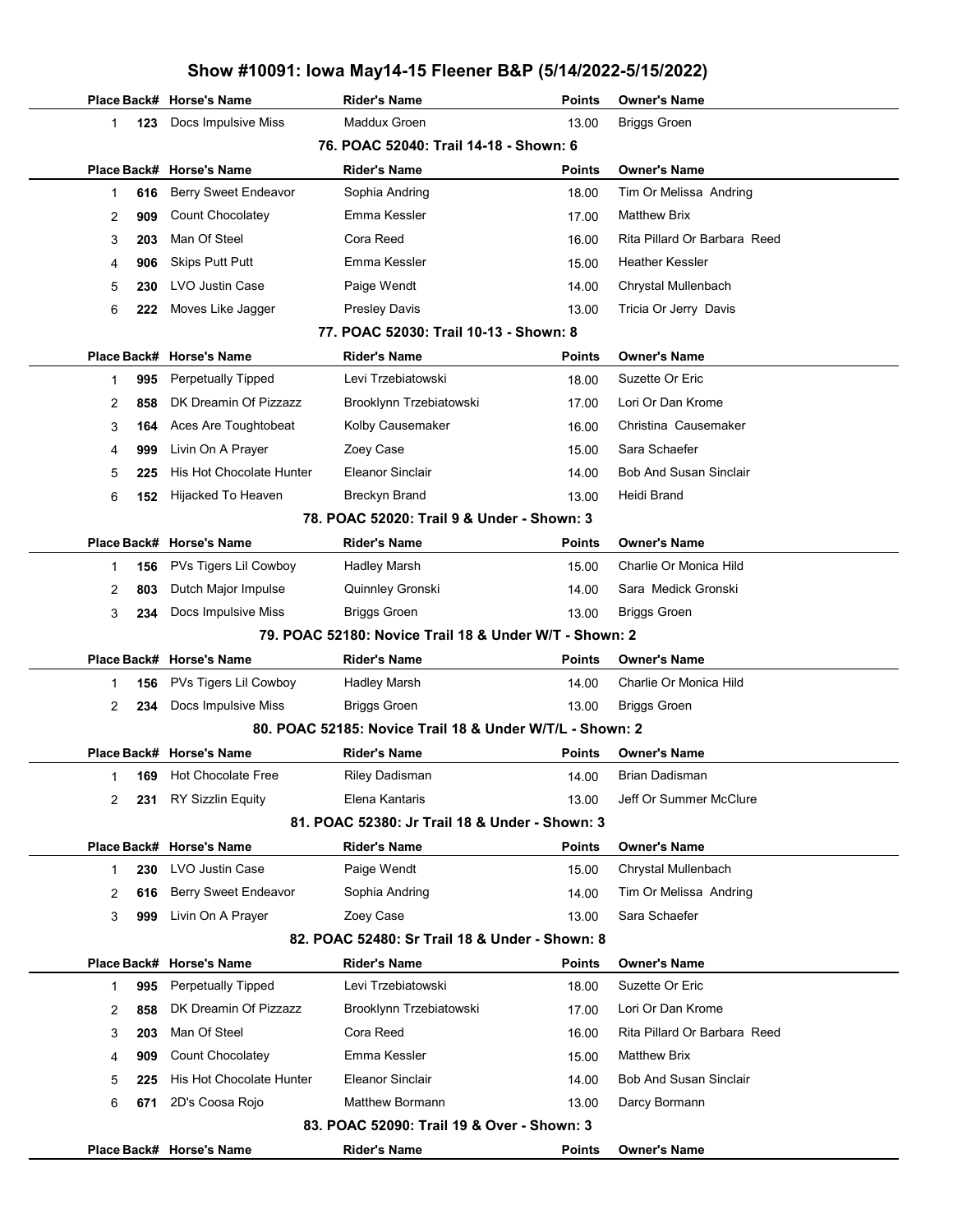# Show #10091: Iowa May14-15 Fleener B&P (5/14/2022-5/15/2022)

| Place | Back# | Horse's Name | Rider's Name | Points | Owner's Name |
|---|---|---|---|---|---|
| 1 | 123 | Docs Impulsive Miss | Maddux Groen | 13.00 | Briggs Groen |

### 76. POAC 52040: Trail 14-18 - Shown: 6

| Place | Back# | Horse's Name | Rider's Name | Points | Owner's Name |
|---|---|---|---|---|---|
| 1 | 616 | Berry Sweet Endeavor | Sophia Andring | 18.00 | Tim Or Melissa Andring |
| 2 | 909 | Count Chocolatey | Emma Kessler | 17.00 | Matthew Brix |
| 3 | 203 | Man Of Steel | Cora Reed | 16.00 | Rita Pillard Or Barbara Reed |
| 4 | 906 | Skips Putt Putt | Emma Kessler | 15.00 | Heather Kessler |
| 5 | 230 | LVO Justin Case | Paige Wendt | 14.00 | Chrystal Mullenbach |
| 6 | 222 | Moves Like Jagger | Presley Davis | 13.00 | Tricia Or Jerry Davis |

### 77. POAC 52030: Trail 10-13 - Shown: 8

| Place | Back# | Horse's Name | Rider's Name | Points | Owner's Name |
|---|---|---|---|---|---|
| 1 | 995 | Perpetually Tipped | Levi Trzebiatowski | 18.00 | Suzette Or Eric |
| 2 | 858 | DK Dreamin Of Pizzazz | Brooklynn Trzebiatowski | 17.00 | Lori Or Dan Krome |
| 3 | 164 | Aces Are Toughtobeat | Kolby Causemaker | 16.00 | Christina Causemaker |
| 4 | 999 | Livin On A Prayer | Zoey Case | 15.00 | Sara Schaefer |
| 5 | 225 | His Hot Chocolate Hunter | Eleanor Sinclair | 14.00 | Bob And Susan Sinclair |
| 6 | 152 | Hijacked To Heaven | Breckyn Brand | 13.00 | Heidi Brand |

### 78. POAC 52020: Trail 9 & Under - Shown: 3

| Place | Back# | Horse's Name | Rider's Name | Points | Owner's Name |
|---|---|---|---|---|---|
| 1 | 156 | PVs Tigers Lil Cowboy | Hadley Marsh | 15.00 | Charlie Or Monica Hild |
| 2 | 803 | Dutch Major Impulse | Quinnley Gronski | 14.00 | Sara Medick Gronski |
| 3 | 234 | Docs Impulsive Miss | Briggs Groen | 13.00 | Briggs Groen |

### 79. POAC 52180: Novice Trail 18 & Under W/T - Shown: 2

| Place | Back# | Horse's Name | Rider's Name | Points | Owner's Name |
|---|---|---|---|---|---|
| 1 | 156 | PVs Tigers Lil Cowboy | Hadley Marsh | 14.00 | Charlie Or Monica Hild |
| 2 | 234 | Docs Impulsive Miss | Briggs Groen | 13.00 | Briggs Groen |

### 80. POAC 52185: Novice Trail 18 & Under W/T/L - Shown: 2

| Place | Back# | Horse's Name | Rider's Name | Points | Owner's Name |
|---|---|---|---|---|---|
| 1 | 169 | Hot Chocolate Free | Riley Dadisman | 14.00 | Brian Dadisman |
| 2 | 231 | RY Sizzlin Equity | Elena Kantaris | 13.00 | Jeff Or Summer McClure |

### 81. POAC 52380: Jr Trail 18 & Under - Shown: 3

| Place | Back# | Horse's Name | Rider's Name | Points | Owner's Name |
|---|---|---|---|---|---|
| 1 | 230 | LVO Justin Case | Paige Wendt | 15.00 | Chrystal Mullenbach |
| 2 | 616 | Berry Sweet Endeavor | Sophia Andring | 14.00 | Tim Or Melissa Andring |
| 3 | 999 | Livin On A Prayer | Zoey Case | 13.00 | Sara Schaefer |

### 82. POAC 52480: Sr Trail 18 & Under - Shown: 8

| Place | Back# | Horse's Name | Rider's Name | Points | Owner's Name |
|---|---|---|---|---|---|
| 1 | 995 | Perpetually Tipped | Levi Trzebiatowski | 18.00 | Suzette Or Eric |
| 2 | 858 | DK Dreamin Of Pizzazz | Brooklynn Trzebiatowski | 17.00 | Lori Or Dan Krome |
| 3 | 203 | Man Of Steel | Cora Reed | 16.00 | Rita Pillard Or Barbara Reed |
| 4 | 909 | Count Chocolatey | Emma Kessler | 15.00 | Matthew Brix |
| 5 | 225 | His Hot Chocolate Hunter | Eleanor Sinclair | 14.00 | Bob And Susan Sinclair |
| 6 | 671 | 2D's Coosa Rojo | Matthew Bormann | 13.00 | Darcy Bormann |

### 83. POAC 52090: Trail 19 & Over - Shown: 3

| Place | Back# | Horse's Name | Rider's Name | Points | Owner's Name |
|---|---|---|---|---|---|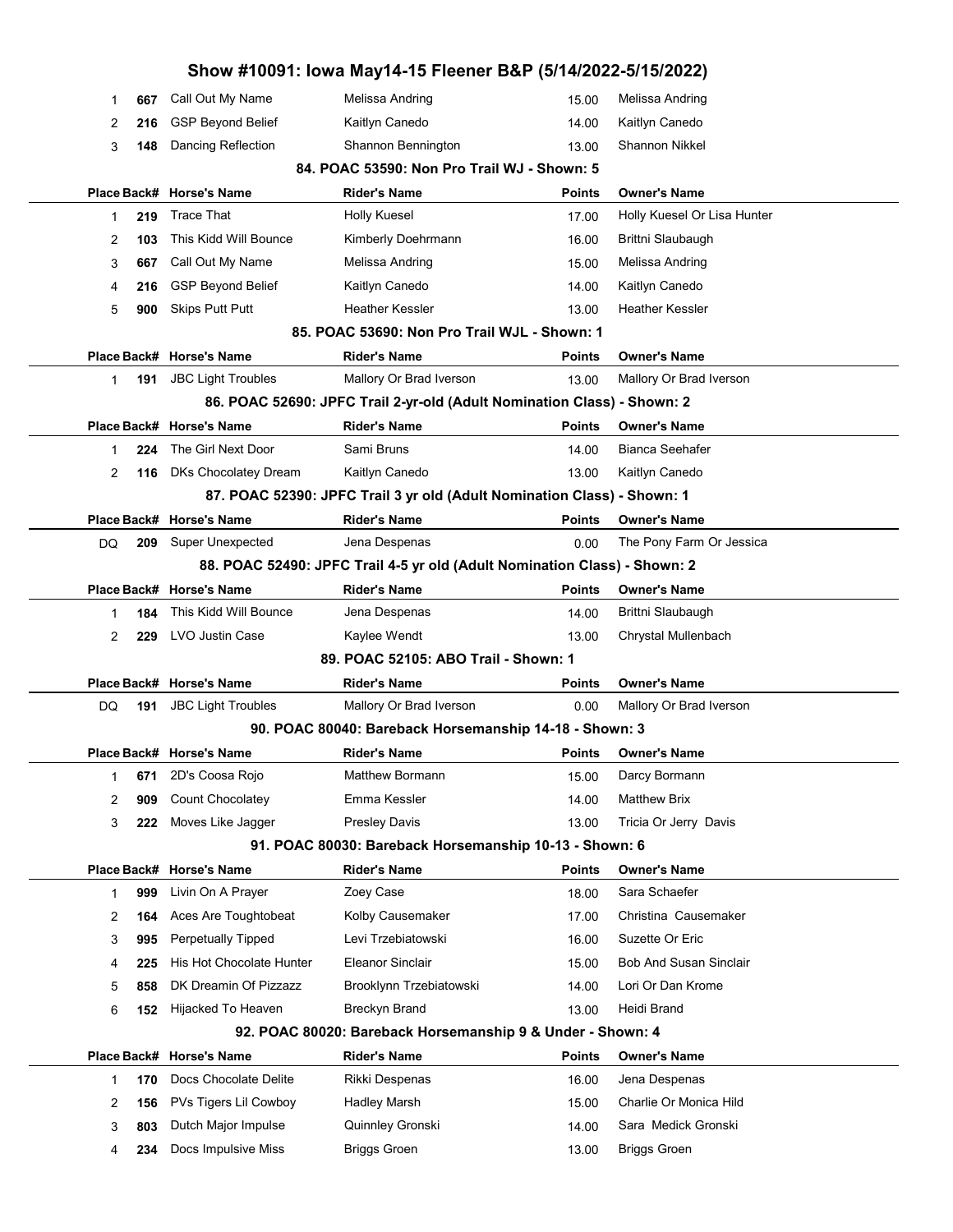# Show #10091: Iowa May14-15 Fleener B&P (5/14/2022-5/15/2022)

| Place | Back# | Horse's Name | Rider's Name | Points | Owner's Name |
|---|---|---|---|---|---|
| 1 | 667 | Call Out My Name | Melissa Andring | 15.00 | Melissa Andring |
| 2 | 216 | GSP Beyond Belief | Kaitlyn Canedo | 14.00 | Kaitlyn Canedo |
| 3 | 148 | Dancing Reflection | Shannon Bennington | 13.00 | Shannon Nikkel |

## 84. POAC 53590: Non Pro Trail WJ - Shown: 5

| Place | Back# | Horse's Name | Rider's Name | Points | Owner's Name |
|---|---|---|---|---|---|
| 1 | 219 | Trace That | Holly Kuesel | 17.00 | Holly Kuesel Or Lisa Hunter |
| 2 | 103 | This Kidd Will Bounce | Kimberly Doehrmann | 16.00 | Brittni Slaubaugh |
| 3 | 667 | Call Out My Name | Melissa Andring | 15.00 | Melissa Andring |
| 4 | 216 | GSP Beyond Belief | Kaitlyn Canedo | 14.00 | Kaitlyn Canedo |
| 5 | 900 | Skips Putt Putt | Heather Kessler | 13.00 | Heather Kessler |

## 85. POAC 53690: Non Pro Trail WJL - Shown: 1

| Place | Back# | Horse's Name | Rider's Name | Points | Owner's Name |
|---|---|---|---|---|---|
| 1 | 191 | JBC Light Troubles | Mallory Or Brad Iverson | 13.00 | Mallory Or Brad Iverson |

## 86. POAC 52690: JPFC Trail 2-yr-old (Adult Nomination Class) - Shown: 2

| Place | Back# | Horse's Name | Rider's Name | Points | Owner's Name |
|---|---|---|---|---|---|
| 1 | 224 | The Girl Next Door | Sami Bruns | 14.00 | Bianca Seehafer |
| 2 | 116 | DKs Chocolatey Dream | Kaitlyn Canedo | 13.00 | Kaitlyn Canedo |

## 87. POAC 52390: JPFC Trail 3 yr old (Adult Nomination Class) - Shown: 1

| Place | Back# | Horse's Name | Rider's Name | Points | Owner's Name |
|---|---|---|---|---|---|
| DQ | 209 | Super Unexpected | Jena Despenas | 0.00 | The Pony Farm Or Jessica |

## 88. POAC 52490: JPFC Trail 4-5 yr old (Adult Nomination Class) - Shown: 2

| Place | Back# | Horse's Name | Rider's Name | Points | Owner's Name |
|---|---|---|---|---|---|
| 1 | 184 | This Kidd Will Bounce | Jena Despenas | 14.00 | Brittni Slaubaugh |
| 2 | 229 | LVO Justin Case | Kaylee Wendt | 13.00 | Chrystal Mullenbach |

## 89. POAC 52105: ABO Trail - Shown: 1

| Place | Back# | Horse's Name | Rider's Name | Points | Owner's Name |
|---|---|---|---|---|---|
| DQ | 191 | JBC Light Troubles | Mallory Or Brad Iverson | 0.00 | Mallory Or Brad Iverson |

## 90. POAC 80040: Bareback Horsemanship 14-18 - Shown: 3

| Place | Back# | Horse's Name | Rider's Name | Points | Owner's Name |
|---|---|---|---|---|---|
| 1 | 671 | 2D's Coosa Rojo | Matthew Bormann | 15.00 | Darcy Bormann |
| 2 | 909 | Count Chocolatey | Emma Kessler | 14.00 | Matthew Brix |
| 3 | 222 | Moves Like Jagger | Presley Davis | 13.00 | Tricia Or Jerry Davis |

## 91. POAC 80030: Bareback Horsemanship 10-13 - Shown: 6

| Place | Back# | Horse's Name | Rider's Name | Points | Owner's Name |
|---|---|---|---|---|---|
| 1 | 999 | Livin On A Prayer | Zoey Case | 18.00 | Sara Schaefer |
| 2 | 164 | Aces Are Toughtobeat | Kolby Causemaker | 17.00 | Christina Causemaker |
| 3 | 995 | Perpetually Tipped | Levi Trzebiatowski | 16.00 | Suzette Or Eric |
| 4 | 225 | His Hot Chocolate Hunter | Eleanor Sinclair | 15.00 | Bob And Susan Sinclair |
| 5 | 858 | DK Dreamin Of Pizzazz | Brooklynn Trzebiatowski | 14.00 | Lori Or Dan Krome |
| 6 | 152 | Hijacked To Heaven | Breckyn Brand | 13.00 | Heidi Brand |

## 92. POAC 80020: Bareback Horsemanship 9 & Under - Shown: 4

| Place | Back# | Horse's Name | Rider's Name | Points | Owner's Name |
|---|---|---|---|---|---|
| 1 | 170 | Docs Chocolate Delite | Rikki Despenas | 16.00 | Jena Despenas |
| 2 | 156 | PVs Tigers Lil Cowboy | Hadley Marsh | 15.00 | Charlie Or Monica Hild |
| 3 | 803 | Dutch Major Impulse | Quinnley Gronski | 14.00 | Sara Medick Gronski |
| 4 | 234 | Docs Impulsive Miss | Briggs Groen | 13.00 | Briggs Groen |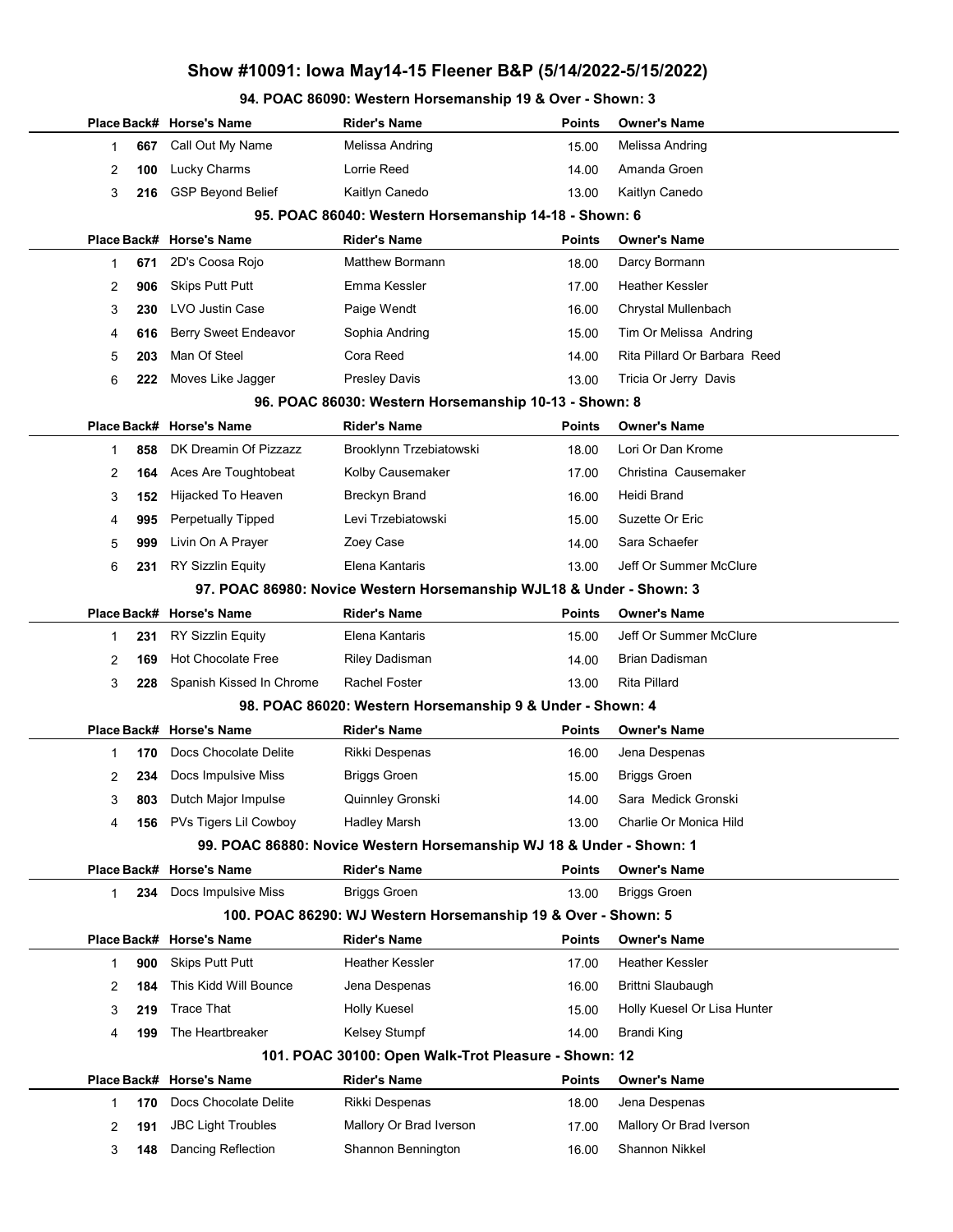# Show #10091: Iowa May14-15 Fleener B&P (5/14/2022-5/15/2022)

### 94. POAC 86090: Western Horsemanship 19 & Over - Shown: 3

| Place | Back# | Horse's Name | Rider's Name | Points | Owner's Name |
|---|---|---|---|---|---|
| 1 | 667 | Call Out My Name | Melissa Andring | 15.00 | Melissa Andring |
| 2 | 100 | Lucky Charms | Lorrie Reed | 14.00 | Amanda Groen |
| 3 | 216 | GSP Beyond Belief | Kaitlyn Canedo | 13.00 | Kaitlyn Canedo |

### 95. POAC 86040: Western Horsemanship 14-18 - Shown: 6

| Place | Back# | Horse's Name | Rider's Name | Points | Owner's Name |
|---|---|---|---|---|---|
| 1 | 671 | 2D's Coosa Rojo | Matthew Bormann | 18.00 | Darcy Bormann |
| 2 | 906 | Skips Putt Putt | Emma Kessler | 17.00 | Heather Kessler |
| 3 | 230 | LVO Justin Case | Paige Wendt | 16.00 | Chrystal Mullenbach |
| 4 | 616 | Berry Sweet Endeavor | Sophia Andring | 15.00 | Tim Or Melissa Andring |
| 5 | 203 | Man Of Steel | Cora Reed | 14.00 | Rita Pillard Or Barbara Reed |
| 6 | 222 | Moves Like Jagger | Presley Davis | 13.00 | Tricia Or Jerry Davis |

### 96. POAC 86030: Western Horsemanship 10-13 - Shown: 8

| Place | Back# | Horse's Name | Rider's Name | Points | Owner's Name |
|---|---|---|---|---|---|
| 1 | 858 | DK Dreamin Of Pizzazz | Brooklynn Trzebiatowski | 18.00 | Lori Or Dan Krome |
| 2 | 164 | Aces Are Toughtobeat | Kolby Causemaker | 17.00 | Christina Causemaker |
| 3 | 152 | Hijacked To Heaven | Breckyn Brand | 16.00 | Heidi Brand |
| 4 | 995 | Perpetually Tipped | Levi Trzebiatowski | 15.00 | Suzette Or Eric |
| 5 | 999 | Livin On A Prayer | Zoey Case | 14.00 | Sara Schaefer |
| 6 | 231 | RY Sizzlin Equity | Elena Kantaris | 13.00 | Jeff Or Summer McClure |

### 97. POAC 86980: Novice Western Horsemanship WJL18 & Under - Shown: 3

| Place | Back# | Horse's Name | Rider's Name | Points | Owner's Name |
|---|---|---|---|---|---|
| 1 | 231 | RY Sizzlin Equity | Elena Kantaris | 15.00 | Jeff Or Summer McClure |
| 2 | 169 | Hot Chocolate Free | Riley Dadisman | 14.00 | Brian Dadisman |
| 3 | 228 | Spanish Kissed In Chrome | Rachel Foster | 13.00 | Rita Pillard |

### 98. POAC 86020: Western Horsemanship 9 & Under - Shown: 4

| Place | Back# | Horse's Name | Rider's Name | Points | Owner's Name |
|---|---|---|---|---|---|
| 1 | 170 | Docs Chocolate Delite | Rikki Despenas | 16.00 | Jena Despenas |
| 2 | 234 | Docs Impulsive Miss | Briggs Groen | 15.00 | Briggs Groen |
| 3 | 803 | Dutch Major Impulse | Quinnley Gronski | 14.00 | Sara Medick Gronski |
| 4 | 156 | PVs Tigers Lil Cowboy | Hadley Marsh | 13.00 | Charlie Or Monica Hild |

### 99. POAC 86880: Novice Western Horsemanship WJ 18 & Under - Shown: 1

| Place | Back# | Horse's Name | Rider's Name | Points | Owner's Name |
|---|---|---|---|---|---|
| 1 | 234 | Docs Impulsive Miss | Briggs Groen | 13.00 | Briggs Groen |

### 100. POAC 86290: WJ Western Horsemanship 19 & Over - Shown: 5

| Place | Back# | Horse's Name | Rider's Name | Points | Owner's Name |
|---|---|---|---|---|---|
| 1 | 900 | Skips Putt Putt | Heather Kessler | 17.00 | Heather Kessler |
| 2 | 184 | This Kidd Will Bounce | Jena Despenas | 16.00 | Brittni Slaubaugh |
| 3 | 219 | Trace That | Holly Kuesel | 15.00 | Holly Kuesel Or Lisa Hunter |
| 4 | 199 | The Heartbreaker | Kelsey Stumpf | 14.00 | Brandi King |

### 101. POAC 30100: Open Walk-Trot Pleasure - Shown: 12

| Place | Back# | Horse's Name | Rider's Name | Points | Owner's Name |
|---|---|---|---|---|---|
| 1 | 170 | Docs Chocolate Delite | Rikki Despenas | 18.00 | Jena Despenas |
| 2 | 191 | JBC Light Troubles | Mallory Or Brad Iverson | 17.00 | Mallory Or Brad Iverson |
| 3 | 148 | Dancing Reflection | Shannon Bennington | 16.00 | Shannon Nikkel |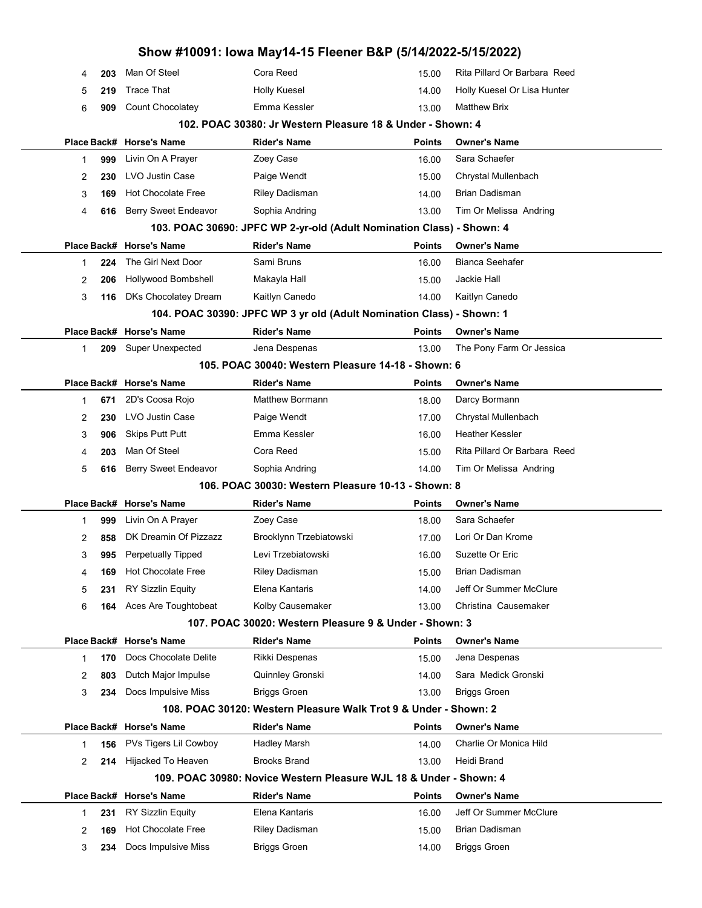# Show #10091: Iowa May14-15 Fleener B&P (5/14/2022-5/15/2022)

| Place | Back# | Horse's Name | Rider's Name | Points | Owner's Name |
|---|---|---|---|---|---|
| 4 | 203 | Man Of Steel | Cora Reed | 15.00 | Rita Pillard Or Barbara Reed |
| 5 | 219 | Trace That | Holly Kuesel | 14.00 | Holly Kuesel Or Lisa Hunter |
| 6 | 909 | Count Chocolatey | Emma Kessler | 13.00 | Matthew Brix |

### 102. POAC 30380: Jr Western Pleasure 18 & Under - Shown: 4

| Place | Back# | Horse's Name | Rider's Name | Points | Owner's Name |
|---|---|---|---|---|---|
| 1 | 999 | Livin On A Prayer | Zoey Case | 16.00 | Sara Schaefer |
| 2 | 230 | LVO Justin Case | Paige Wendt | 15.00 | Chrystal Mullenbach |
| 3 | 169 | Hot Chocolate Free | Riley Dadisman | 14.00 | Brian Dadisman |
| 4 | 616 | Berry Sweet Endeavor | Sophia Andring | 13.00 | Tim Or Melissa Andring |

### 103. POAC 30690: JPFC WP 2-yr-old (Adult Nomination Class) - Shown: 4

| Place | Back# | Horse's Name | Rider's Name | Points | Owner's Name |
|---|---|---|---|---|---|
| 1 | 224 | The Girl Next Door | Sami Bruns | 16.00 | Bianca Seehafer |
| 2 | 206 | Hollywood Bombshell | Makayla Hall | 15.00 | Jackie Hall |
| 3 | 116 | DKs Chocolatey Dream | Kaitlyn Canedo | 14.00 | Kaitlyn Canedo |

### 104. POAC 30390: JPFC WP 3 yr old (Adult Nomination Class) - Shown: 1

| Place | Back# | Horse's Name | Rider's Name | Points | Owner's Name |
|---|---|---|---|---|---|
| 1 | 209 | Super Unexpected | Jena Despenas | 13.00 | The Pony Farm Or Jessica |

### 105. POAC 30040: Western Pleasure 14-18 - Shown: 6

| Place | Back# | Horse's Name | Rider's Name | Points | Owner's Name |
|---|---|---|---|---|---|
| 1 | 671 | 2D's Coosa Rojo | Matthew Bormann | 18.00 | Darcy Bormann |
| 2 | 230 | LVO Justin Case | Paige Wendt | 17.00 | Chrystal Mullenbach |
| 3 | 906 | Skips Putt Putt | Emma Kessler | 16.00 | Heather Kessler |
| 4 | 203 | Man Of Steel | Cora Reed | 15.00 | Rita Pillard Or Barbara Reed |
| 5 | 616 | Berry Sweet Endeavor | Sophia Andring | 14.00 | Tim Or Melissa Andring |

### 106. POAC 30030: Western Pleasure 10-13 - Shown: 8

| Place | Back# | Horse's Name | Rider's Name | Points | Owner's Name |
|---|---|---|---|---|---|
| 1 | 999 | Livin On A Prayer | Zoey Case | 18.00 | Sara Schaefer |
| 2 | 858 | DK Dreamin Of Pizzazz | Brooklynn Trzebiatowski | 17.00 | Lori Or Dan Krome |
| 3 | 995 | Perpetually Tipped | Levi Trzebiatowski | 16.00 | Suzette Or Eric |
| 4 | 169 | Hot Chocolate Free | Riley Dadisman | 15.00 | Brian Dadisman |
| 5 | 231 | RY Sizzlin Equity | Elena Kantaris | 14.00 | Jeff Or Summer McClure |
| 6 | 164 | Aces Are Toughtobeat | Kolby Causemaker | 13.00 | Christina Causemaker |

### 107. POAC 30020: Western Pleasure 9 & Under - Shown: 3

| Place | Back# | Horse's Name | Rider's Name | Points | Owner's Name |
|---|---|---|---|---|---|
| 1 | 170 | Docs Chocolate Delite | Rikki Despenas | 15.00 | Jena Despenas |
| 2 | 803 | Dutch Major Impulse | Quinnley Gronski | 14.00 | Sara Medick Gronski |
| 3 | 234 | Docs Impulsive Miss | Briggs Groen | 13.00 | Briggs Groen |

### 108. POAC 30120: Western Pleasure Walk Trot 9 & Under - Shown: 2

| Place | Back# | Horse's Name | Rider's Name | Points | Owner's Name |
|---|---|---|---|---|---|
| 1 | 156 | PVs Tigers Lil Cowboy | Hadley Marsh | 14.00 | Charlie Or Monica Hild |
| 2 | 214 | Hijacked To Heaven | Brooks Brand | 13.00 | Heidi Brand |

### 109. POAC 30980: Novice Western Pleasure WJL 18 & Under - Shown: 4

| Place | Back# | Horse's Name | Rider's Name | Points | Owner's Name |
|---|---|---|---|---|---|
| 1 | 231 | RY Sizzlin Equity | Elena Kantaris | 16.00 | Jeff Or Summer McClure |
| 2 | 169 | Hot Chocolate Free | Riley Dadisman | 15.00 | Brian Dadisman |
| 3 | 234 | Docs Impulsive Miss | Briggs Groen | 14.00 | Briggs Groen |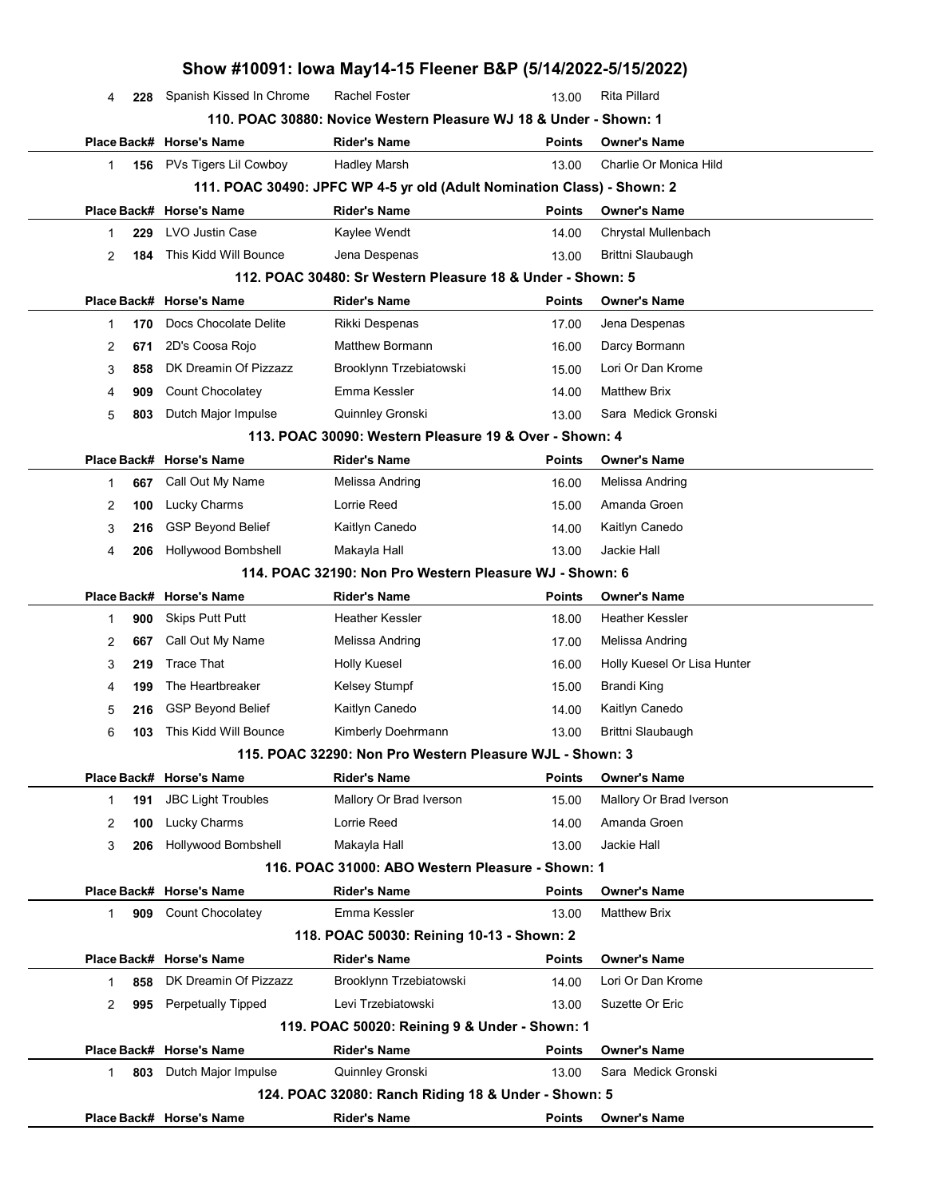# Show #10091: Iowa May14-15 Fleener B&P (5/14/2022-5/15/2022)

| Place | Back# | Horse's Name | Rider's Name | Points | Owner's Name |
|---|---|---|---|---|---|
| 4 | 228 | Spanish Kissed In Chrome | Rachel Foster | 13.00 | Rita Pillard |

### 110. POAC 30880: Novice Western Pleasure WJ 18 & Under - Shown: 1

| Place | Back# | Horse's Name | Rider's Name | Points | Owner's Name |
|---|---|---|---|---|---|
| 1 | 156 | PVs Tigers Lil Cowboy | Hadley Marsh | 13.00 | Charlie Or Monica Hild |

### 111. POAC 30490: JPFC WP 4-5 yr old (Adult Nomination Class) - Shown: 2

| Place | Back# | Horse's Name | Rider's Name | Points | Owner's Name |
|---|---|---|---|---|---|
| 1 | 229 | LVO Justin Case | Kaylee Wendt | 14.00 | Chrystal Mullenbach |
| 2 | 184 | This Kidd Will Bounce | Jena Despenas | 13.00 | Brittni Slaubaugh |

### 112. POAC 30480: Sr Western Pleasure 18 & Under - Shown: 5

| Place | Back# | Horse's Name | Rider's Name | Points | Owner's Name |
|---|---|---|---|---|---|
| 1 | 170 | Docs Chocolate Delite | Rikki Despenas | 17.00 | Jena Despenas |
| 2 | 671 | 2D's Coosa Rojo | Matthew Bormann | 16.00 | Darcy Bormann |
| 3 | 858 | DK Dreamin Of Pizzazz | Brooklynn Trzebiatowski | 15.00 | Lori Or Dan Krome |
| 4 | 909 | Count Chocolatey | Emma Kessler | 14.00 | Matthew Brix |
| 5 | 803 | Dutch Major Impulse | Quinnley Gronski | 13.00 | Sara Medick Gronski |

### 113. POAC 30090: Western Pleasure 19 & Over - Shown: 4

| Place | Back# | Horse's Name | Rider's Name | Points | Owner's Name |
|---|---|---|---|---|---|
| 1 | 667 | Call Out My Name | Melissa Andring | 16.00 | Melissa Andring |
| 2 | 100 | Lucky Charms | Lorrie Reed | 15.00 | Amanda Groen |
| 3 | 216 | GSP Beyond Belief | Kaitlyn Canedo | 14.00 | Kaitlyn Canedo |
| 4 | 206 | Hollywood Bombshell | Makayla Hall | 13.00 | Jackie Hall |

### 114. POAC 32190: Non Pro Western Pleasure WJ - Shown: 6

| Place | Back# | Horse's Name | Rider's Name | Points | Owner's Name |
|---|---|---|---|---|---|
| 1 | 900 | Skips Putt Putt | Heather Kessler | 18.00 | Heather Kessler |
| 2 | 667 | Call Out My Name | Melissa Andring | 17.00 | Melissa Andring |
| 3 | 219 | Trace That | Holly Kuesel | 16.00 | Holly Kuesel Or Lisa Hunter |
| 4 | 199 | The Heartbreaker | Kelsey Stumpf | 15.00 | Brandi King |
| 5 | 216 | GSP Beyond Belief | Kaitlyn Canedo | 14.00 | Kaitlyn Canedo |
| 6 | 103 | This Kidd Will Bounce | Kimberly Doehrmann | 13.00 | Brittni Slaubaugh |

### 115. POAC 32290: Non Pro Western Pleasure WJL - Shown: 3

| Place | Back# | Horse's Name | Rider's Name | Points | Owner's Name |
|---|---|---|---|---|---|
| 1 | 191 | JBC Light Troubles | Mallory Or Brad Iverson | 15.00 | Mallory Or Brad Iverson |
| 2 | 100 | Lucky Charms | Lorrie Reed | 14.00 | Amanda Groen |
| 3 | 206 | Hollywood Bombshell | Makayla Hall | 13.00 | Jackie Hall |

### 116. POAC 31000: ABO Western Pleasure - Shown: 1

| Place | Back# | Horse's Name | Rider's Name | Points | Owner's Name |
|---|---|---|---|---|---|
| 1 | 909 | Count Chocolatey | Emma Kessler | 13.00 | Matthew Brix |

### 118. POAC 50030: Reining 10-13 - Shown: 2

| Place | Back# | Horse's Name | Rider's Name | Points | Owner's Name |
|---|---|---|---|---|---|
| 1 | 858 | DK Dreamin Of Pizzazz | Brooklynn Trzebiatowski | 14.00 | Lori Or Dan Krome |
| 2 | 995 | Perpetually Tipped | Levi Trzebiatowski | 13.00 | Suzette Or Eric |

### 119. POAC 50020: Reining 9 & Under - Shown: 1

| Place | Back# | Horse's Name | Rider's Name | Points | Owner's Name |
|---|---|---|---|---|---|
| 1 | 803 | Dutch Major Impulse | Quinnley Gronski | 13.00 | Sara Medick Gronski |

### 124. POAC 32080: Ranch Riding 18 & Under - Shown: 5

| Place | Back# | Horse's Name | Rider's Name | Points | Owner's Name |
|---|---|---|---|---|---|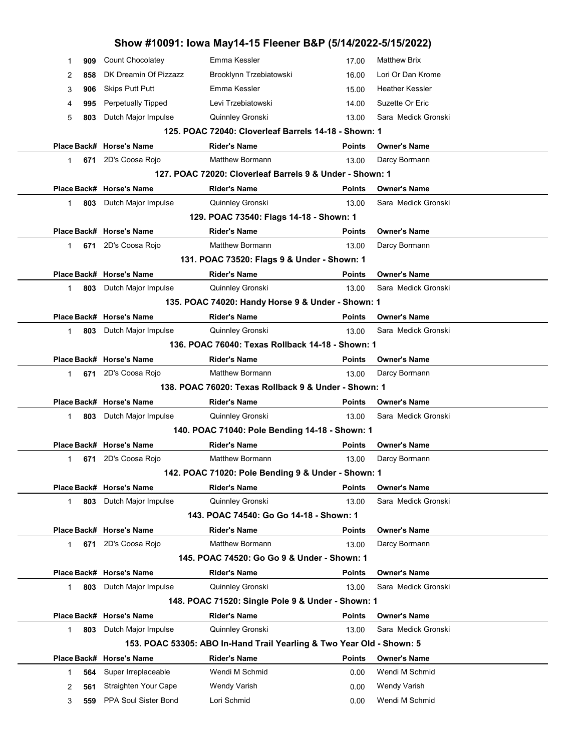# Show #10091: Iowa May14-15 Fleener B&P (5/14/2022-5/15/2022)

| Place | Back# | Horse's Name | Rider's Name | Points | Owner's Name |
|---|---|---|---|---|---|
| 1 | 909 | Count Chocolatey | Emma Kessler | 17.00 | Matthew Brix |
| 2 | 858 | DK Dreamin Of Pizzazz | Brooklynn Trzebiatowski | 16.00 | Lori Or Dan Krome |
| 3 | 906 | Skips Putt Putt | Emma Kessler | 15.00 | Heather Kessler |
| 4 | 995 | Perpetually Tipped | Levi Trzebiatowski | 14.00 | Suzette Or Eric |
| 5 | 803 | Dutch Major Impulse | Quinnley Gronski | 13.00 | Sara Medick Gronski |

### 125. POAC 72040: Cloverleaf Barrels 14-18 - Shown: 1

| Place | Back# | Horse's Name | Rider's Name | Points | Owner's Name |
|---|---|---|---|---|---|
| 1 | 671 | 2D's Coosa Rojo | Matthew Bormann | 13.00 | Darcy Bormann |

### 127. POAC 72020: Cloverleaf Barrels 9 & Under - Shown: 1

| Place | Back# | Horse's Name | Rider's Name | Points | Owner's Name |
|---|---|---|---|---|---|
| 1 | 803 | Dutch Major Impulse | Quinnley Gronski | 13.00 | Sara Medick Gronski |

### 129. POAC 73540: Flags 14-18 - Shown: 1

| Place | Back# | Horse's Name | Rider's Name | Points | Owner's Name |
|---|---|---|---|---|---|
| 1 | 671 | 2D's Coosa Rojo | Matthew Bormann | 13.00 | Darcy Bormann |

### 131. POAC 73520: Flags 9 & Under - Shown: 1

| Place | Back# | Horse's Name | Rider's Name | Points | Owner's Name |
|---|---|---|---|---|---|
| 1 | 803 | Dutch Major Impulse | Quinnley Gronski | 13.00 | Sara Medick Gronski |

### 135. POAC 74020: Handy Horse 9 & Under - Shown: 1

| Place | Back# | Horse's Name | Rider's Name | Points | Owner's Name |
|---|---|---|---|---|---|
| 1 | 803 | Dutch Major Impulse | Quinnley Gronski | 13.00 | Sara Medick Gronski |

### 136. POAC 76040: Texas Rollback 14-18 - Shown: 1

| Place | Back# | Horse's Name | Rider's Name | Points | Owner's Name |
|---|---|---|---|---|---|
| 1 | 671 | 2D's Coosa Rojo | Matthew Bormann | 13.00 | Darcy Bormann |

### 138. POAC 76020: Texas Rollback 9 & Under - Shown: 1

| Place | Back# | Horse's Name | Rider's Name | Points | Owner's Name |
|---|---|---|---|---|---|
| 1 | 803 | Dutch Major Impulse | Quinnley Gronski | 13.00 | Sara Medick Gronski |

### 140. POAC 71040: Pole Bending 14-18 - Shown: 1

| Place | Back# | Horse's Name | Rider's Name | Points | Owner's Name |
|---|---|---|---|---|---|
| 1 | 671 | 2D's Coosa Rojo | Matthew Bormann | 13.00 | Darcy Bormann |

### 142. POAC 71020: Pole Bending 9 & Under - Shown: 1

| Place | Back# | Horse's Name | Rider's Name | Points | Owner's Name |
|---|---|---|---|---|---|
| 1 | 803 | Dutch Major Impulse | Quinnley Gronski | 13.00 | Sara Medick Gronski |

### 143. POAC 74540: Go Go 14-18 - Shown: 1

| Place | Back# | Horse's Name | Rider's Name | Points | Owner's Name |
|---|---|---|---|---|---|
| 1 | 671 | 2D's Coosa Rojo | Matthew Bormann | 13.00 | Darcy Bormann |

### 145. POAC 74520: Go Go 9 & Under - Shown: 1

| Place | Back# | Horse's Name | Rider's Name | Points | Owner's Name |
|---|---|---|---|---|---|
| 1 | 803 | Dutch Major Impulse | Quinnley Gronski | 13.00 | Sara Medick Gronski |

### 148. POAC 71520: Single Pole 9 & Under - Shown: 1

| Place | Back# | Horse's Name | Rider's Name | Points | Owner's Name |
|---|---|---|---|---|---|
| 1 | 803 | Dutch Major Impulse | Quinnley Gronski | 13.00 | Sara Medick Gronski |

### 153. POAC 53305: ABO In-Hand Trail Yearling & Two Year Old - Shown: 5

| Place | Back# | Horse's Name | Rider's Name | Points | Owner's Name |
|---|---|---|---|---|---|
| 1 | 564 | Super Irreplaceable | Wendi M Schmid | 0.00 | Wendi M Schmid |
| 2 | 561 | Straighten Your Cape | Wendy Varish | 0.00 | Wendy Varish |
| 3 | 559 | PPA Soul Sister Bond | Lori Schmid | 0.00 | Wendi M Schmid |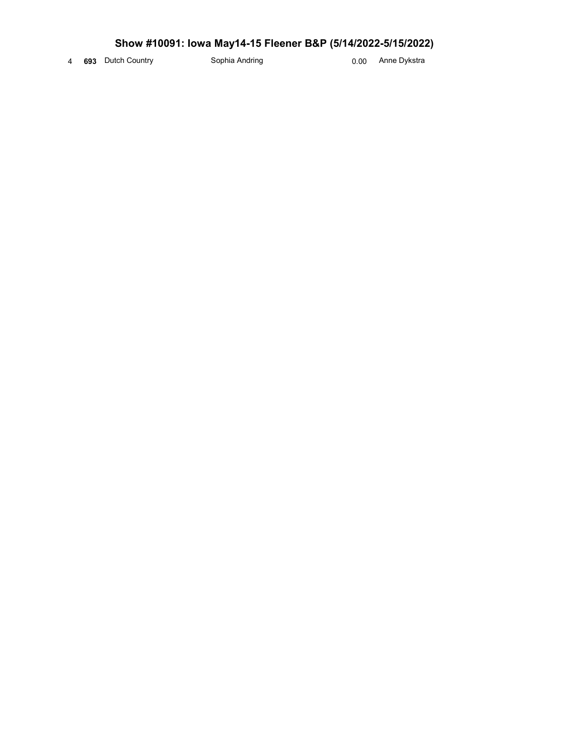## Show #10091: Iowa May14-15 Fleener B&P (5/14/2022-5/15/2022)

| | | | | | |
|---|---|---|---|---|---|
| 4 | **693** | Dutch Country | Sophia Andring | 0.00 | Anne Dykstra |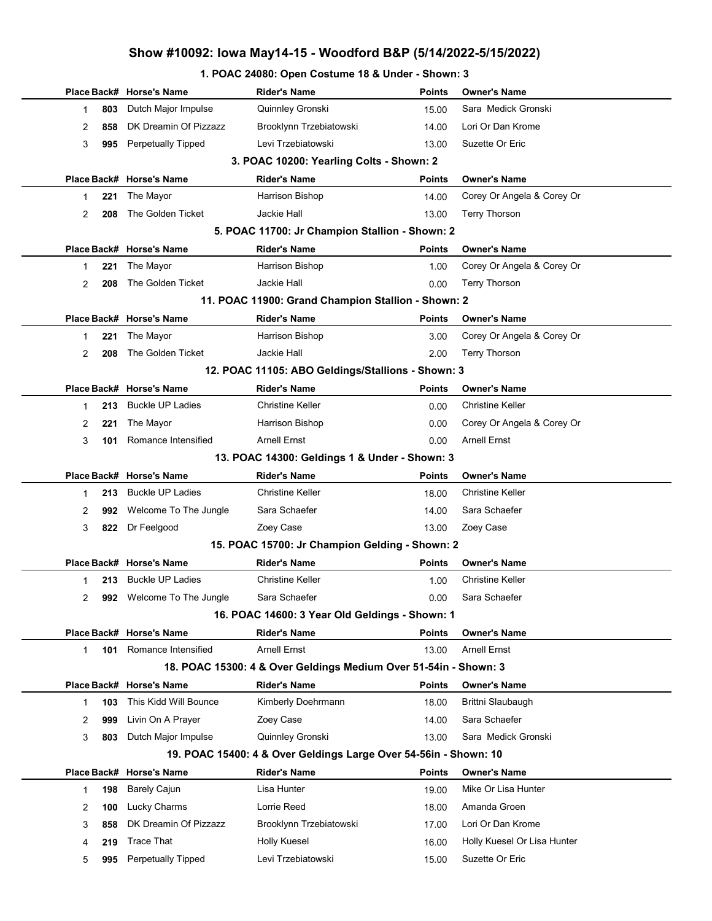# Show #10092: Iowa May14-15 - Woodford B&P (5/14/2022-5/15/2022)

## 1. POAC 24080: Open Costume 18 & Under - Shown: 3

| Place | Back# | Horse's Name | Rider's Name | Points | Owner's Name |
|---|---|---|---|---|---|
| 1 | 803 | Dutch Major Impulse | Quinnley Gronski | 15.00 | Sara Medick Gronski |
| 2 | 858 | DK Dreamin Of Pizzazz | Brooklynn Trzebiatowski | 14.00 | Lori Or Dan Krome |
| 3 | 995 | Perpetually Tipped | Levi Trzebiatowski | 13.00 | Suzette Or Eric |

## 3. POAC 10200: Yearling Colts - Shown: 2

| Place | Back# | Horse's Name | Rider's Name | Points | Owner's Name |
|---|---|---|---|---|---|
| 1 | 221 | The Mayor | Harrison Bishop | 14.00 | Corey Or Angela & Corey Or |
| 2 | 208 | The Golden Ticket | Jackie Hall | 13.00 | Terry Thorson |

## 5. POAC 11700: Jr Champion Stallion - Shown: 2

| Place | Back# | Horse's Name | Rider's Name | Points | Owner's Name |
|---|---|---|---|---|---|
| 1 | 221 | The Mayor | Harrison Bishop | 1.00 | Corey Or Angela & Corey Or |
| 2 | 208 | The Golden Ticket | Jackie Hall | 0.00 | Terry Thorson |

## 11. POAC 11900: Grand Champion Stallion - Shown: 2

| Place | Back# | Horse's Name | Rider's Name | Points | Owner's Name |
|---|---|---|---|---|---|
| 1 | 221 | The Mayor | Harrison Bishop | 3.00 | Corey Or Angela & Corey Or |
| 2 | 208 | The Golden Ticket | Jackie Hall | 2.00 | Terry Thorson |

## 12. POAC 11105: ABO Geldings/Stallions - Shown: 3

| Place | Back# | Horse's Name | Rider's Name | Points | Owner's Name |
|---|---|---|---|---|---|
| 1 | 213 | Buckle UP Ladies | Christine Keller | 0.00 | Christine Keller |
| 2 | 221 | The Mayor | Harrison Bishop | 0.00 | Corey Or Angela & Corey Or |
| 3 | 101 | Romance Intensified | Arnell Ernst | 0.00 | Arnell Ernst |

## 13. POAC 14300: Geldings 1 & Under - Shown: 3

| Place | Back# | Horse's Name | Rider's Name | Points | Owner's Name |
|---|---|---|---|---|---|
| 1 | 213 | Buckle UP Ladies | Christine Keller | 18.00 | Christine Keller |
| 2 | 992 | Welcome To The Jungle | Sara Schaefer | 14.00 | Sara Schaefer |
| 3 | 822 | Dr Feelgood | Zoey Case | 13.00 | Zoey Case |

## 15. POAC 15700: Jr Champion Gelding - Shown: 2

| Place | Back# | Horse's Name | Rider's Name | Points | Owner's Name |
|---|---|---|---|---|---|
| 1 | 213 | Buckle UP Ladies | Christine Keller | 1.00 | Christine Keller |
| 2 | 992 | Welcome To The Jungle | Sara Schaefer | 0.00 | Sara Schaefer |

## 16. POAC 14600: 3 Year Old Geldings - Shown: 1

| Place | Back# | Horse's Name | Rider's Name | Points | Owner's Name |
|---|---|---|---|---|---|
| 1 | 101 | Romance Intensified | Arnell Ernst | 13.00 | Arnell Ernst |

## 18. POAC 15300: 4 & Over Geldings Medium Over 51-54in - Shown: 3

| Place | Back# | Horse's Name | Rider's Name | Points | Owner's Name |
|---|---|---|---|---|---|
| 1 | 103 | This Kidd Will Bounce | Kimberly Doehrmann | 18.00 | Brittni Slaubaugh |
| 2 | 999 | Livin On A Prayer | Zoey Case | 14.00 | Sara Schaefer |
| 3 | 803 | Dutch Major Impulse | Quinnley Gronski | 13.00 | Sara Medick Gronski |

## 19. POAC 15400: 4 & Over Geldings Large Over 54-56in - Shown: 10

| Place | Back# | Horse's Name | Rider's Name | Points | Owner's Name |
|---|---|---|---|---|---|
| 1 | 198 | Barely Cajun | Lisa Hunter | 19.00 | Mike Or Lisa Hunter |
| 2 | 100 | Lucky Charms | Lorrie Reed | 18.00 | Amanda Groen |
| 3 | 858 | DK Dreamin Of Pizzazz | Brooklynn Trzebiatowski | 17.00 | Lori Or Dan Krome |
| 4 | 219 | Trace That | Holly Kuesel | 16.00 | Holly Kuesel Or Lisa Hunter |
| 5 | 995 | Perpetually Tipped | Levi Trzebiatowski | 15.00 | Suzette Or Eric |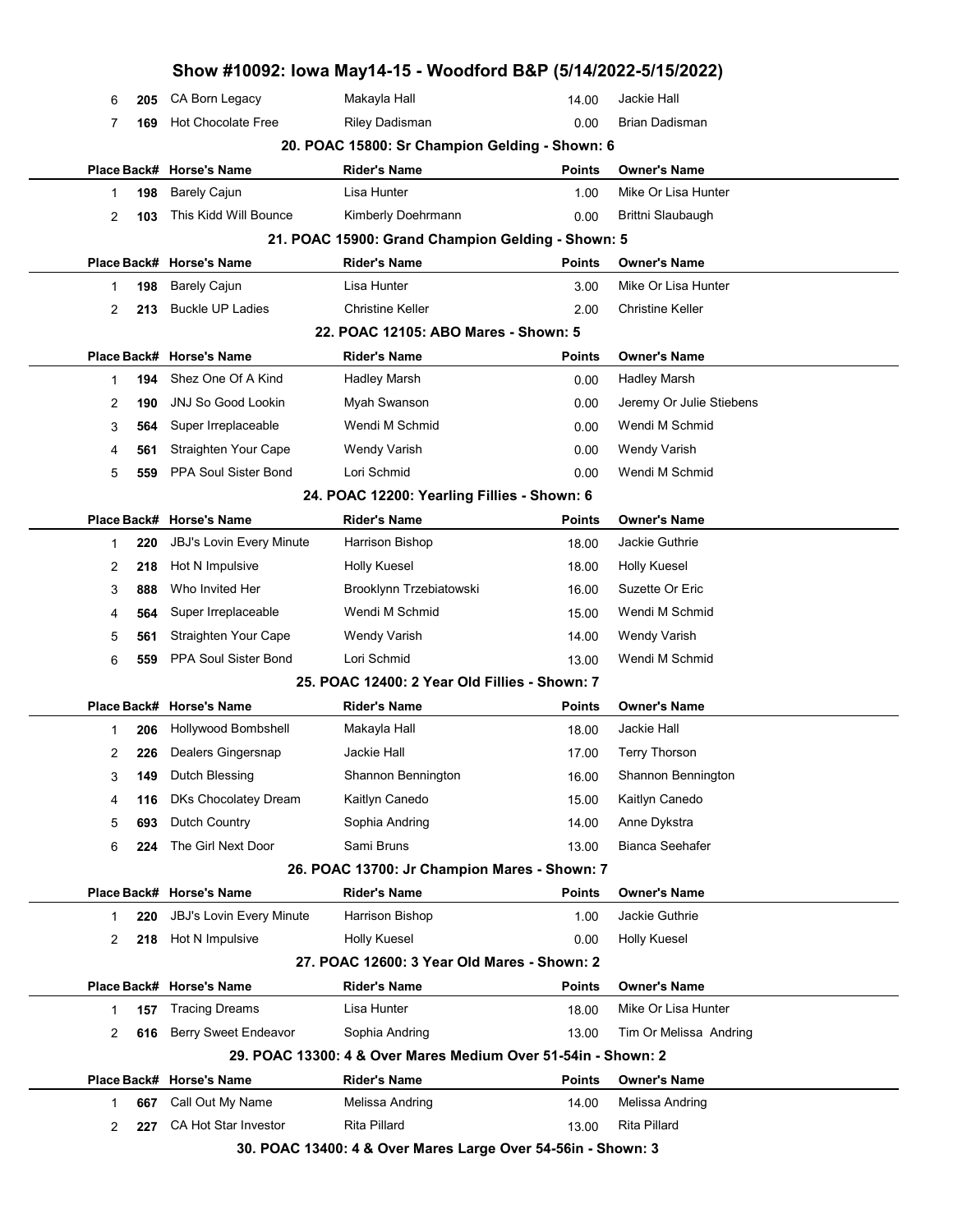# Show #10092: Iowa May14-15 - Woodford B&P (5/14/2022-5/15/2022)

| Place | Back# | Horse's Name | Rider's Name | Points | Owner's Name |
|---|---|---|---|---|---|
| 6 | 205 | CA Born Legacy | Makayla Hall | 14.00 | Jackie Hall |
| 7 | 169 | Hot Chocolate Free | Riley Dadisman | 0.00 | Brian Dadisman |

### 20. POAC 15800: Sr Champion Gelding - Shown: 6

| Place | Back# | Horse's Name | Rider's Name | Points | Owner's Name |
|---|---|---|---|---|---|
| 1 | 198 | Barely Cajun | Lisa Hunter | 1.00 | Mike Or Lisa Hunter |
| 2 | 103 | This Kidd Will Bounce | Kimberly Doehrmann | 0.00 | Brittni Slaubaugh |

### 21. POAC 15900: Grand Champion Gelding - Shown: 5

| Place | Back# | Horse's Name | Rider's Name | Points | Owner's Name |
|---|---|---|---|---|---|
| 1 | 198 | Barely Cajun | Lisa Hunter | 3.00 | Mike Or Lisa Hunter |
| 2 | 213 | Buckle UP Ladies | Christine Keller | 2.00 | Christine Keller |

### 22. POAC 12105: ABO Mares - Shown: 5

| Place | Back# | Horse's Name | Rider's Name | Points | Owner's Name |
|---|---|---|---|---|---|
| 1 | 194 | Shez One Of A Kind | Hadley Marsh | 0.00 | Hadley Marsh |
| 2 | 190 | JNJ So Good Lookin | Myah Swanson | 0.00 | Jeremy Or Julie Stiebens |
| 3 | 564 | Super Irreplaceable | Wendi M Schmid | 0.00 | Wendi M Schmid |
| 4 | 561 | Straighten Your Cape | Wendy Varish | 0.00 | Wendy Varish |
| 5 | 559 | PPA Soul Sister Bond | Lori Schmid | 0.00 | Wendi M Schmid |

### 24. POAC 12200: Yearling Fillies - Shown: 6

| Place | Back# | Horse's Name | Rider's Name | Points | Owner's Name |
|---|---|---|---|---|---|
| 1 | 220 | JBJ's Lovin Every Minute | Harrison Bishop | 18.00 | Jackie Guthrie |
| 2 | 218 | Hot N Impulsive | Holly Kuesel | 18.00 | Holly Kuesel |
| 3 | 888 | Who Invited Her | Brooklynn Trzebiatowski | 16.00 | Suzette Or Eric |
| 4 | 564 | Super Irreplaceable | Wendi M Schmid | 15.00 | Wendi M Schmid |
| 5 | 561 | Straighten Your Cape | Wendy Varish | 14.00 | Wendy Varish |
| 6 | 559 | PPA Soul Sister Bond | Lori Schmid | 13.00 | Wendi M Schmid |

### 25. POAC 12400: 2 Year Old Fillies - Shown: 7

| Place | Back# | Horse's Name | Rider's Name | Points | Owner's Name |
|---|---|---|---|---|---|
| 1 | 206 | Hollywood Bombshell | Makayla Hall | 18.00 | Jackie Hall |
| 2 | 226 | Dealers Gingersnap | Jackie Hall | 17.00 | Terry Thorson |
| 3 | 149 | Dutch Blessing | Shannon Bennington | 16.00 | Shannon Bennington |
| 4 | 116 | DKs Chocolatey Dream | Kaitlyn Canedo | 15.00 | Kaitlyn Canedo |
| 5 | 693 | Dutch Country | Sophia Andring | 14.00 | Anne Dykstra |
| 6 | 224 | The Girl Next Door | Sami Bruns | 13.00 | Bianca Seehafer |

### 26. POAC 13700: Jr Champion Mares - Shown: 7

| Place | Back# | Horse's Name | Rider's Name | Points | Owner's Name |
|---|---|---|---|---|---|
| 1 | 220 | JBJ's Lovin Every Minute | Harrison Bishop | 1.00 | Jackie Guthrie |
| 2 | 218 | Hot N Impulsive | Holly Kuesel | 0.00 | Holly Kuesel |

### 27. POAC 12600: 3 Year Old Mares - Shown: 2

| Place | Back# | Horse's Name | Rider's Name | Points | Owner's Name |
|---|---|---|---|---|---|
| 1 | 157 | Tracing Dreams | Lisa Hunter | 18.00 | Mike Or Lisa Hunter |
| 2 | 616 | Berry Sweet Endeavor | Sophia Andring | 13.00 | Tim Or Melissa Andring |

### 29. POAC 13300: 4 & Over Mares Medium Over 51-54in - Shown: 2

| Place | Back# | Horse's Name | Rider's Name | Points | Owner's Name |
|---|---|---|---|---|---|
| 1 | 667 | Call Out My Name | Melissa Andring | 14.00 | Melissa Andring |
| 2 | 227 | CA Hot Star Investor | Rita Pillard | 13.00 | Rita Pillard |

### 30. POAC 13400: 4 & Over Mares Large Over 54-56in - Shown: 3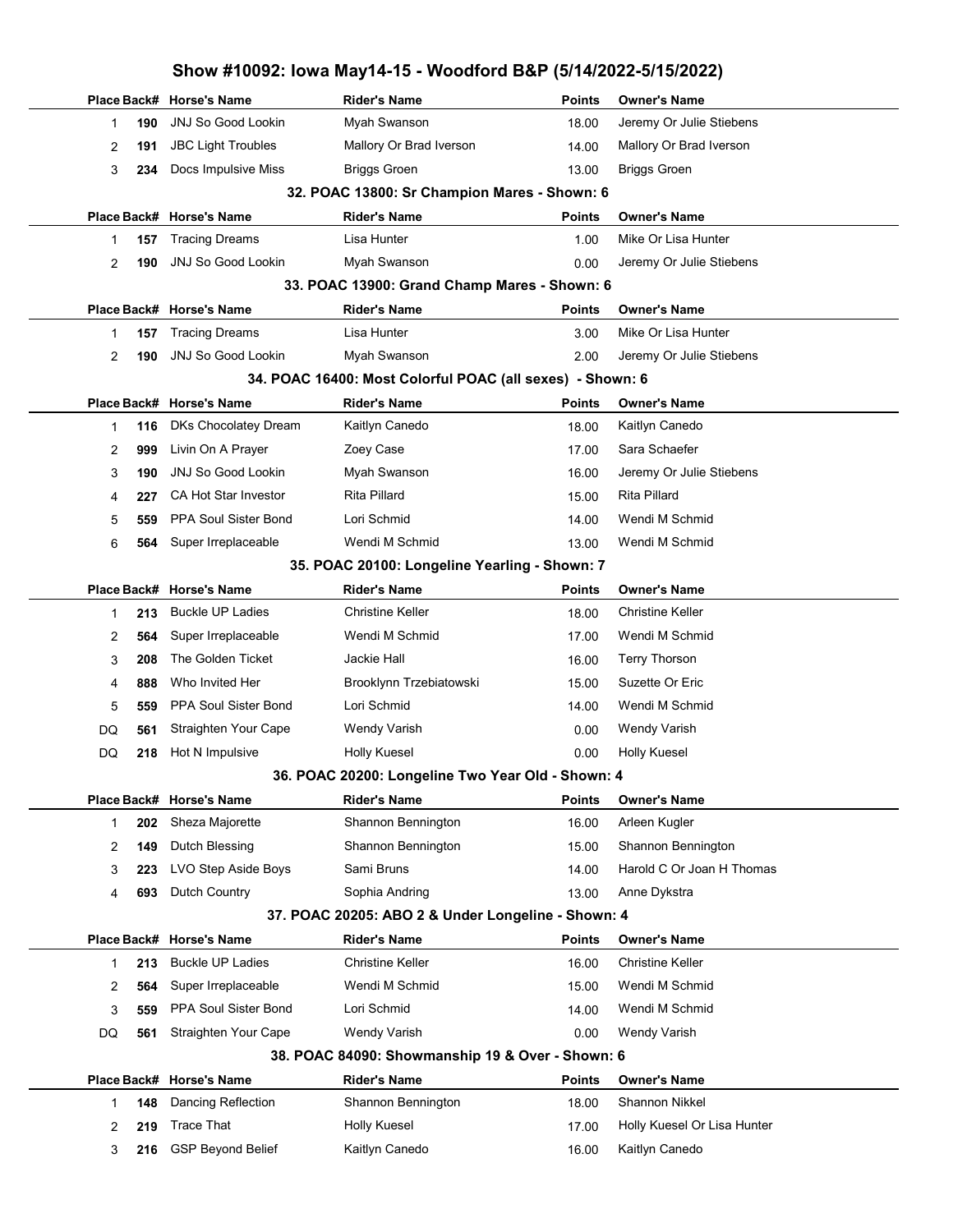# Show #10092: Iowa May14-15 - Woodford B&P (5/14/2022-5/15/2022)

| Place | Back# | Horse's Name | Rider's Name | Points | Owner's Name |
|---|---|---|---|---|---|
| 1 | 190 | JNJ So Good Lookin | Myah Swanson | 18.00 | Jeremy Or Julie Stiebens |
| 2 | 191 | JBC Light Troubles | Mallory Or Brad Iverson | 14.00 | Mallory Or Brad Iverson |
| 3 | 234 | Docs Impulsive Miss | Briggs Groen | 13.00 | Briggs Groen |

### 32. POAC 13800: Sr Champion Mares - Shown: 6

| Place | Back# | Horse's Name | Rider's Name | Points | Owner's Name |
|---|---|---|---|---|---|
| 1 | 157 | Tracing Dreams | Lisa Hunter | 1.00 | Mike Or Lisa Hunter |
| 2 | 190 | JNJ So Good Lookin | Myah Swanson | 0.00 | Jeremy Or Julie Stiebens |

### 33. POAC 13900: Grand Champ Mares - Shown: 6

| Place | Back# | Horse's Name | Rider's Name | Points | Owner's Name |
|---|---|---|---|---|---|
| 1 | 157 | Tracing Dreams | Lisa Hunter | 3.00 | Mike Or Lisa Hunter |
| 2 | 190 | JNJ So Good Lookin | Myah Swanson | 2.00 | Jeremy Or Julie Stiebens |

### 34. POAC 16400: Most Colorful POAC (all sexes) - Shown: 6

| Place | Back# | Horse's Name | Rider's Name | Points | Owner's Name |
|---|---|---|---|---|---|
| 1 | 116 | DKs Chocolatey Dream | Kaitlyn Canedo | 18.00 | Kaitlyn Canedo |
| 2 | 999 | Livin On A Prayer | Zoey Case | 17.00 | Sara Schaefer |
| 3 | 190 | JNJ So Good Lookin | Myah Swanson | 16.00 | Jeremy Or Julie Stiebens |
| 4 | 227 | CA Hot Star Investor | Rita Pillard | 15.00 | Rita Pillard |
| 5 | 559 | PPA Soul Sister Bond | Lori Schmid | 14.00 | Wendi M Schmid |
| 6 | 564 | Super Irreplaceable | Wendi M Schmid | 13.00 | Wendi M Schmid |

### 35. POAC 20100: Longeline Yearling - Shown: 7

| Place | Back# | Horse's Name | Rider's Name | Points | Owner's Name |
|---|---|---|---|---|---|
| 1 | 213 | Buckle UP Ladies | Christine Keller | 18.00 | Christine Keller |
| 2 | 564 | Super Irreplaceable | Wendi M Schmid | 17.00 | Wendi M Schmid |
| 3 | 208 | The Golden Ticket | Jackie Hall | 16.00 | Terry Thorson |
| 4 | 888 | Who Invited Her | Brooklynn Trzebiatowski | 15.00 | Suzette Or Eric |
| 5 | 559 | PPA Soul Sister Bond | Lori Schmid | 14.00 | Wendi M Schmid |
| DQ | 561 | Straighten Your Cape | Wendy Varish | 0.00 | Wendy Varish |
| DQ | 218 | Hot N Impulsive | Holly Kuesel | 0.00 | Holly Kuesel |

### 36. POAC 20200: Longeline Two Year Old - Shown: 4

| Place | Back# | Horse's Name | Rider's Name | Points | Owner's Name |
|---|---|---|---|---|---|
| 1 | 202 | Sheza Majorette | Shannon Bennington | 16.00 | Arleen Kugler |
| 2 | 149 | Dutch Blessing | Shannon Bennington | 15.00 | Shannon Bennington |
| 3 | 223 | LVO Step Aside Boys | Sami Bruns | 14.00 | Harold C Or Joan H Thomas |
| 4 | 693 | Dutch Country | Sophia Andring | 13.00 | Anne Dykstra |

### 37. POAC 20205: ABO 2 & Under Longeline - Shown: 4

| Place | Back# | Horse's Name | Rider's Name | Points | Owner's Name |
|---|---|---|---|---|---|
| 1 | 213 | Buckle UP Ladies | Christine Keller | 16.00 | Christine Keller |
| 2 | 564 | Super Irreplaceable | Wendi M Schmid | 15.00 | Wendi M Schmid |
| 3 | 559 | PPA Soul Sister Bond | Lori Schmid | 14.00 | Wendi M Schmid |
| DQ | 561 | Straighten Your Cape | Wendy Varish | 0.00 | Wendy Varish |

### 38. POAC 84090: Showmanship 19 & Over - Shown: 6

| Place | Back# | Horse's Name | Rider's Name | Points | Owner's Name |
|---|---|---|---|---|---|
| 1 | 148 | Dancing Reflection | Shannon Bennington | 18.00 | Shannon Nikkel |
| 2 | 219 | Trace That | Holly Kuesel | 17.00 | Holly Kuesel Or Lisa Hunter |
| 3 | 216 | GSP Beyond Belief | Kaitlyn Canedo | 16.00 | Kaitlyn Canedo |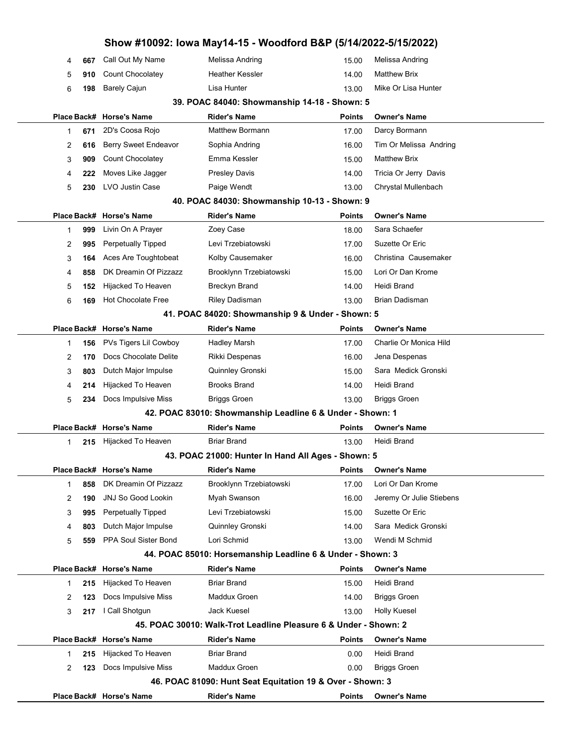## Show #10092: Iowa May14-15 - Woodford B&P (5/14/2022-5/15/2022)

| Place | Back# | Horse's Name | Rider's Name | Points | Owner's Name |
|---|---|---|---|---|---|
| 4 | 667 | Call Out My Name | Melissa Andring | 15.00 | Melissa Andring |
| 5 | 910 | Count Chocolatey | Heather Kessler | 14.00 | Matthew Brix |
| 6 | 198 | Barely Cajun | Lisa Hunter | 13.00 | Mike Or Lisa Hunter |

### 39. POAC 84040: Showmanship 14-18 - Shown: 5

| Place | Back# | Horse's Name | Rider's Name | Points | Owner's Name |
|---|---|---|---|---|---|
| 1 | 671 | 2D's Coosa Rojo | Matthew Bormann | 17.00 | Darcy Bormann |
| 2 | 616 | Berry Sweet Endeavor | Sophia Andring | 16.00 | Tim Or Melissa Andring |
| 3 | 909 | Count Chocolatey | Emma Kessler | 15.00 | Matthew Brix |
| 4 | 222 | Moves Like Jagger | Presley Davis | 14.00 | Tricia Or Jerry Davis |
| 5 | 230 | LVO Justin Case | Paige Wendt | 13.00 | Chrystal Mullenbach |

### 40. POAC 84030: Showmanship 10-13 - Shown: 9

| Place | Back# | Horse's Name | Rider's Name | Points | Owner's Name |
|---|---|---|---|---|---|
| 1 | 999 | Livin On A Prayer | Zoey Case | 18.00 | Sara Schaefer |
| 2 | 995 | Perpetually Tipped | Levi Trzebiatowski | 17.00 | Suzette Or Eric |
| 3 | 164 | Aces Are Toughtobeat | Kolby Causemaker | 16.00 | Christina Causemaker |
| 4 | 858 | DK Dreamin Of Pizzazz | Brooklynn Trzebiatowski | 15.00 | Lori Or Dan Krome |
| 5 | 152 | Hijacked To Heaven | Breckyn Brand | 14.00 | Heidi Brand |
| 6 | 169 | Hot Chocolate Free | Riley Dadisman | 13.00 | Brian Dadisman |

### 41. POAC 84020: Showmanship 9 & Under - Shown: 5

| Place | Back# | Horse's Name | Rider's Name | Points | Owner's Name |
|---|---|---|---|---|---|
| 1 | 156 | PVs Tigers Lil Cowboy | Hadley Marsh | 17.00 | Charlie Or Monica Hild |
| 2 | 170 | Docs Chocolate Delite | Rikki Despenas | 16.00 | Jena Despenas |
| 3 | 803 | Dutch Major Impulse | Quinnley Gronski | 15.00 | Sara Medick Gronski |
| 4 | 214 | Hijacked To Heaven | Brooks Brand | 14.00 | Heidi Brand |
| 5 | 234 | Docs Impulsive Miss | Briggs Groen | 13.00 | Briggs Groen |

### 42. POAC 83010: Showmanship Leadline 6 & Under - Shown: 1

| Place | Back# | Horse's Name | Rider's Name | Points | Owner's Name |
|---|---|---|---|---|---|
| 1 | 215 | Hijacked To Heaven | Briar Brand | 13.00 | Heidi Brand |

### 43. POAC 21000: Hunter In Hand All Ages - Shown: 5

| Place | Back# | Horse's Name | Rider's Name | Points | Owner's Name |
|---|---|---|---|---|---|
| 1 | 858 | DK Dreamin Of Pizzazz | Brooklynn Trzebiatowski | 17.00 | Lori Or Dan Krome |
| 2 | 190 | JNJ So Good Lookin | Myah Swanson | 16.00 | Jeremy Or Julie Stiebens |
| 3 | 995 | Perpetually Tipped | Levi Trzebiatowski | 15.00 | Suzette Or Eric |
| 4 | 803 | Dutch Major Impulse | Quinnley Gronski | 14.00 | Sara Medick Gronski |
| 5 | 559 | PPA Soul Sister Bond | Lori Schmid | 13.00 | Wendi M Schmid |

### 44. POAC 85010: Horsemanship Leadline 6 & Under - Shown: 3

| Place | Back# | Horse's Name | Rider's Name | Points | Owner's Name |
|---|---|---|---|---|---|
| 1 | 215 | Hijacked To Heaven | Briar Brand | 15.00 | Heidi Brand |
| 2 | 123 | Docs Impulsive Miss | Maddux Groen | 14.00 | Briggs Groen |
| 3 | 217 | I Call Shotgun | Jack Kuesel | 13.00 | Holly Kuesel |

### 45. POAC 30010: Walk-Trot Leadline Pleasure 6 & Under - Shown: 2

| Place | Back# | Horse's Name | Rider's Name | Points | Owner's Name |
|---|---|---|---|---|---|
| 1 | 215 | Hijacked To Heaven | Briar Brand | 0.00 | Heidi Brand |
| 2 | 123 | Docs Impulsive Miss | Maddux Groen | 0.00 | Briggs Groen |

### 46. POAC 81090: Hunt Seat Equitation 19 & Over - Shown: 3

| Place | Back# | Horse's Name | Rider's Name | Points | Owner's Name |
|---|---|---|---|---|---|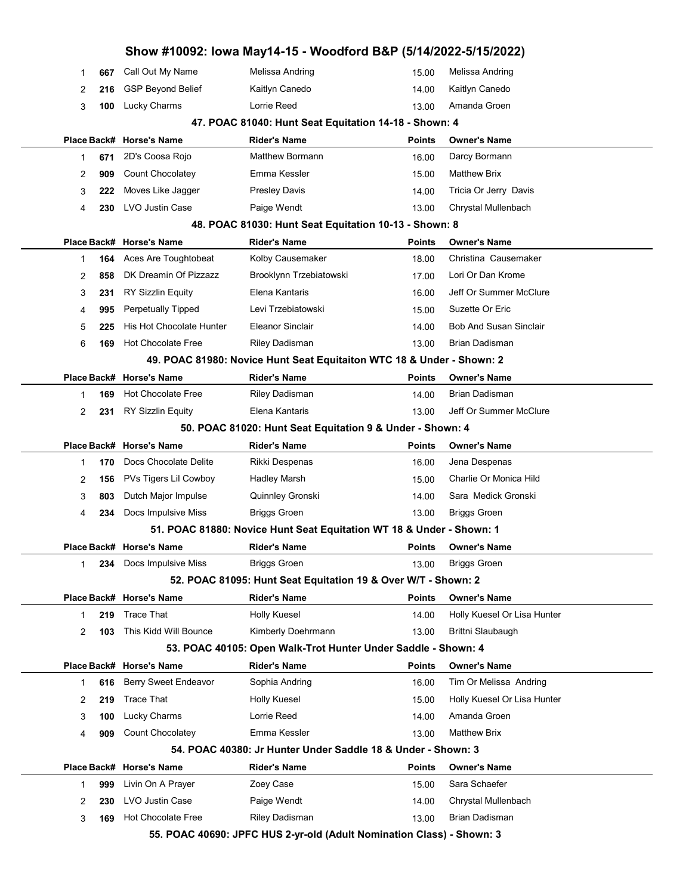# Show #10092: Iowa May14-15 - Woodford B&P (5/14/2022-5/15/2022)

| Place | Back# | Horse's Name | Rider's Name | Points | Owner's Name |
|---|---|---|---|---|---|
| 1 | 667 | Call Out My Name | Melissa Andring | 15.00 | Melissa Andring |
| 2 | 216 | GSP Beyond Belief | Kaitlyn Canedo | 14.00 | Kaitlyn Canedo |
| 3 | 100 | Lucky Charms | Lorrie Reed | 13.00 | Amanda Groen |

### 47. POAC 81040: Hunt Seat Equitation 14-18 - Shown: 4

| Place | Back# | Horse's Name | Rider's Name | Points | Owner's Name |
|---|---|---|---|---|---|
| 1 | 671 | 2D's Coosa Rojo | Matthew Bormann | 16.00 | Darcy Bormann |
| 2 | 909 | Count Chocolatey | Emma Kessler | 15.00 | Matthew Brix |
| 3 | 222 | Moves Like Jagger | Presley Davis | 14.00 | Tricia Or Jerry Davis |
| 4 | 230 | LVO Justin Case | Paige Wendt | 13.00 | Chrystal Mullenbach |

### 48. POAC 81030: Hunt Seat Equitation 10-13 - Shown: 8

| Place | Back# | Horse's Name | Rider's Name | Points | Owner's Name |
|---|---|---|---|---|---|
| 1 | 164 | Aces Are Toughtobeat | Kolby Causemaker | 18.00 | Christina Causemaker |
| 2 | 858 | DK Dreamin Of Pizzazz | Brooklynn Trzebiatowski | 17.00 | Lori Or Dan Krome |
| 3 | 231 | RY Sizzlin Equity | Elena Kantaris | 16.00 | Jeff Or Summer McClure |
| 4 | 995 | Perpetually Tipped | Levi Trzebiatowski | 15.00 | Suzette Or Eric |
| 5 | 225 | His Hot Chocolate Hunter | Eleanor Sinclair | 14.00 | Bob And Susan Sinclair |
| 6 | 169 | Hot Chocolate Free | Riley Dadisman | 13.00 | Brian Dadisman |

### 49. POAC 81980: Novice Hunt Seat Equitaiton WTC 18 & Under - Shown: 2

| Place | Back# | Horse's Name | Rider's Name | Points | Owner's Name |
|---|---|---|---|---|---|
| 1 | 169 | Hot Chocolate Free | Riley Dadisman | 14.00 | Brian Dadisman |
| 2 | 231 | RY Sizzlin Equity | Elena Kantaris | 13.00 | Jeff Or Summer McClure |

### 50. POAC 81020: Hunt Seat Equitation 9 & Under - Shown: 4

| Place | Back# | Horse's Name | Rider's Name | Points | Owner's Name |
|---|---|---|---|---|---|
| 1 | 170 | Docs Chocolate Delite | Rikki Despenas | 16.00 | Jena Despenas |
| 2 | 156 | PVs Tigers Lil Cowboy | Hadley Marsh | 15.00 | Charlie Or Monica Hild |
| 3 | 803 | Dutch Major Impulse | Quinnley Gronski | 14.00 | Sara Medick Gronski |
| 4 | 234 | Docs Impulsive Miss | Briggs Groen | 13.00 | Briggs Groen |

### 51. POAC 81880: Novice Hunt Seat Equitation WT 18 & Under - Shown: 1

| Place | Back# | Horse's Name | Rider's Name | Points | Owner's Name |
|---|---|---|---|---|---|
| 1 | 234 | Docs Impulsive Miss | Briggs Groen | 13.00 | Briggs Groen |

### 52. POAC 81095: Hunt Seat Equitation 19 & Over W/T - Shown: 2

| Place | Back# | Horse's Name | Rider's Name | Points | Owner's Name |
|---|---|---|---|---|---|
| 1 | 219 | Trace That | Holly Kuesel | 14.00 | Holly Kuesel Or Lisa Hunter |
| 2 | 103 | This Kidd Will Bounce | Kimberly Doehrmann | 13.00 | Brittni Slaubaugh |

### 53. POAC 40105: Open Walk-Trot Hunter Under Saddle - Shown: 4

| Place | Back# | Horse's Name | Rider's Name | Points | Owner's Name |
|---|---|---|---|---|---|
| 1 | 616 | Berry Sweet Endeavor | Sophia Andring | 16.00 | Tim Or Melissa Andring |
| 2 | 219 | Trace That | Holly Kuesel | 15.00 | Holly Kuesel Or Lisa Hunter |
| 3 | 100 | Lucky Charms | Lorrie Reed | 14.00 | Amanda Groen |
| 4 | 909 | Count Chocolatey | Emma Kessler | 13.00 | Matthew Brix |

### 54. POAC 40380: Jr Hunter Under Saddle 18 & Under - Shown: 3

| Place | Back# | Horse's Name | Rider's Name | Points | Owner's Name |
|---|---|---|---|---|---|
| 1 | 999 | Livin On A Prayer | Zoey Case | 15.00 | Sara Schaefer |
| 2 | 230 | LVO Justin Case | Paige Wendt | 14.00 | Chrystal Mullenbach |
| 3 | 169 | Hot Chocolate Free | Riley Dadisman | 13.00 | Brian Dadisman |

### 55. POAC 40690: JPFC HUS 2-yr-old (Adult Nomination Class) - Shown: 3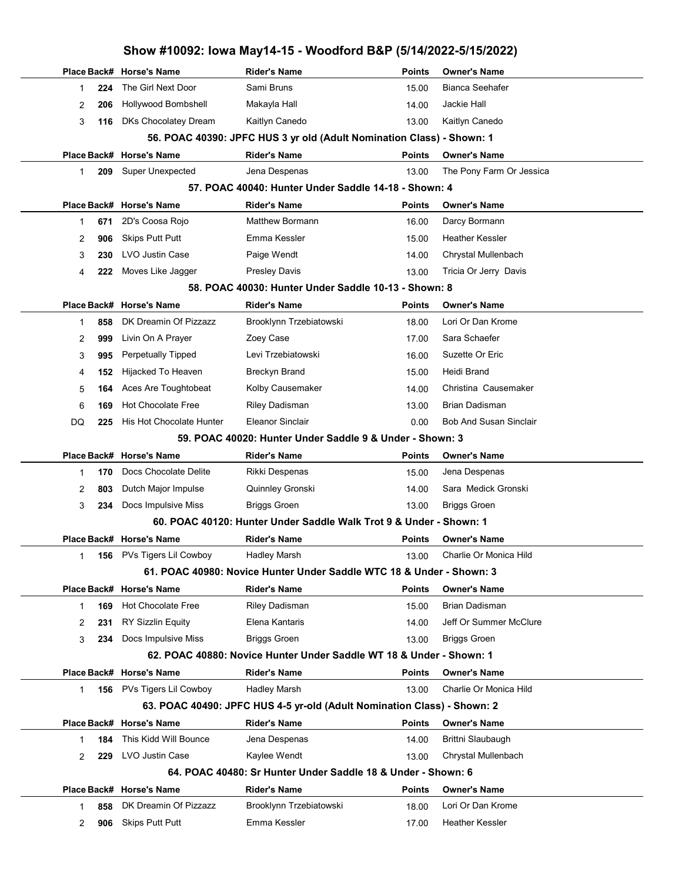# Show #10092: Iowa May14-15 - Woodford B&P (5/14/2022-5/15/2022)

| Place | Back# | Horse's Name | Rider's Name | Points | Owner's Name |
|---|---|---|---|---|---|
| 1 | 224 | The Girl Next Door | Sami Bruns | 15.00 | Bianca Seehafer |
| 2 | 206 | Hollywood Bombshell | Makayla Hall | 14.00 | Jackie Hall |
| 3 | 116 | DKs Chocolatey Dream | Kaitlyn Canedo | 13.00 | Kaitlyn Canedo |

### 56. POAC 40390: JPFC HUS 3 yr old (Adult Nomination Class) - Shown: 1

| Place | Back# | Horse's Name | Rider's Name | Points | Owner's Name |
|---|---|---|---|---|---|
| 1 | 209 | Super Unexpected | Jena Despenas | 13.00 | The Pony Farm Or Jessica |

### 57. POAC 40040: Hunter Under Saddle 14-18 - Shown: 4

| Place | Back# | Horse's Name | Rider's Name | Points | Owner's Name |
|---|---|---|---|---|---|
| 1 | 671 | 2D's Coosa Rojo | Matthew Bormann | 16.00 | Darcy Bormann |
| 2 | 906 | Skips Putt Putt | Emma Kessler | 15.00 | Heather Kessler |
| 3 | 230 | LVO Justin Case | Paige Wendt | 14.00 | Chrystal Mullenbach |
| 4 | 222 | Moves Like Jagger | Presley Davis | 13.00 | Tricia Or Jerry Davis |

### 58. POAC 40030: Hunter Under Saddle 10-13 - Shown: 8

| Place | Back# | Horse's Name | Rider's Name | Points | Owner's Name |
|---|---|---|---|---|---|
| 1 | 858 | DK Dreamin Of Pizzazz | Brooklynn Trzebiatowski | 18.00 | Lori Or Dan Krome |
| 2 | 999 | Livin On A Prayer | Zoey Case | 17.00 | Sara Schaefer |
| 3 | 995 | Perpetually Tipped | Levi Trzebiatowski | 16.00 | Suzette Or Eric |
| 4 | 152 | Hijacked To Heaven | Breckyn Brand | 15.00 | Heidi Brand |
| 5 | 164 | Aces Are Toughtobeat | Kolby Causemaker | 14.00 | Christina Causemaker |
| 6 | 169 | Hot Chocolate Free | Riley Dadisman | 13.00 | Brian Dadisman |
| DQ | 225 | His Hot Chocolate Hunter | Eleanor Sinclair | 0.00 | Bob And Susan Sinclair |

### 59. POAC 40020: Hunter Under Saddle 9 & Under - Shown: 3

| Place | Back# | Horse's Name | Rider's Name | Points | Owner's Name |
|---|---|---|---|---|---|
| 1 | 170 | Docs Chocolate Delite | Rikki Despenas | 15.00 | Jena Despenas |
| 2 | 803 | Dutch Major Impulse | Quinnley Gronski | 14.00 | Sara Medick Gronski |
| 3 | 234 | Docs Impulsive Miss | Briggs Groen | 13.00 | Briggs Groen |

### 60. POAC 40120: Hunter Under Saddle Walk Trot 9 & Under - Shown: 1

| Place | Back# | Horse's Name | Rider's Name | Points | Owner's Name |
|---|---|---|---|---|---|
| 1 | 156 | PVs Tigers Lil Cowboy | Hadley Marsh | 13.00 | Charlie Or Monica Hild |

### 61. POAC 40980: Novice Hunter Under Saddle WTC 18 & Under - Shown: 3

| Place | Back# | Horse's Name | Rider's Name | Points | Owner's Name |
|---|---|---|---|---|---|
| 1 | 169 | Hot Chocolate Free | Riley Dadisman | 15.00 | Brian Dadisman |
| 2 | 231 | RY Sizzlin Equity | Elena Kantaris | 14.00 | Jeff Or Summer McClure |
| 3 | 234 | Docs Impulsive Miss | Briggs Groen | 13.00 | Briggs Groen |

### 62. POAC 40880: Novice Hunter Under Saddle WT 18 & Under - Shown: 1

| Place | Back# | Horse's Name | Rider's Name | Points | Owner's Name |
|---|---|---|---|---|---|
| 1 | 156 | PVs Tigers Lil Cowboy | Hadley Marsh | 13.00 | Charlie Or Monica Hild |

### 63. POAC 40490: JPFC HUS 4-5 yr-old (Adult Nomination Class) - Shown: 2

| Place | Back# | Horse's Name | Rider's Name | Points | Owner's Name |
|---|---|---|---|---|---|
| 1 | 184 | This Kidd Will Bounce | Jena Despenas | 14.00 | Brittni Slaubaugh |
| 2 | 229 | LVO Justin Case | Kaylee Wendt | 13.00 | Chrystal Mullenbach |

### 64. POAC 40480: Sr Hunter Under Saddle 18 & Under - Shown: 6

| Place | Back# | Horse's Name | Rider's Name | Points | Owner's Name |
|---|---|---|---|---|---|
| 1 | 858 | DK Dreamin Of Pizzazz | Brooklynn Trzebiatowski | 18.00 | Lori Or Dan Krome |
| 2 | 906 | Skips Putt Putt | Emma Kessler | 17.00 | Heather Kessler |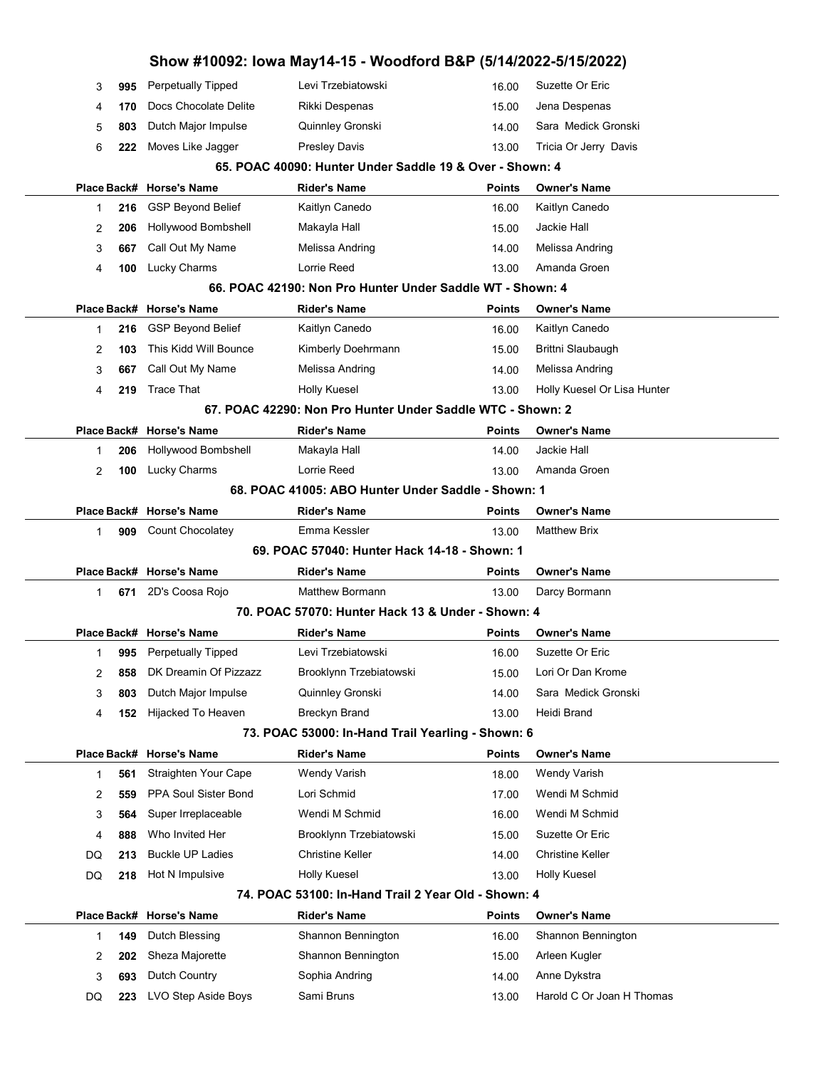| Place | Back# | Horse's Name | Rider's Name | Points | Owner's Name |
|---|---|---|---|---|---|
| 3 | 995 | Perpetually Tipped | Levi Trzebiatowski | 16.00 | Suzette Or Eric |
| 4 | 170 | Docs Chocolate Delite | Rikki Despenas | 15.00 | Jena Despenas |
| 5 | 803 | Dutch Major Impulse | Quinnley Gronski | 14.00 | Sara Medick Gronski |
| 6 | 222 | Moves Like Jagger | Presley Davis | 13.00 | Tricia Or Jerry Davis |

### 65. POAC 40090: Hunter Under Saddle 19 & Over - Shown: 4

| Place | Back# | Horse's Name | Rider's Name | Points | Owner's Name |
|---|---|---|---|---|---|
| 1 | 216 | GSP Beyond Belief | Kaitlyn Canedo | 16.00 | Kaitlyn Canedo |
| 2 | 206 | Hollywood Bombshell | Makayla Hall | 15.00 | Jackie Hall |
| 3 | 667 | Call Out My Name | Melissa Andring | 14.00 | Melissa Andring |
| 4 | 100 | Lucky Charms | Lorrie Reed | 13.00 | Amanda Groen |

### 66. POAC 42190: Non Pro Hunter Under Saddle WT - Shown: 4

| Place | Back# | Horse's Name | Rider's Name | Points | Owner's Name |
|---|---|---|---|---|---|
| 1 | 216 | GSP Beyond Belief | Kaitlyn Canedo | 16.00 | Kaitlyn Canedo |
| 2 | 103 | This Kidd Will Bounce | Kimberly Doehrmann | 15.00 | Brittni Slaubaugh |
| 3 | 667 | Call Out My Name | Melissa Andring | 14.00 | Melissa Andring |
| 4 | 219 | Trace That | Holly Kuesel | 13.00 | Holly Kuesel Or Lisa Hunter |

### 67. POAC 42290: Non Pro Hunter Under Saddle WTC - Shown: 2

| Place | Back# | Horse's Name | Rider's Name | Points | Owner's Name |
|---|---|---|---|---|---|
| 1 | 206 | Hollywood Bombshell | Makayla Hall | 14.00 | Jackie Hall |
| 2 | 100 | Lucky Charms | Lorrie Reed | 13.00 | Amanda Groen |

### 68. POAC 41005: ABO Hunter Under Saddle - Shown: 1

| Place | Back# | Horse's Name | Rider's Name | Points | Owner's Name |
|---|---|---|---|---|---|
| 1 | 909 | Count Chocolatey | Emma Kessler | 13.00 | Matthew Brix |

### 69. POAC 57040: Hunter Hack 14-18 - Shown: 1

| Place | Back# | Horse's Name | Rider's Name | Points | Owner's Name |
|---|---|---|---|---|---|
| 1 | 671 | 2D's Coosa Rojo | Matthew Bormann | 13.00 | Darcy Bormann |

### 70. POAC 57070: Hunter Hack 13 & Under - Shown: 4

| Place | Back# | Horse's Name | Rider's Name | Points | Owner's Name |
|---|---|---|---|---|---|
| 1 | 995 | Perpetually Tipped | Levi Trzebiatowski | 16.00 | Suzette Or Eric |
| 2 | 858 | DK Dreamin Of Pizzazz | Brooklynn Trzebiatowski | 15.00 | Lori Or Dan Krome |
| 3 | 803 | Dutch Major Impulse | Quinnley Gronski | 14.00 | Sara Medick Gronski |
| 4 | 152 | Hijacked To Heaven | Breckyn Brand | 13.00 | Heidi Brand |

### 73. POAC 53000: In-Hand Trail Yearling - Shown: 6

| Place | Back# | Horse's Name | Rider's Name | Points | Owner's Name |
|---|---|---|---|---|---|
| 1 | 561 | Straighten Your Cape | Wendy Varish | 18.00 | Wendy Varish |
| 2 | 559 | PPA Soul Sister Bond | Lori Schmid | 17.00 | Wendi M Schmid |
| 3 | 564 | Super Irreplaceable | Wendi M Schmid | 16.00 | Wendi M Schmid |
| 4 | 888 | Who Invited Her | Brooklynn Trzebiatowski | 15.00 | Suzette Or Eric |
| DQ | 213 | Buckle UP Ladies | Christine Keller | 14.00 | Christine Keller |
| DQ | 218 | Hot N Impulsive | Holly Kuesel | 13.00 | Holly Kuesel |

### 74. POAC 53100: In-Hand Trail 2 Year Old - Shown: 4

| Place | Back# | Horse's Name | Rider's Name | Points | Owner's Name |
|---|---|---|---|---|---|
| 1 | 149 | Dutch Blessing | Shannon Bennington | 16.00 | Shannon Bennington |
| 2 | 202 | Sheza Majorette | Shannon Bennington | 15.00 | Arleen Kugler |
| 3 | 693 | Dutch Country | Sophia Andring | 14.00 | Anne Dykstra |
| DQ | 223 | LVO Step Aside Boys | Sami Bruns | 13.00 | Harold C Or Joan H Thomas |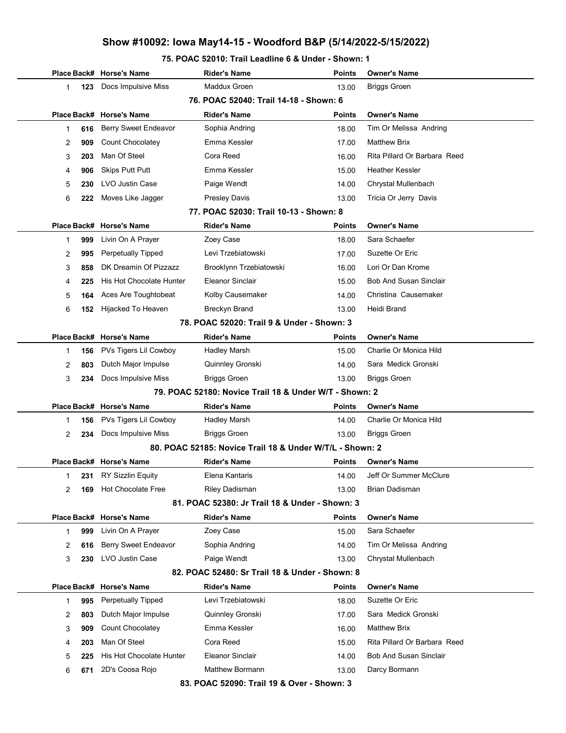# Show #10092: Iowa May14-15 - Woodford B&P (5/14/2022-5/15/2022)

### 75. POAC 52010: Trail Leadline 6 & Under - Shown: 1

| Place | Back# | Horse's Name | Rider's Name | Points | Owner's Name |
|---|---|---|---|---|---|
| 1 | 123 | Docs Impulsive Miss | Maddux Groen | 13.00 | Briggs Groen |

### 76. POAC 52040: Trail 14-18 - Shown: 6

| Place | Back# | Horse's Name | Rider's Name | Points | Owner's Name |
|---|---|---|---|---|---|
| 1 | 616 | Berry Sweet Endeavor | Sophia Andring | 18.00 | Tim Or Melissa Andring |
| 2 | 909 | Count Chocolatey | Emma Kessler | 17.00 | Matthew Brix |
| 3 | 203 | Man Of Steel | Cora Reed | 16.00 | Rita Pillard Or Barbara Reed |
| 4 | 906 | Skips Putt Putt | Emma Kessler | 15.00 | Heather Kessler |
| 5 | 230 | LVO Justin Case | Paige Wendt | 14.00 | Chrystal Mullenbach |
| 6 | 222 | Moves Like Jagger | Presley Davis | 13.00 | Tricia Or Jerry Davis |

### 77. POAC 52030: Trail 10-13 - Shown: 8

| Place | Back# | Horse's Name | Rider's Name | Points | Owner's Name |
|---|---|---|---|---|---|
| 1 | 999 | Livin On A Prayer | Zoey Case | 18.00 | Sara Schaefer |
| 2 | 995 | Perpetually Tipped | Levi Trzebiatowski | 17.00 | Suzette Or Eric |
| 3 | 858 | DK Dreamin Of Pizzazz | Brooklynn Trzebiatowski | 16.00 | Lori Or Dan Krome |
| 4 | 225 | His Hot Chocolate Hunter | Eleanor Sinclair | 15.00 | Bob And Susan Sinclair |
| 5 | 164 | Aces Are Toughtobeat | Kolby Causemaker | 14.00 | Christina Causemaker |
| 6 | 152 | Hijacked To Heaven | Breckyn Brand | 13.00 | Heidi Brand |

### 78. POAC 52020: Trail 9 & Under - Shown: 3

| Place | Back# | Horse's Name | Rider's Name | Points | Owner's Name |
|---|---|---|---|---|---|
| 1 | 156 | PVs Tigers Lil Cowboy | Hadley Marsh | 15.00 | Charlie Or Monica Hild |
| 2 | 803 | Dutch Major Impulse | Quinnley Gronski | 14.00 | Sara Medick Gronski |
| 3 | 234 | Docs Impulsive Miss | Briggs Groen | 13.00 | Briggs Groen |

### 79. POAC 52180: Novice Trail 18 & Under W/T - Shown: 2

| Place | Back# | Horse's Name | Rider's Name | Points | Owner's Name |
|---|---|---|---|---|---|
| 1 | 156 | PVs Tigers Lil Cowboy | Hadley Marsh | 14.00 | Charlie Or Monica Hild |
| 2 | 234 | Docs Impulsive Miss | Briggs Groen | 13.00 | Briggs Groen |

### 80. POAC 52185: Novice Trail 18 & Under W/T/L - Shown: 2

| Place | Back# | Horse's Name | Rider's Name | Points | Owner's Name |
|---|---|---|---|---|---|
| 1 | 231 | RY Sizzlin Equity | Elena Kantaris | 14.00 | Jeff Or Summer McClure |
| 2 | 169 | Hot Chocolate Free | Riley Dadisman | 13.00 | Brian Dadisman |

### 81. POAC 52380: Jr Trail 18 & Under - Shown: 3

| Place | Back# | Horse's Name | Rider's Name | Points | Owner's Name |
|---|---|---|---|---|---|
| 1 | 999 | Livin On A Prayer | Zoey Case | 15.00 | Sara Schaefer |
| 2 | 616 | Berry Sweet Endeavor | Sophia Andring | 14.00 | Tim Or Melissa Andring |
| 3 | 230 | LVO Justin Case | Paige Wendt | 13.00 | Chrystal Mullenbach |

### 82. POAC 52480: Sr Trail 18 & Under - Shown: 8

| Place | Back# | Horse's Name | Rider's Name | Points | Owner's Name |
|---|---|---|---|---|---|
| 1 | 995 | Perpetually Tipped | Levi Trzebiatowski | 18.00 | Suzette Or Eric |
| 2 | 803 | Dutch Major Impulse | Quinnley Gronski | 17.00 | Sara Medick Gronski |
| 3 | 909 | Count Chocolatey | Emma Kessler | 16.00 | Matthew Brix |
| 4 | 203 | Man Of Steel | Cora Reed | 15.00 | Rita Pillard Or Barbara Reed |
| 5 | 225 | His Hot Chocolate Hunter | Eleanor Sinclair | 14.00 | Bob And Susan Sinclair |
| 6 | 671 | 2D's Coosa Rojo | Matthew Bormann | 13.00 | Darcy Bormann |

### 83. POAC 52090: Trail 19 & Over - Shown: 3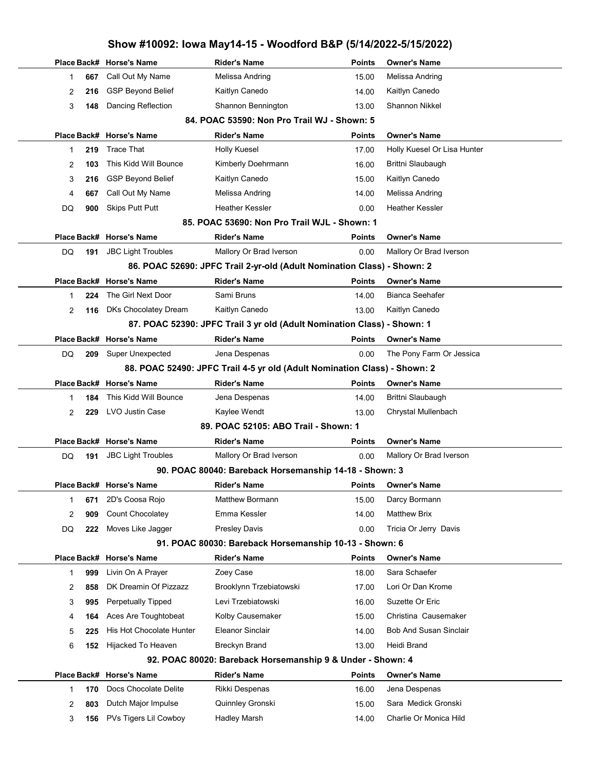# Show #10092: Iowa May14-15 - Woodford B&P (5/14/2022-5/15/2022)

| Place | Back# | Horse's Name | Rider's Name | Points | Owner's Name |
|---|---|---|---|---|---|
| 1 | 667 | Call Out My Name | Melissa Andring | 15.00 | Melissa Andring |
| 2 | 216 | GSP Beyond Belief | Kaitlyn Canedo | 14.00 | Kaitlyn Canedo |
| 3 | 148 | Dancing Reflection | Shannon Bennington | 13.00 | Shannon Nikkel |

### 84. POAC 53590: Non Pro Trail WJ - Shown: 5

| Place | Back# | Horse's Name | Rider's Name | Points | Owner's Name |
|---|---|---|---|---|---|
| 1 | 219 | Trace That | Holly Kuesel | 17.00 | Holly Kuesel Or Lisa Hunter |
| 2 | 103 | This Kidd Will Bounce | Kimberly Doehrmann | 16.00 | Brittni Slaubaugh |
| 3 | 216 | GSP Beyond Belief | Kaitlyn Canedo | 15.00 | Kaitlyn Canedo |
| 4 | 667 | Call Out My Name | Melissa Andring | 14.00 | Melissa Andring |
| DQ | 900 | Skips Putt Putt | Heather Kessler | 0.00 | Heather Kessler |

### 85. POAC 53690: Non Pro Trail WJL - Shown: 1

| Place | Back# | Horse's Name | Rider's Name | Points | Owner's Name |
|---|---|---|---|---|---|
| DQ | 191 | JBC Light Troubles | Mallory Or Brad Iverson | 0.00 | Mallory Or Brad Iverson |

### 86. POAC 52690: JPFC Trail 2-yr-old (Adult Nomination Class) - Shown: 2

| Place | Back# | Horse's Name | Rider's Name | Points | Owner's Name |
|---|---|---|---|---|---|
| 1 | 224 | The Girl Next Door | Sami Bruns | 14.00 | Bianca Seehafer |
| 2 | 116 | DKs Chocolatey Dream | Kaitlyn Canedo | 13.00 | Kaitlyn Canedo |

### 87. POAC 52390: JPFC Trail 3 yr old (Adult Nomination Class) - Shown: 1

| Place | Back# | Horse's Name | Rider's Name | Points | Owner's Name |
|---|---|---|---|---|---|
| DQ | 209 | Super Unexpected | Jena Despenas | 0.00 | The Pony Farm Or Jessica |

### 88. POAC 52490: JPFC Trail 4-5 yr old (Adult Nomination Class) - Shown: 2

| Place | Back# | Horse's Name | Rider's Name | Points | Owner's Name |
|---|---|---|---|---|---|
| 1 | 184 | This Kidd Will Bounce | Jena Despenas | 14.00 | Brittni Slaubaugh |
| 2 | 229 | LVO Justin Case | Kaylee Wendt | 13.00 | Chrystal Mullenbach |

### 89. POAC 52105: ABO Trail - Shown: 1

| Place | Back# | Horse's Name | Rider's Name | Points | Owner's Name |
|---|---|---|---|---|---|
| DQ | 191 | JBC Light Troubles | Mallory Or Brad Iverson | 0.00 | Mallory Or Brad Iverson |

### 90. POAC 80040: Bareback Horsemanship 14-18 - Shown: 3

| Place | Back# | Horse's Name | Rider's Name | Points | Owner's Name |
|---|---|---|---|---|---|
| 1 | 671 | 2D's Coosa Rojo | Matthew Bormann | 15.00 | Darcy Bormann |
| 2 | 909 | Count Chocolatey | Emma Kessler | 14.00 | Matthew Brix |
| DQ | 222 | Moves Like Jagger | Presley Davis | 0.00 | Tricia Or Jerry Davis |

### 91. POAC 80030: Bareback Horsemanship 10-13 - Shown: 6

| Place | Back# | Horse's Name | Rider's Name | Points | Owner's Name |
|---|---|---|---|---|---|
| 1 | 999 | Livin On A Prayer | Zoey Case | 18.00 | Sara Schaefer |
| 2 | 858 | DK Dreamin Of Pizzazz | Brooklynn Trzebiatowski | 17.00 | Lori Or Dan Krome |
| 3 | 995 | Perpetually Tipped | Levi Trzebiatowski | 16.00 | Suzette Or Eric |
| 4 | 164 | Aces Are Toughtobeat | Kolby Causemaker | 15.00 | Christina Causemaker |
| 5 | 225 | His Hot Chocolate Hunter | Eleanor Sinclair | 14.00 | Bob And Susan Sinclair |
| 6 | 152 | Hijacked To Heaven | Breckyn Brand | 13.00 | Heidi Brand |

### 92. POAC 80020: Bareback Horsemanship 9 & Under - Shown: 4

| Place | Back# | Horse's Name | Rider's Name | Points | Owner's Name |
|---|---|---|---|---|---|
| 1 | 170 | Docs Chocolate Delite | Rikki Despenas | 16.00 | Jena Despenas |
| 2 | 803 | Dutch Major Impulse | Quinnley Gronski | 15.00 | Sara Medick Gronski |
| 3 | 156 | PVs Tigers Lil Cowboy | Hadley Marsh | 14.00 | Charlie Or Monica Hild |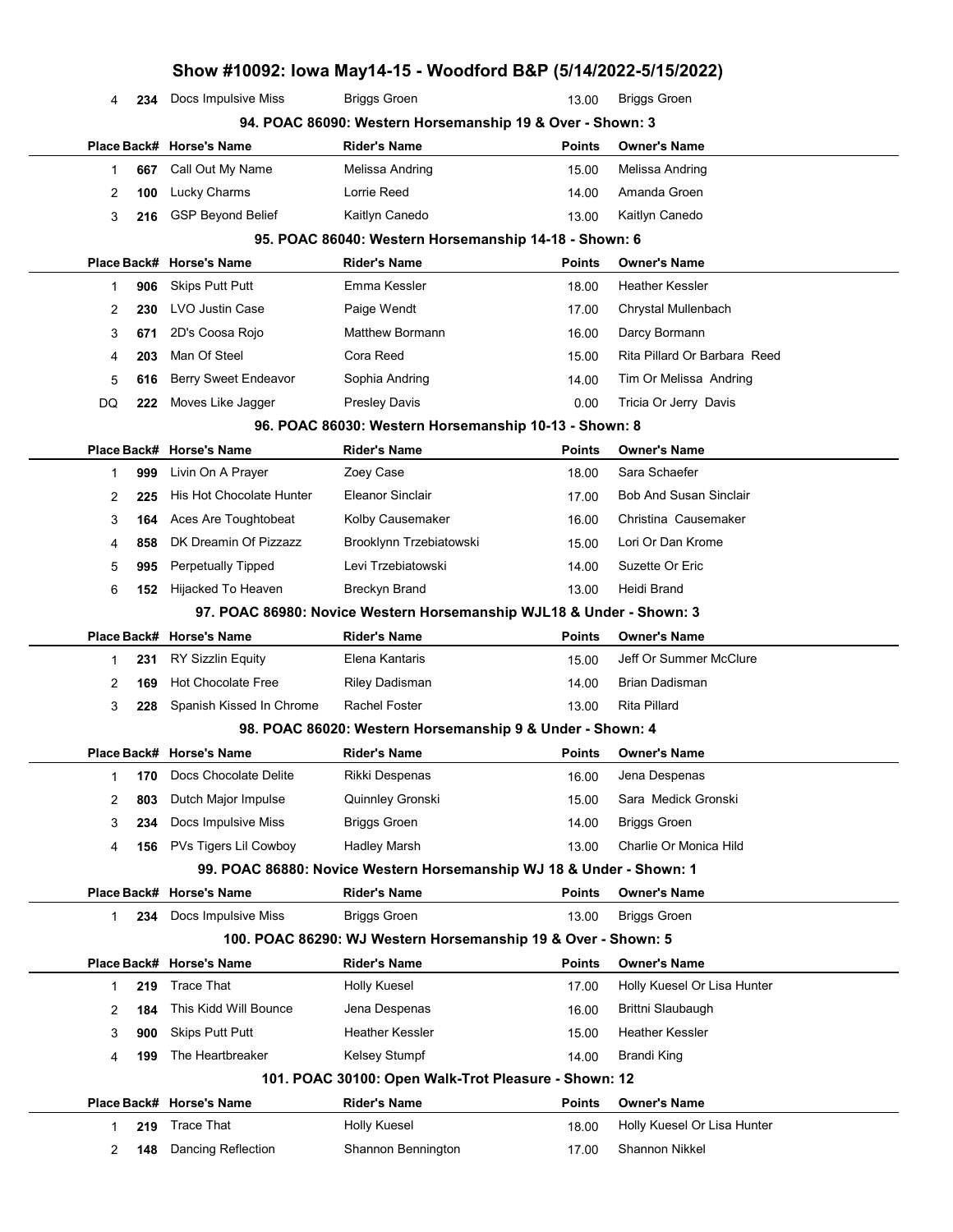# Show #10092: Iowa May14-15 - Woodford B&P (5/14/2022-5/15/2022)

| Place | Back# | Horse's Name | Rider's Name | Points | Owner's Name |
|---|---|---|---|---|---|
| 4 | 234 | Docs Impulsive Miss | Briggs Groen | 13.00 | Briggs Groen |

### 94. POAC 86090: Western Horsemanship 19 & Over - Shown: 3

| Place | Back# | Horse's Name | Rider's Name | Points | Owner's Name |
|---|---|---|---|---|---|
| 1 | 667 | Call Out My Name | Melissa Andring | 15.00 | Melissa Andring |
| 2 | 100 | Lucky Charms | Lorrie Reed | 14.00 | Amanda Groen |
| 3 | 216 | GSP Beyond Belief | Kaitlyn Canedo | 13.00 | Kaitlyn Canedo |

### 95. POAC 86040: Western Horsemanship 14-18 - Shown: 6

| Place | Back# | Horse's Name | Rider's Name | Points | Owner's Name |
|---|---|---|---|---|---|
| 1 | 906 | Skips Putt Putt | Emma Kessler | 18.00 | Heather Kessler |
| 2 | 230 | LVO Justin Case | Paige Wendt | 17.00 | Chrystal Mullenbach |
| 3 | 671 | 2D's Coosa Rojo | Matthew Bormann | 16.00 | Darcy Bormann |
| 4 | 203 | Man Of Steel | Cora Reed | 15.00 | Rita Pillard Or Barbara Reed |
| 5 | 616 | Berry Sweet Endeavor | Sophia Andring | 14.00 | Tim Or Melissa Andring |
| DQ | 222 | Moves Like Jagger | Presley Davis | 0.00 | Tricia Or Jerry Davis |

### 96. POAC 86030: Western Horsemanship 10-13 - Shown: 8

| Place | Back# | Horse's Name | Rider's Name | Points | Owner's Name |
|---|---|---|---|---|---|
| 1 | 999 | Livin On A Prayer | Zoey Case | 18.00 | Sara Schaefer |
| 2 | 225 | His Hot Chocolate Hunter | Eleanor Sinclair | 17.00 | Bob And Susan Sinclair |
| 3 | 164 | Aces Are Toughtobeat | Kolby Causemaker | 16.00 | Christina Causemaker |
| 4 | 858 | DK Dreamin Of Pizzazz | Brooklynn Trzebiatowski | 15.00 | Lori Or Dan Krome |
| 5 | 995 | Perpetually Tipped | Levi Trzebiatowski | 14.00 | Suzette Or Eric |
| 6 | 152 | Hijacked To Heaven | Breckyn Brand | 13.00 | Heidi Brand |

### 97. POAC 86980: Novice Western Horsemanship WJL18 & Under - Shown: 3

| Place | Back# | Horse's Name | Rider's Name | Points | Owner's Name |
|---|---|---|---|---|---|
| 1 | 231 | RY Sizzlin Equity | Elena Kantaris | 15.00 | Jeff Or Summer McClure |
| 2 | 169 | Hot Chocolate Free | Riley Dadisman | 14.00 | Brian Dadisman |
| 3 | 228 | Spanish Kissed In Chrome | Rachel Foster | 13.00 | Rita Pillard |

### 98. POAC 86020: Western Horsemanship 9 & Under - Shown: 4

| Place | Back# | Horse's Name | Rider's Name | Points | Owner's Name |
|---|---|---|---|---|---|
| 1 | 170 | Docs Chocolate Delite | Rikki Despenas | 16.00 | Jena Despenas |
| 2 | 803 | Dutch Major Impulse | Quinnley Gronski | 15.00 | Sara Medick Gronski |
| 3 | 234 | Docs Impulsive Miss | Briggs Groen | 14.00 | Briggs Groen |
| 4 | 156 | PVs Tigers Lil Cowboy | Hadley Marsh | 13.00 | Charlie Or Monica Hild |

### 99. POAC 86880: Novice Western Horsemanship WJ 18 & Under - Shown: 1

| Place | Back# | Horse's Name | Rider's Name | Points | Owner's Name |
|---|---|---|---|---|---|
| 1 | 234 | Docs Impulsive Miss | Briggs Groen | 13.00 | Briggs Groen |

### 100. POAC 86290: WJ Western Horsemanship 19 & Over - Shown: 5

| Place | Back# | Horse's Name | Rider's Name | Points | Owner's Name |
|---|---|---|---|---|---|
| 1 | 219 | Trace That | Holly Kuesel | 17.00 | Holly Kuesel Or Lisa Hunter |
| 2 | 184 | This Kidd Will Bounce | Jena Despenas | 16.00 | Brittni Slaubaugh |
| 3 | 900 | Skips Putt Putt | Heather Kessler | 15.00 | Heather Kessler |
| 4 | 199 | The Heartbreaker | Kelsey Stumpf | 14.00 | Brandi King |

### 101. POAC 30100: Open Walk-Trot Pleasure - Shown: 12

| Place | Back# | Horse's Name | Rider's Name | Points | Owner's Name |
|---|---|---|---|---|---|
| 1 | 219 | Trace That | Holly Kuesel | 18.00 | Holly Kuesel Or Lisa Hunter |
| 2 | 148 | Dancing Reflection | Shannon Bennington | 17.00 | Shannon Nikkel |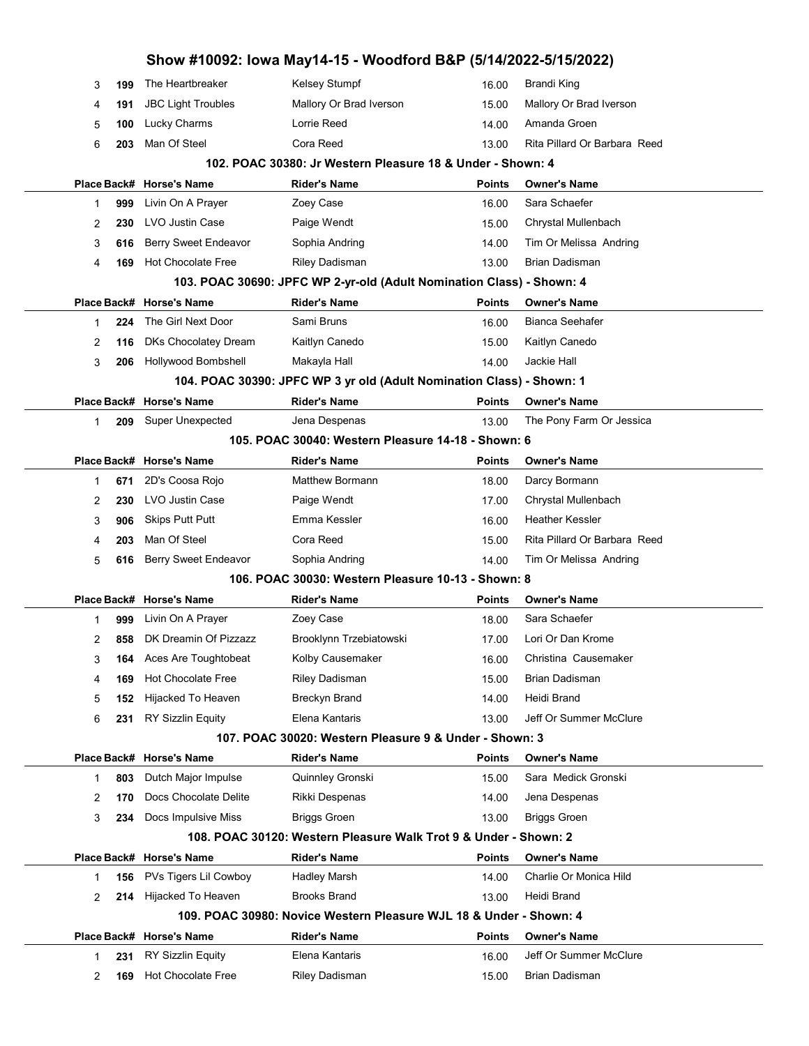| Place | Back# | Horse's Name | Rider's Name | Points | Owner's Name |
|---|---|---|---|---|---|
| 3 | 199 | The Heartbreaker | Kelsey Stumpf | 16.00 | Brandi King |
| 4 | 191 | JBC Light Troubles | Mallory Or Brad Iverson | 15.00 | Mallory Or Brad Iverson |
| 5 | 100 | Lucky Charms | Lorrie Reed | 14.00 | Amanda Groen |
| 6 | 203 | Man Of Steel | Cora Reed | 13.00 | Rita Pillard Or Barbara Reed |

### 102. POAC 30380: Jr Western Pleasure 18 & Under - Shown: 4

| Place | Back# | Horse's Name | Rider's Name | Points | Owner's Name |
|---|---|---|---|---|---|
| 1 | 999 | Livin On A Prayer | Zoey Case | 16.00 | Sara Schaefer |
| 2 | 230 | LVO Justin Case | Paige Wendt | 15.00 | Chrystal Mullenbach |
| 3 | 616 | Berry Sweet Endeavor | Sophia Andring | 14.00 | Tim Or Melissa Andring |
| 4 | 169 | Hot Chocolate Free | Riley Dadisman | 13.00 | Brian Dadisman |

### 103. POAC 30690: JPFC WP 2-yr-old (Adult Nomination Class) - Shown: 4

| Place | Back# | Horse's Name | Rider's Name | Points | Owner's Name |
|---|---|---|---|---|---|
| 1 | 224 | The Girl Next Door | Sami Bruns | 16.00 | Bianca Seehafer |
| 2 | 116 | DKs Chocolatey Dream | Kaitlyn Canedo | 15.00 | Kaitlyn Canedo |
| 3 | 206 | Hollywood Bombshell | Makayla Hall | 14.00 | Jackie Hall |

### 104. POAC 30390: JPFC WP 3 yr old (Adult Nomination Class) - Shown: 1

| Place | Back# | Horse's Name | Rider's Name | Points | Owner's Name |
|---|---|---|---|---|---|
| 1 | 209 | Super Unexpected | Jena Despenas | 13.00 | The Pony Farm Or Jessica |

### 105. POAC 30040: Western Pleasure 14-18 - Shown: 6

| Place | Back# | Horse's Name | Rider's Name | Points | Owner's Name |
|---|---|---|---|---|---|
| 1 | 671 | 2D's Coosa Rojo | Matthew Bormann | 18.00 | Darcy Bormann |
| 2 | 230 | LVO Justin Case | Paige Wendt | 17.00 | Chrystal Mullenbach |
| 3 | 906 | Skips Putt Putt | Emma Kessler | 16.00 | Heather Kessler |
| 4 | 203 | Man Of Steel | Cora Reed | 15.00 | Rita Pillard Or Barbara Reed |
| 5 | 616 | Berry Sweet Endeavor | Sophia Andring | 14.00 | Tim Or Melissa Andring |

### 106. POAC 30030: Western Pleasure 10-13 - Shown: 8

| Place | Back# | Horse's Name | Rider's Name | Points | Owner's Name |
|---|---|---|---|---|---|
| 1 | 999 | Livin On A Prayer | Zoey Case | 18.00 | Sara Schaefer |
| 2 | 858 | DK Dreamin Of Pizzazz | Brooklynn Trzebiatowski | 17.00 | Lori Or Dan Krome |
| 3 | 164 | Aces Are Toughtobeat | Kolby Causemaker | 16.00 | Christina Causemaker |
| 4 | 169 | Hot Chocolate Free | Riley Dadisman | 15.00 | Brian Dadisman |
| 5 | 152 | Hijacked To Heaven | Breckyn Brand | 14.00 | Heidi Brand |
| 6 | 231 | RY Sizzlin Equity | Elena Kantaris | 13.00 | Jeff Or Summer McClure |

### 107. POAC 30020: Western Pleasure 9 & Under - Shown: 3

| Place | Back# | Horse's Name | Rider's Name | Points | Owner's Name |
|---|---|---|---|---|---|
| 1 | 803 | Dutch Major Impulse | Quinnley Gronski | 15.00 | Sara Medick Gronski |
| 2 | 170 | Docs Chocolate Delite | Rikki Despenas | 14.00 | Jena Despenas |
| 3 | 234 | Docs Impulsive Miss | Briggs Groen | 13.00 | Briggs Groen |

### 108. POAC 30120: Western Pleasure Walk Trot 9 & Under - Shown: 2

| Place | Back# | Horse's Name | Rider's Name | Points | Owner's Name |
|---|---|---|---|---|---|
| 1 | 156 | PVs Tigers Lil Cowboy | Hadley Marsh | 14.00 | Charlie Or Monica Hild |
| 2 | 214 | Hijacked To Heaven | Brooks Brand | 13.00 | Heidi Brand |

### 109. POAC 30980: Novice Western Pleasure WJL 18 & Under - Shown: 4

| Place | Back# | Horse's Name | Rider's Name | Points | Owner's Name |
|---|---|---|---|---|---|
| 1 | 231 | RY Sizzlin Equity | Elena Kantaris | 16.00 | Jeff Or Summer McClure |
| 2 | 169 | Hot Chocolate Free | Riley Dadisman | 15.00 | Brian Dadisman |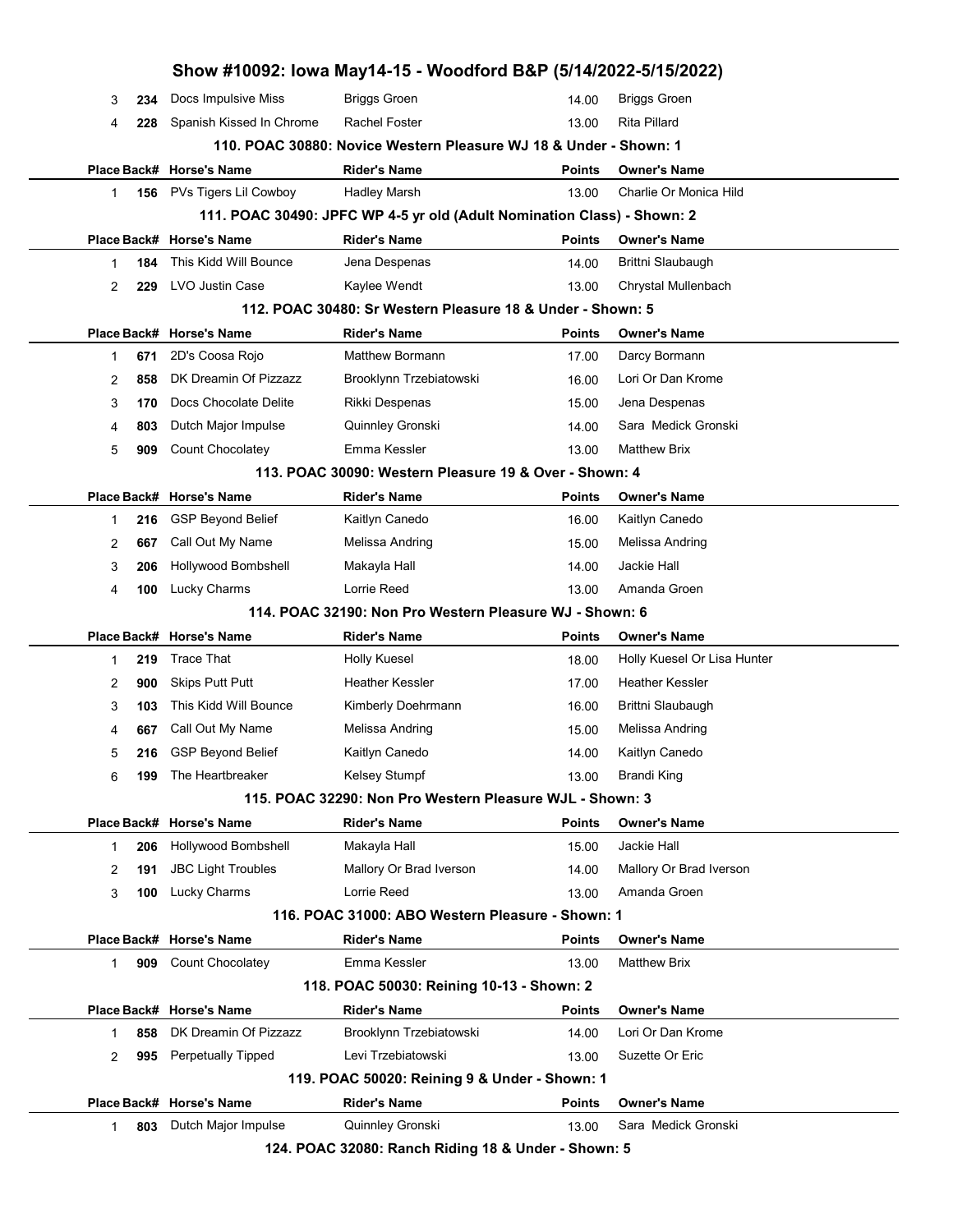# Show #10092: Iowa May14-15 - Woodford B&P (5/14/2022-5/15/2022)

| Place | Back# | Horse's Name | Rider's Name | Points | Owner's Name |
|---|---|---|---|---|---|
| 3 | 234 | Docs Impulsive Miss | Briggs Groen | 14.00 | Briggs Groen |
| 4 | 228 | Spanish Kissed In Chrome | Rachel Foster | 13.00 | Rita Pillard |

### 110. POAC 30880: Novice Western Pleasure WJ 18 & Under - Shown: 1

| Place | Back# | Horse's Name | Rider's Name | Points | Owner's Name |
|---|---|---|---|---|---|
| 1 | 156 | PVs Tigers Lil Cowboy | Hadley Marsh | 13.00 | Charlie Or Monica Hild |

### 111. POAC 30490: JPFC WP 4-5 yr old (Adult Nomination Class) - Shown: 2

| Place | Back# | Horse's Name | Rider's Name | Points | Owner's Name |
|---|---|---|---|---|---|
| 1 | 184 | This Kidd Will Bounce | Jena Despenas | 14.00 | Brittni Slaubaugh |
| 2 | 229 | LVO Justin Case | Kaylee Wendt | 13.00 | Chrystal Mullenbach |

### 112. POAC 30480: Sr Western Pleasure 18 & Under - Shown: 5

| Place | Back# | Horse's Name | Rider's Name | Points | Owner's Name |
|---|---|---|---|---|---|
| 1 | 671 | 2D's Coosa Rojo | Matthew Bormann | 17.00 | Darcy Bormann |
| 2 | 858 | DK Dreamin Of Pizzazz | Brooklynn Trzebiatowski | 16.00 | Lori Or Dan Krome |
| 3 | 170 | Docs Chocolate Delite | Rikki Despenas | 15.00 | Jena Despenas |
| 4 | 803 | Dutch Major Impulse | Quinnley Gronski | 14.00 | Sara Medick Gronski |
| 5 | 909 | Count Chocolatey | Emma Kessler | 13.00 | Matthew Brix |

### 113. POAC 30090: Western Pleasure 19 & Over - Shown: 4

| Place | Back# | Horse's Name | Rider's Name | Points | Owner's Name |
|---|---|---|---|---|---|
| 1 | 216 | GSP Beyond Belief | Kaitlyn Canedo | 16.00 | Kaitlyn Canedo |
| 2 | 667 | Call Out My Name | Melissa Andring | 15.00 | Melissa Andring |
| 3 | 206 | Hollywood Bombshell | Makayla Hall | 14.00 | Jackie Hall |
| 4 | 100 | Lucky Charms | Lorrie Reed | 13.00 | Amanda Groen |

### 114. POAC 32190: Non Pro Western Pleasure WJ - Shown: 6

| Place | Back# | Horse's Name | Rider's Name | Points | Owner's Name |
|---|---|---|---|---|---|
| 1 | 219 | Trace That | Holly Kuesel | 18.00 | Holly Kuesel Or Lisa Hunter |
| 2 | 900 | Skips Putt Putt | Heather Kessler | 17.00 | Heather Kessler |
| 3 | 103 | This Kidd Will Bounce | Kimberly Doehrmann | 16.00 | Brittni Slaubaugh |
| 4 | 667 | Call Out My Name | Melissa Andring | 15.00 | Melissa Andring |
| 5 | 216 | GSP Beyond Belief | Kaitlyn Canedo | 14.00 | Kaitlyn Canedo |
| 6 | 199 | The Heartbreaker | Kelsey Stumpf | 13.00 | Brandi King |

### 115. POAC 32290: Non Pro Western Pleasure WJL - Shown: 3

| Place | Back# | Horse's Name | Rider's Name | Points | Owner's Name |
|---|---|---|---|---|---|
| 1 | 206 | Hollywood Bombshell | Makayla Hall | 15.00 | Jackie Hall |
| 2 | 191 | JBC Light Troubles | Mallory Or Brad Iverson | 14.00 | Mallory Or Brad Iverson |
| 3 | 100 | Lucky Charms | Lorrie Reed | 13.00 | Amanda Groen |

### 116. POAC 31000: ABO Western Pleasure - Shown: 1

| Place | Back# | Horse's Name | Rider's Name | Points | Owner's Name |
|---|---|---|---|---|---|
| 1 | 909 | Count Chocolatey | Emma Kessler | 13.00 | Matthew Brix |

### 118. POAC 50030: Reining 10-13 - Shown: 2

| Place | Back# | Horse's Name | Rider's Name | Points | Owner's Name |
|---|---|---|---|---|---|
| 1 | 858 | DK Dreamin Of Pizzazz | Brooklynn Trzebiatowski | 14.00 | Lori Or Dan Krome |
| 2 | 995 | Perpetually Tipped | Levi Trzebiatowski | 13.00 | Suzette Or Eric |

### 119. POAC 50020: Reining 9 & Under - Shown: 1

| Place | Back# | Horse's Name | Rider's Name | Points | Owner's Name |
|---|---|---|---|---|---|
| 1 | 803 | Dutch Major Impulse | Quinnley Gronski | 13.00 | Sara Medick Gronski |

### 124. POAC 32080: Ranch Riding 18 & Under - Shown: 5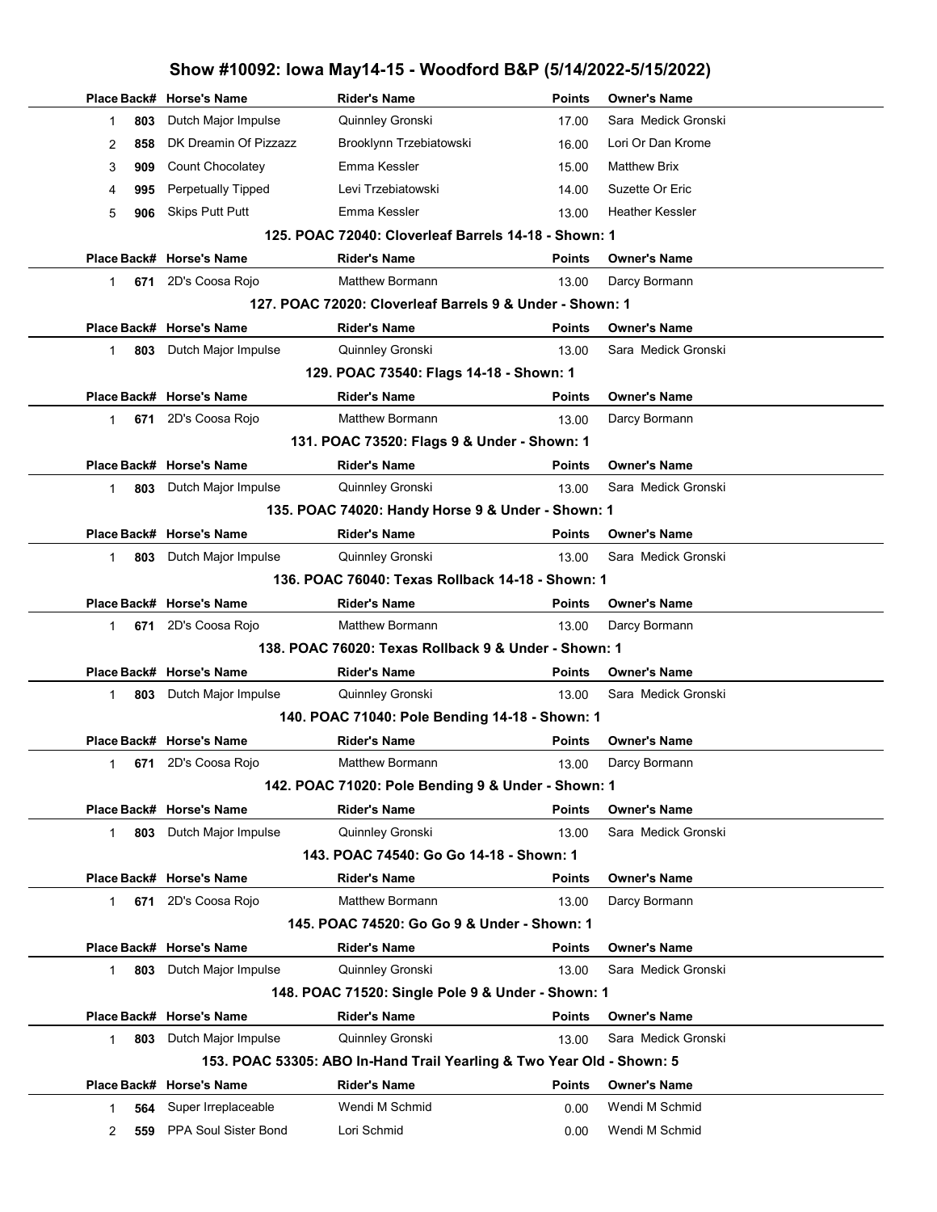# Show #10092: Iowa May14-15 - Woodford B&P (5/14/2022-5/15/2022)

| Place | Back# | Horse's Name | Rider's Name | Points | Owner's Name |
|---|---|---|---|---|---|
| 1 | 803 | Dutch Major Impulse | Quinnley Gronski | 17.00 | Sara Medick Gronski |
| 2 | 858 | DK Dreamin Of Pizzazz | Brooklynn Trzebiatowski | 16.00 | Lori Or Dan Krome |
| 3 | 909 | Count Chocolatey | Emma Kessler | 15.00 | Matthew Brix |
| 4 | 995 | Perpetually Tipped | Levi Trzebiatowski | 14.00 | Suzette Or Eric |
| 5 | 906 | Skips Putt Putt | Emma Kessler | 13.00 | Heather Kessler |

### 125. POAC 72040: Cloverleaf Barrels 14-18 - Shown: 1

| Place | Back# | Horse's Name | Rider's Name | Points | Owner's Name |
|---|---|---|---|---|---|
| 1 | 671 | 2D's Coosa Rojo | Matthew Bormann | 13.00 | Darcy Bormann |

### 127. POAC 72020: Cloverleaf Barrels 9 & Under - Shown: 1

| Place | Back# | Horse's Name | Rider's Name | Points | Owner's Name |
|---|---|---|---|---|---|
| 1 | 803 | Dutch Major Impulse | Quinnley Gronski | 13.00 | Sara Medick Gronski |

### 129. POAC 73540: Flags 14-18 - Shown: 1

| Place | Back# | Horse's Name | Rider's Name | Points | Owner's Name |
|---|---|---|---|---|---|
| 1 | 671 | 2D's Coosa Rojo | Matthew Bormann | 13.00 | Darcy Bormann |

### 131. POAC 73520: Flags 9 & Under - Shown: 1

| Place | Back# | Horse's Name | Rider's Name | Points | Owner's Name |
|---|---|---|---|---|---|
| 1 | 803 | Dutch Major Impulse | Quinnley Gronski | 13.00 | Sara Medick Gronski |

### 135. POAC 74020: Handy Horse 9 & Under - Shown: 1

| Place | Back# | Horse's Name | Rider's Name | Points | Owner's Name |
|---|---|---|---|---|---|
| 1 | 803 | Dutch Major Impulse | Quinnley Gronski | 13.00 | Sara Medick Gronski |

### 136. POAC 76040: Texas Rollback 14-18 - Shown: 1

| Place | Back# | Horse's Name | Rider's Name | Points | Owner's Name |
|---|---|---|---|---|---|
| 1 | 671 | 2D's Coosa Rojo | Matthew Bormann | 13.00 | Darcy Bormann |

### 138. POAC 76020: Texas Rollback 9 & Under - Shown: 1

| Place | Back# | Horse's Name | Rider's Name | Points | Owner's Name |
|---|---|---|---|---|---|
| 1 | 803 | Dutch Major Impulse | Quinnley Gronski | 13.00 | Sara Medick Gronski |

### 140. POAC 71040: Pole Bending 14-18 - Shown: 1

| Place | Back# | Horse's Name | Rider's Name | Points | Owner's Name |
|---|---|---|---|---|---|
| 1 | 671 | 2D's Coosa Rojo | Matthew Bormann | 13.00 | Darcy Bormann |

### 142. POAC 71020: Pole Bending 9 & Under - Shown: 1

| Place | Back# | Horse's Name | Rider's Name | Points | Owner's Name |
|---|---|---|---|---|---|
| 1 | 803 | Dutch Major Impulse | Quinnley Gronski | 13.00 | Sara Medick Gronski |

### 143. POAC 74540: Go Go 14-18 - Shown: 1

| Place | Back# | Horse's Name | Rider's Name | Points | Owner's Name |
|---|---|---|---|---|---|
| 1 | 671 | 2D's Coosa Rojo | Matthew Bormann | 13.00 | Darcy Bormann |

### 145. POAC 74520: Go Go 9 & Under - Shown: 1

| Place | Back# | Horse's Name | Rider's Name | Points | Owner's Name |
|---|---|---|---|---|---|
| 1 | 803 | Dutch Major Impulse | Quinnley Gronski | 13.00 | Sara Medick Gronski |

### 148. POAC 71520: Single Pole 9 & Under - Shown: 1

| Place | Back# | Horse's Name | Rider's Name | Points | Owner's Name |
|---|---|---|---|---|---|
| 1 | 803 | Dutch Major Impulse | Quinnley Gronski | 13.00 | Sara Medick Gronski |

### 153. POAC 53305: ABO In-Hand Trail Yearling & Two Year Old - Shown: 5

| Place | Back# | Horse's Name | Rider's Name | Points | Owner's Name |
|---|---|---|---|---|---|
| 1 | 564 | Super Irreplaceable | Wendi M Schmid | 0.00 | Wendi M Schmid |
| 2 | 559 | PPA Soul Sister Bond | Lori Schmid | 0.00 | Wendi M Schmid |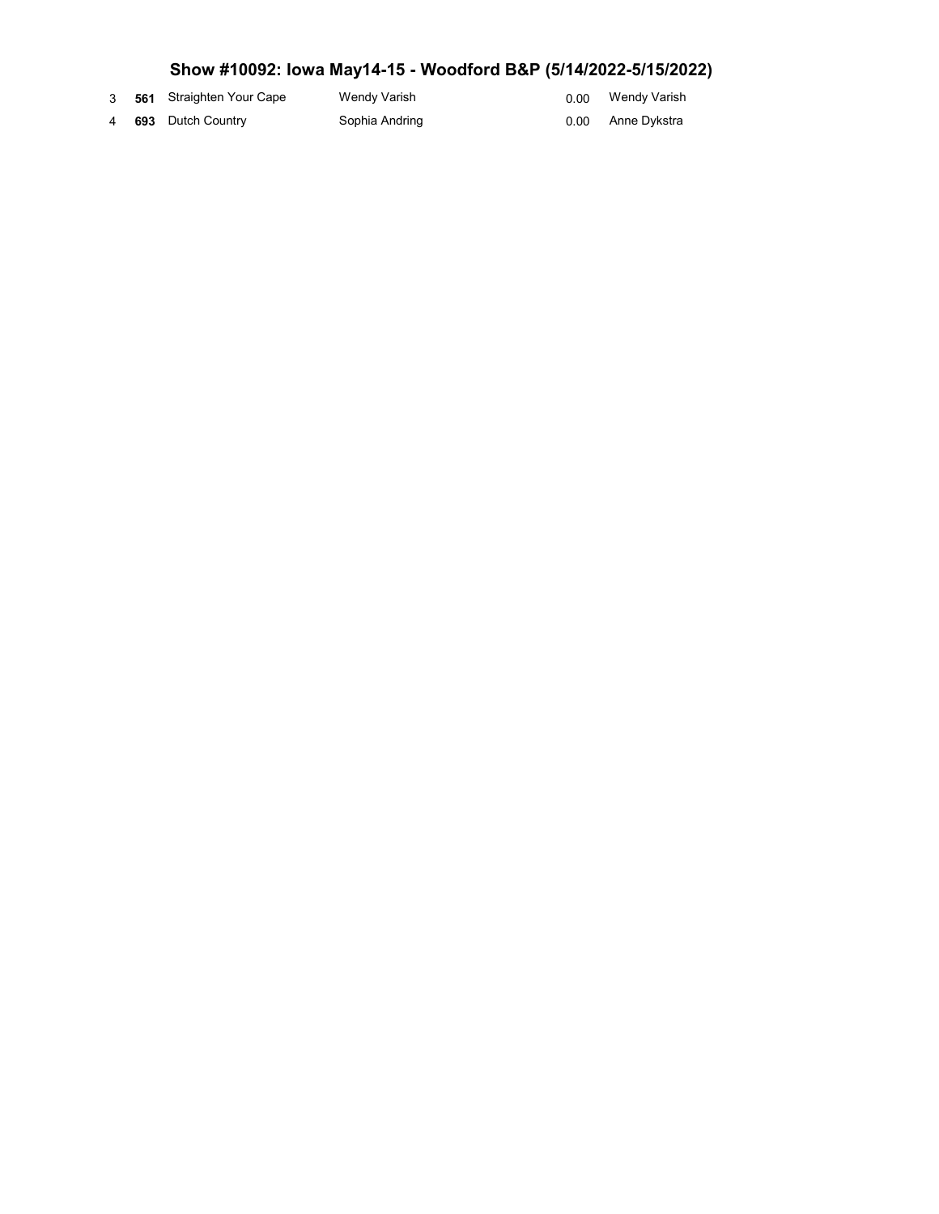## Show #10092: Iowa May14-15 - Woodford B&P (5/14/2022-5/15/2022)

| | | | | | |
|---|---|---|---|---|---|
| 3 | **561** | Straighten Your Cape | Wendy Varish | 0.00 | Wendy Varish |
| 4 | **693** | Dutch Country | Sophia Andring | 0.00 | Anne Dykstra |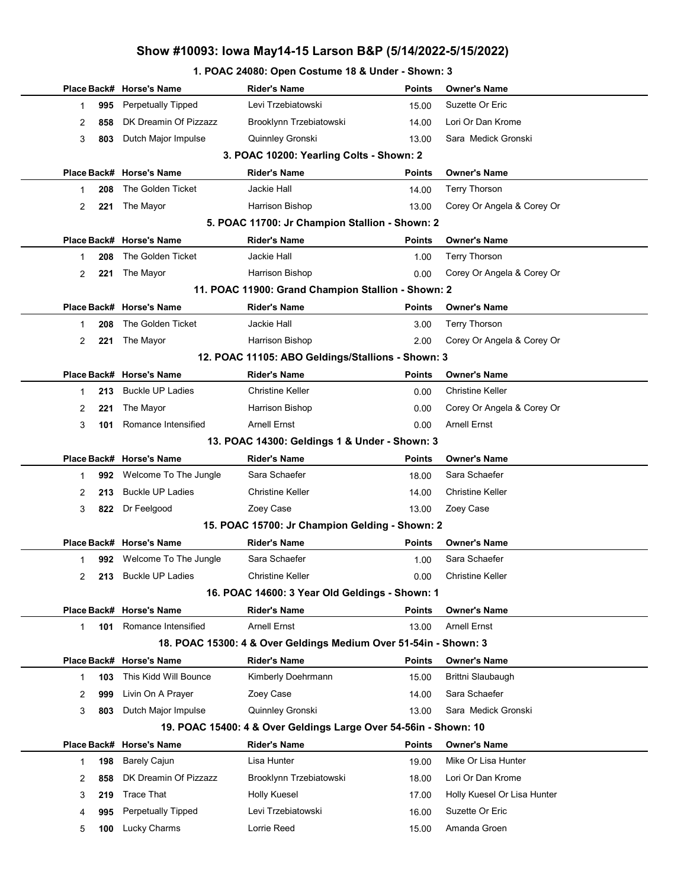# Show #10093: Iowa May14-15 Larson B&P (5/14/2022-5/15/2022)

## 1. POAC 24080: Open Costume 18 & Under - Shown: 3

| Place | Back# | Horse's Name | Rider's Name | Points | Owner's Name |
|---|---|---|---|---|---|
| 1 | 995 | Perpetually Tipped | Levi Trzebiatowski | 15.00 | Suzette Or Eric |
| 2 | 858 | DK Dreamin Of Pizzazz | Brooklynn Trzebiatowski | 14.00 | Lori Or Dan Krome |
| 3 | 803 | Dutch Major Impulse | Quinnley Gronski | 13.00 | Sara Medick Gronski |

## 3. POAC 10200: Yearling Colts - Shown: 2

| Place | Back# | Horse's Name | Rider's Name | Points | Owner's Name |
|---|---|---|---|---|---|
| 1 | 208 | The Golden Ticket | Jackie Hall | 14.00 | Terry Thorson |
| 2 | 221 | The Mayor | Harrison Bishop | 13.00 | Corey Or Angela & Corey Or |

## 5. POAC 11700: Jr Champion Stallion - Shown: 2

| Place | Back# | Horse's Name | Rider's Name | Points | Owner's Name |
|---|---|---|---|---|---|
| 1 | 208 | The Golden Ticket | Jackie Hall | 1.00 | Terry Thorson |
| 2 | 221 | The Mayor | Harrison Bishop | 0.00 | Corey Or Angela & Corey Or |

## 11. POAC 11900: Grand Champion Stallion - Shown: 2

| Place | Back# | Horse's Name | Rider's Name | Points | Owner's Name |
|---|---|---|---|---|---|
| 1 | 208 | The Golden Ticket | Jackie Hall | 3.00 | Terry Thorson |
| 2 | 221 | The Mayor | Harrison Bishop | 2.00 | Corey Or Angela & Corey Or |

## 12. POAC 11105: ABO Geldings/Stallions - Shown: 3

| Place | Back# | Horse's Name | Rider's Name | Points | Owner's Name |
|---|---|---|---|---|---|
| 1 | 213 | Buckle UP Ladies | Christine Keller | 0.00 | Christine Keller |
| 2 | 221 | The Mayor | Harrison Bishop | 0.00 | Corey Or Angela & Corey Or |
| 3 | 101 | Romance Intensified | Arnell Ernst | 0.00 | Arnell Ernst |

## 13. POAC 14300: Geldings 1 & Under - Shown: 3

| Place | Back# | Horse's Name | Rider's Name | Points | Owner's Name |
|---|---|---|---|---|---|
| 1 | 992 | Welcome To The Jungle | Sara Schaefer | 18.00 | Sara Schaefer |
| 2 | 213 | Buckle UP Ladies | Christine Keller | 14.00 | Christine Keller |
| 3 | 822 | Dr Feelgood | Zoey Case | 13.00 | Zoey Case |

## 15. POAC 15700: Jr Champion Gelding - Shown: 2

| Place | Back# | Horse's Name | Rider's Name | Points | Owner's Name |
|---|---|---|---|---|---|
| 1 | 992 | Welcome To The Jungle | Sara Schaefer | 1.00 | Sara Schaefer |
| 2 | 213 | Buckle UP Ladies | Christine Keller | 0.00 | Christine Keller |

## 16. POAC 14600: 3 Year Old Geldings - Shown: 1

| Place | Back# | Horse's Name | Rider's Name | Points | Owner's Name |
|---|---|---|---|---|---|
| 1 | 101 | Romance Intensified | Arnell Ernst | 13.00 | Arnell Ernst |

## 18. POAC 15300: 4 & Over Geldings Medium Over 51-54in - Shown: 3

| Place | Back# | Horse's Name | Rider's Name | Points | Owner's Name |
|---|---|---|---|---|---|
| 1 | 103 | This Kidd Will Bounce | Kimberly Doehrmann | 15.00 | Brittni Slaubaugh |
| 2 | 999 | Livin On A Prayer | Zoey Case | 14.00 | Sara Schaefer |
| 3 | 803 | Dutch Major Impulse | Quinnley Gronski | 13.00 | Sara Medick Gronski |

## 19. POAC 15400: 4 & Over Geldings Large Over 54-56in - Shown: 10

| Place | Back# | Horse's Name | Rider's Name | Points | Owner's Name |
|---|---|---|---|---|---|
| 1 | 198 | Barely Cajun | Lisa Hunter | 19.00 | Mike Or Lisa Hunter |
| 2 | 858 | DK Dreamin Of Pizzazz | Brooklynn Trzebiatowski | 18.00 | Lori Or Dan Krome |
| 3 | 219 | Trace That | Holly Kuesel | 17.00 | Holly Kuesel Or Lisa Hunter |
| 4 | 995 | Perpetually Tipped | Levi Trzebiatowski | 16.00 | Suzette Or Eric |
| 5 | 100 | Lucky Charms | Lorrie Reed | 15.00 | Amanda Groen |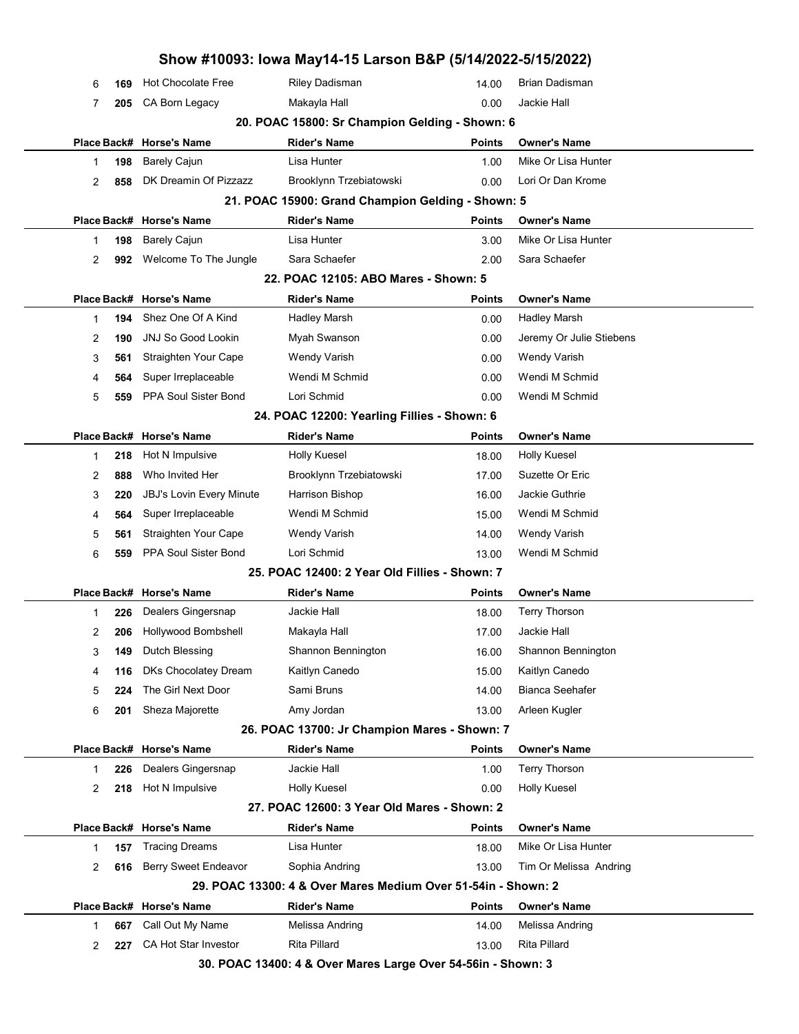# Show #10093: Iowa May14-15 Larson B&P (5/14/2022-5/15/2022)

| Place | Back# | Horse's Name | Rider's Name | Points | Owner's Name |
|---|---|---|---|---|---|
| 6 | 169 | Hot Chocolate Free | Riley Dadisman | 14.00 | Brian Dadisman |
| 7 | 205 | CA Born Legacy | Makayla Hall | 0.00 | Jackie Hall |

### 20. POAC 15800: Sr Champion Gelding - Shown: 6

| Place | Back# | Horse's Name | Rider's Name | Points | Owner's Name |
|---|---|---|---|---|---|
| 1 | 198 | Barely Cajun | Lisa Hunter | 1.00 | Mike Or Lisa Hunter |
| 2 | 858 | DK Dreamin Of Pizzazz | Brooklynn Trzebiatowski | 0.00 | Lori Or Dan Krome |

### 21. POAC 15900: Grand Champion Gelding - Shown: 5

| Place | Back# | Horse's Name | Rider's Name | Points | Owner's Name |
|---|---|---|---|---|---|
| 1 | 198 | Barely Cajun | Lisa Hunter | 3.00 | Mike Or Lisa Hunter |
| 2 | 992 | Welcome To The Jungle | Sara Schaefer | 2.00 | Sara Schaefer |

### 22. POAC 12105: ABO Mares - Shown: 5

| Place | Back# | Horse's Name | Rider's Name | Points | Owner's Name |
|---|---|---|---|---|---|
| 1 | 194 | Shez One Of A Kind | Hadley Marsh | 0.00 | Hadley Marsh |
| 2 | 190 | JNJ So Good Lookin | Myah Swanson | 0.00 | Jeremy Or Julie Stiebens |
| 3 | 561 | Straighten Your Cape | Wendy Varish | 0.00 | Wendy Varish |
| 4 | 564 | Super Irreplaceable | Wendi M Schmid | 0.00 | Wendi M Schmid |
| 5 | 559 | PPA Soul Sister Bond | Lori Schmid | 0.00 | Wendi M Schmid |

### 24. POAC 12200: Yearling Fillies - Shown: 6

| Place | Back# | Horse's Name | Rider's Name | Points | Owner's Name |
|---|---|---|---|---|---|
| 1 | 218 | Hot N Impulsive | Holly Kuesel | 18.00 | Holly Kuesel |
| 2 | 888 | Who Invited Her | Brooklynn Trzebiatowski | 17.00 | Suzette Or Eric |
| 3 | 220 | JBJ's Lovin Every Minute | Harrison Bishop | 16.00 | Jackie Guthrie |
| 4 | 564 | Super Irreplaceable | Wendi M Schmid | 15.00 | Wendi M Schmid |
| 5 | 561 | Straighten Your Cape | Wendy Varish | 14.00 | Wendy Varish |
| 6 | 559 | PPA Soul Sister Bond | Lori Schmid | 13.00 | Wendi M Schmid |

### 25. POAC 12400: 2 Year Old Fillies - Shown: 7

| Place | Back# | Horse's Name | Rider's Name | Points | Owner's Name |
|---|---|---|---|---|---|
| 1 | 226 | Dealers Gingersnap | Jackie Hall | 18.00 | Terry Thorson |
| 2 | 206 | Hollywood Bombshell | Makayla Hall | 17.00 | Jackie Hall |
| 3 | 149 | Dutch Blessing | Shannon Bennington | 16.00 | Shannon Bennington |
| 4 | 116 | DKs Chocolatey Dream | Kaitlyn Canedo | 15.00 | Kaitlyn Canedo |
| 5 | 224 | The Girl Next Door | Sami Bruns | 14.00 | Bianca Seehafer |
| 6 | 201 | Sheza Majorette | Amy Jordan | 13.00 | Arleen Kugler |

### 26. POAC 13700: Jr Champion Mares - Shown: 7

| Place | Back# | Horse's Name | Rider's Name | Points | Owner's Name |
|---|---|---|---|---|---|
| 1 | 226 | Dealers Gingersnap | Jackie Hall | 1.00 | Terry Thorson |
| 2 | 218 | Hot N Impulsive | Holly Kuesel | 0.00 | Holly Kuesel |

### 27. POAC 12600: 3 Year Old Mares - Shown: 2

| Place | Back# | Horse's Name | Rider's Name | Points | Owner's Name |
|---|---|---|---|---|---|
| 1 | 157 | Tracing Dreams | Lisa Hunter | 18.00 | Mike Or Lisa Hunter |
| 2 | 616 | Berry Sweet Endeavor | Sophia Andring | 13.00 | Tim Or Melissa Andring |

### 29. POAC 13300: 4 & Over Mares Medium Over 51-54in - Shown: 2

| Place | Back# | Horse's Name | Rider's Name | Points | Owner's Name |
|---|---|---|---|---|---|
| 1 | 667 | Call Out My Name | Melissa Andring | 14.00 | Melissa Andring |
| 2 | 227 | CA Hot Star Investor | Rita Pillard | 13.00 | Rita Pillard |

### 30. POAC 13400: 4 & Over Mares Large Over 54-56in - Shown: 3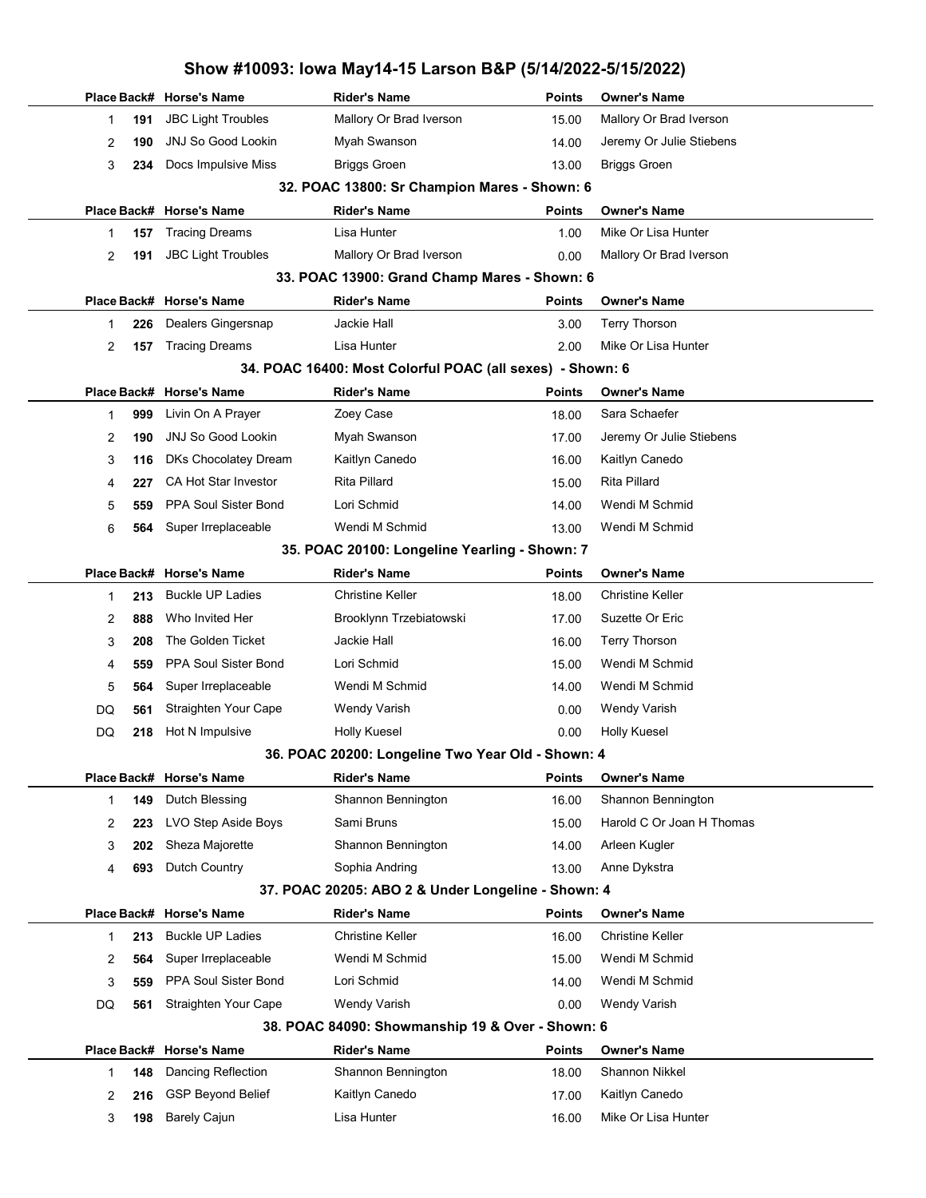## Show #10093: Iowa May14-15 Larson B&P (5/14/2022-5/15/2022)

| Place | Back# | Horse's Name | Rider's Name | Points | Owner's Name |
|---|---|---|---|---|---|
| 1 | 191 | JBC Light Troubles | Mallory Or Brad Iverson | 15.00 | Mallory Or Brad Iverson |
| 2 | 190 | JNJ So Good Lookin | Myah Swanson | 14.00 | Jeremy Or Julie Stiebens |
| 3 | 234 | Docs Impulsive Miss | Briggs Groen | 13.00 | Briggs Groen |

### 32. POAC 13800: Sr Champion Mares - Shown: 6

| Place | Back# | Horse's Name | Rider's Name | Points | Owner's Name |
|---|---|---|---|---|---|
| 1 | 157 | Tracing Dreams | Lisa Hunter | 1.00 | Mike Or Lisa Hunter |
| 2 | 191 | JBC Light Troubles | Mallory Or Brad Iverson | 0.00 | Mallory Or Brad Iverson |

### 33. POAC 13900: Grand Champ Mares - Shown: 6

| Place | Back# | Horse's Name | Rider's Name | Points | Owner's Name |
|---|---|---|---|---|---|
| 1 | 226 | Dealers Gingersnap | Jackie Hall | 3.00 | Terry Thorson |
| 2 | 157 | Tracing Dreams | Lisa Hunter | 2.00 | Mike Or Lisa Hunter |

### 34. POAC 16400: Most Colorful POAC (all sexes) - Shown: 6

| Place | Back# | Horse's Name | Rider's Name | Points | Owner's Name |
|---|---|---|---|---|---|
| 1 | 999 | Livin On A Prayer | Zoey Case | 18.00 | Sara Schaefer |
| 2 | 190 | JNJ So Good Lookin | Myah Swanson | 17.00 | Jeremy Or Julie Stiebens |
| 3 | 116 | DKs Chocolatey Dream | Kaitlyn Canedo | 16.00 | Kaitlyn Canedo |
| 4 | 227 | CA Hot Star Investor | Rita Pillard | 15.00 | Rita Pillard |
| 5 | 559 | PPA Soul Sister Bond | Lori Schmid | 14.00 | Wendi M Schmid |
| 6 | 564 | Super Irreplaceable | Wendi M Schmid | 13.00 | Wendi M Schmid |

### 35. POAC 20100: Longeline Yearling - Shown: 7

| Place | Back# | Horse's Name | Rider's Name | Points | Owner's Name |
|---|---|---|---|---|---|
| 1 | 213 | Buckle UP Ladies | Christine Keller | 18.00 | Christine Keller |
| 2 | 888 | Who Invited Her | Brooklynn Trzebiatowski | 17.00 | Suzette Or Eric |
| 3 | 208 | The Golden Ticket | Jackie Hall | 16.00 | Terry Thorson |
| 4 | 559 | PPA Soul Sister Bond | Lori Schmid | 15.00 | Wendi M Schmid |
| 5 | 564 | Super Irreplaceable | Wendi M Schmid | 14.00 | Wendi M Schmid |
| DQ | 561 | Straighten Your Cape | Wendy Varish | 0.00 | Wendy Varish |
| DQ | 218 | Hot N Impulsive | Holly Kuesel | 0.00 | Holly Kuesel |

### 36. POAC 20200: Longeline Two Year Old - Shown: 4

| Place | Back# | Horse's Name | Rider's Name | Points | Owner's Name |
|---|---|---|---|---|---|
| 1 | 149 | Dutch Blessing | Shannon Bennington | 16.00 | Shannon Bennington |
| 2 | 223 | LVO Step Aside Boys | Sami Bruns | 15.00 | Harold C Or Joan H Thomas |
| 3 | 202 | Sheza Majorette | Shannon Bennington | 14.00 | Arleen Kugler |
| 4 | 693 | Dutch Country | Sophia Andring | 13.00 | Anne Dykstra |

### 37. POAC 20205: ABO 2 & Under Longeline - Shown: 4

| Place | Back# | Horse's Name | Rider's Name | Points | Owner's Name |
|---|---|---|---|---|---|
| 1 | 213 | Buckle UP Ladies | Christine Keller | 16.00 | Christine Keller |
| 2 | 564 | Super Irreplaceable | Wendi M Schmid | 15.00 | Wendi M Schmid |
| 3 | 559 | PPA Soul Sister Bond | Lori Schmid | 14.00 | Wendi M Schmid |
| DQ | 561 | Straighten Your Cape | Wendy Varish | 0.00 | Wendy Varish |

### 38. POAC 84090: Showmanship 19 & Over - Shown: 6

| Place | Back# | Horse's Name | Rider's Name | Points | Owner's Name |
|---|---|---|---|---|---|
| 1 | 148 | Dancing Reflection | Shannon Bennington | 18.00 | Shannon Nikkel |
| 2 | 216 | GSP Beyond Belief | Kaitlyn Canedo | 17.00 | Kaitlyn Canedo |
| 3 | 198 | Barely Cajun | Lisa Hunter | 16.00 | Mike Or Lisa Hunter |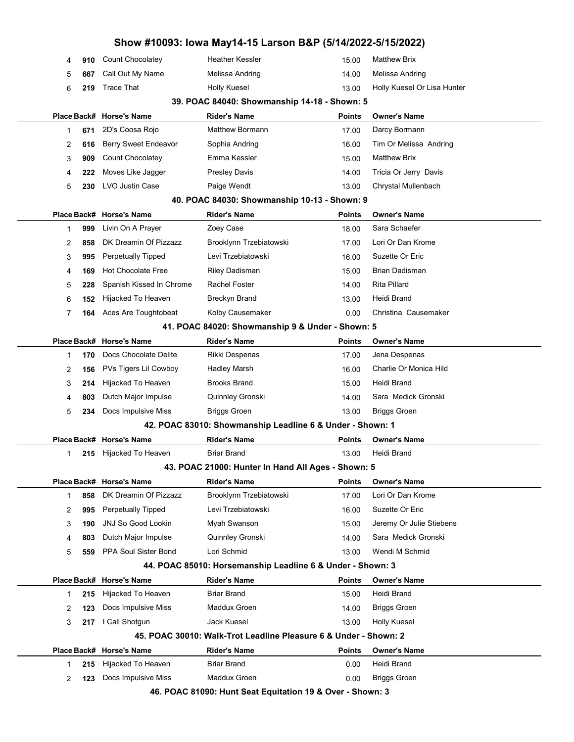# Show #10093: Iowa May14-15 Larson B&P (5/14/2022-5/15/2022)

| Place | Back# | Horse's Name | Rider's Name | Points | Owner's Name |
|---|---|---|---|---|---|
| 4 | 910 | Count Chocolatey | Heather Kessler | 15.00 | Matthew Brix |
| 5 | 667 | Call Out My Name | Melissa Andring | 14.00 | Melissa Andring |
| 6 | 219 | Trace That | Holly Kuesel | 13.00 | Holly Kuesel Or Lisa Hunter |

### 39. POAC 84040: Showmanship 14-18 - Shown: 5

| Place | Back# | Horse's Name | Rider's Name | Points | Owner's Name |
|---|---|---|---|---|---|
| 1 | 671 | 2D's Coosa Rojo | Matthew Bormann | 17.00 | Darcy Bormann |
| 2 | 616 | Berry Sweet Endeavor | Sophia Andring | 16.00 | Tim Or Melissa Andring |
| 3 | 909 | Count Chocolatey | Emma Kessler | 15.00 | Matthew Brix |
| 4 | 222 | Moves Like Jagger | Presley Davis | 14.00 | Tricia Or Jerry Davis |
| 5 | 230 | LVO Justin Case | Paige Wendt | 13.00 | Chrystal Mullenbach |

### 40. POAC 84030: Showmanship 10-13 - Shown: 9

| Place | Back# | Horse's Name | Rider's Name | Points | Owner's Name |
|---|---|---|---|---|---|
| 1 | 999 | Livin On A Prayer | Zoey Case | 18.00 | Sara Schaefer |
| 2 | 858 | DK Dreamin Of Pizzazz | Brooklynn Trzebiatowski | 17.00 | Lori Or Dan Krome |
| 3 | 995 | Perpetually Tipped | Levi Trzebiatowski | 16.00 | Suzette Or Eric |
| 4 | 169 | Hot Chocolate Free | Riley Dadisman | 15.00 | Brian Dadisman |
| 5 | 228 | Spanish Kissed In Chrome | Rachel Foster | 14.00 | Rita Pillard |
| 6 | 152 | Hijacked To Heaven | Breckyn Brand | 13.00 | Heidi Brand |
| 7 | 164 | Aces Are Toughtobeat | Kolby Causemaker | 0.00 | Christina Causemaker |

### 41. POAC 84020: Showmanship 9 & Under - Shown: 5

| Place | Back# | Horse's Name | Rider's Name | Points | Owner's Name |
|---|---|---|---|---|---|
| 1 | 170 | Docs Chocolate Delite | Rikki Despenas | 17.00 | Jena Despenas |
| 2 | 156 | PVs Tigers Lil Cowboy | Hadley Marsh | 16.00 | Charlie Or Monica Hild |
| 3 | 214 | Hijacked To Heaven | Brooks Brand | 15.00 | Heidi Brand |
| 4 | 803 | Dutch Major Impulse | Quinnley Gronski | 14.00 | Sara Medick Gronski |
| 5 | 234 | Docs Impulsive Miss | Briggs Groen | 13.00 | Briggs Groen |

### 42. POAC 83010: Showmanship Leadline 6 & Under - Shown: 1

| Place | Back# | Horse's Name | Rider's Name | Points | Owner's Name |
|---|---|---|---|---|---|
| 1 | 215 | Hijacked To Heaven | Briar Brand | 13.00 | Heidi Brand |

### 43. POAC 21000: Hunter In Hand All Ages - Shown: 5

| Place | Back# | Horse's Name | Rider's Name | Points | Owner's Name |
|---|---|---|---|---|---|
| 1 | 858 | DK Dreamin Of Pizzazz | Brooklynn Trzebiatowski | 17.00 | Lori Or Dan Krome |
| 2 | 995 | Perpetually Tipped | Levi Trzebiatowski | 16.00 | Suzette Or Eric |
| 3 | 190 | JNJ So Good Lookin | Myah Swanson | 15.00 | Jeremy Or Julie Stiebens |
| 4 | 803 | Dutch Major Impulse | Quinnley Gronski | 14.00 | Sara Medick Gronski |
| 5 | 559 | PPA Soul Sister Bond | Lori Schmid | 13.00 | Wendi M Schmid |

### 44. POAC 85010: Horsemanship Leadline 6 & Under - Shown: 3

| Place | Back# | Horse's Name | Rider's Name | Points | Owner's Name |
|---|---|---|---|---|---|
| 1 | 215 | Hijacked To Heaven | Briar Brand | 15.00 | Heidi Brand |
| 2 | 123 | Docs Impulsive Miss | Maddux Groen | 14.00 | Briggs Groen |
| 3 | 217 | I Call Shotgun | Jack Kuesel | 13.00 | Holly Kuesel |

### 45. POAC 30010: Walk-Trot Leadline Pleasure 6 & Under - Shown: 2

| Place | Back# | Horse's Name | Rider's Name | Points | Owner's Name |
|---|---|---|---|---|---|
| 1 | 215 | Hijacked To Heaven | Briar Brand | 0.00 | Heidi Brand |
| 2 | 123 | Docs Impulsive Miss | Maddux Groen | 0.00 | Briggs Groen |

### 46. POAC 81090: Hunt Seat Equitation 19 & Over - Shown: 3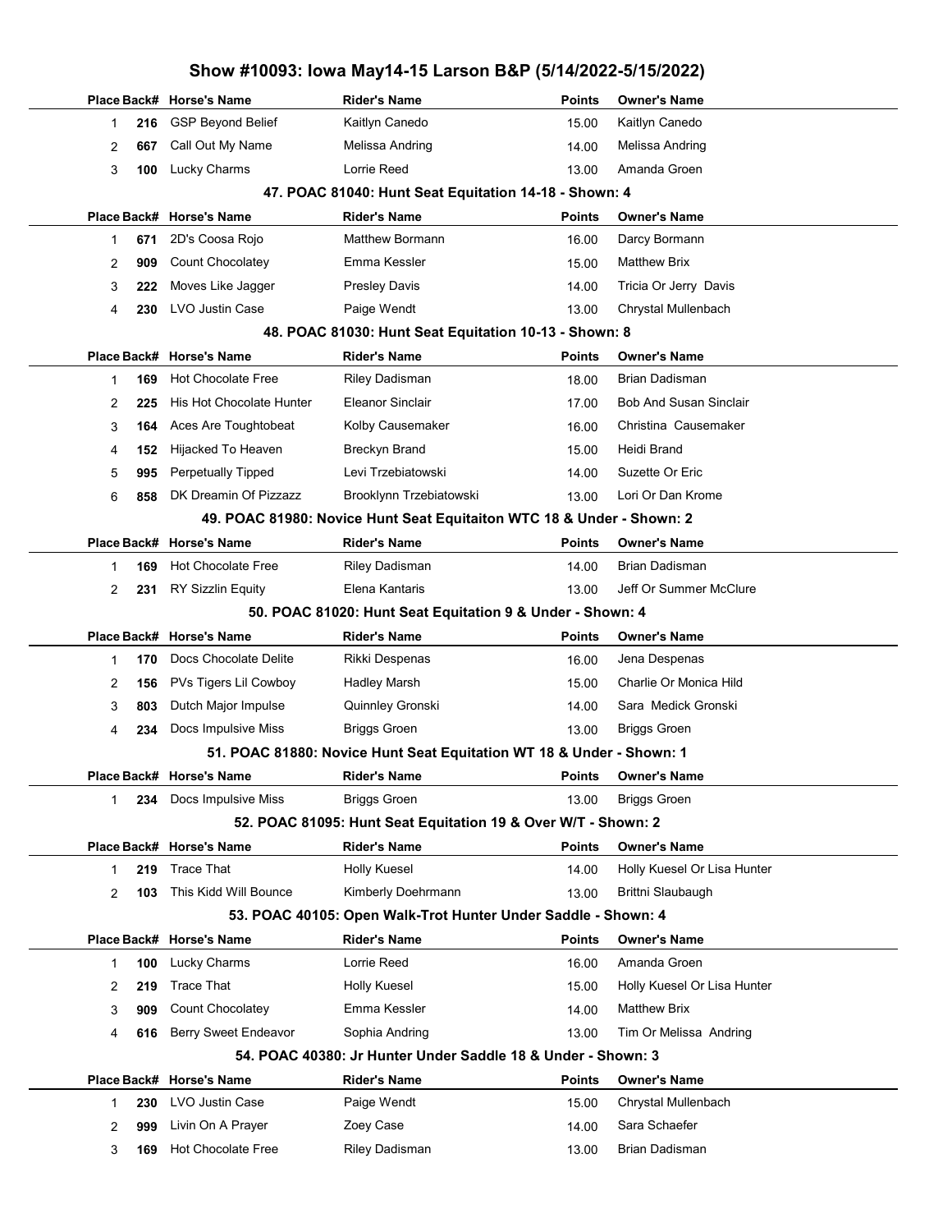# Show #10093: Iowa May14-15 Larson B&P (5/14/2022-5/15/2022)

| Place | Back# | Horse's Name | Rider's Name | Points | Owner's Name |
|---|---|---|---|---|---|
| 1 | 216 | GSP Beyond Belief | Kaitlyn Canedo | 15.00 | Kaitlyn Canedo |
| 2 | 667 | Call Out My Name | Melissa Andring | 14.00 | Melissa Andring |
| 3 | 100 | Lucky Charms | Lorrie Reed | 13.00 | Amanda Groen |

### 47. POAC 81040: Hunt Seat Equitation 14-18 - Shown: 4

| Place | Back# | Horse's Name | Rider's Name | Points | Owner's Name |
|---|---|---|---|---|---|
| 1 | 671 | 2D's Coosa Rojo | Matthew Bormann | 16.00 | Darcy Bormann |
| 2 | 909 | Count Chocolatey | Emma Kessler | 15.00 | Matthew Brix |
| 3 | 222 | Moves Like Jagger | Presley Davis | 14.00 | Tricia Or Jerry Davis |
| 4 | 230 | LVO Justin Case | Paige Wendt | 13.00 | Chrystal Mullenbach |

### 48. POAC 81030: Hunt Seat Equitation 10-13 - Shown: 8

| Place | Back# | Horse's Name | Rider's Name | Points | Owner's Name |
|---|---|---|---|---|---|
| 1 | 169 | Hot Chocolate Free | Riley Dadisman | 18.00 | Brian Dadisman |
| 2 | 225 | His Hot Chocolate Hunter | Eleanor Sinclair | 17.00 | Bob And Susan Sinclair |
| 3 | 164 | Aces Are Toughtobeat | Kolby Causemaker | 16.00 | Christina Causemaker |
| 4 | 152 | Hijacked To Heaven | Breckyn Brand | 15.00 | Heidi Brand |
| 5 | 995 | Perpetually Tipped | Levi Trzebiatowski | 14.00 | Suzette Or Eric |
| 6 | 858 | DK Dreamin Of Pizzazz | Brooklynn Trzebiatowski | 13.00 | Lori Or Dan Krome |

### 49. POAC 81980: Novice Hunt Seat Equitaiton WTC 18 & Under - Shown: 2

| Place | Back# | Horse's Name | Rider's Name | Points | Owner's Name |
|---|---|---|---|---|---|
| 1 | 169 | Hot Chocolate Free | Riley Dadisman | 14.00 | Brian Dadisman |
| 2 | 231 | RY Sizzlin Equity | Elena Kantaris | 13.00 | Jeff Or Summer McClure |

### 50. POAC 81020: Hunt Seat Equitation 9 & Under - Shown: 4

| Place | Back# | Horse's Name | Rider's Name | Points | Owner's Name |
|---|---|---|---|---|---|
| 1 | 170 | Docs Chocolate Delite | Rikki Despenas | 16.00 | Jena Despenas |
| 2 | 156 | PVs Tigers Lil Cowboy | Hadley Marsh | 15.00 | Charlie Or Monica Hild |
| 3 | 803 | Dutch Major Impulse | Quinnley Gronski | 14.00 | Sara Medick Gronski |
| 4 | 234 | Docs Impulsive Miss | Briggs Groen | 13.00 | Briggs Groen |

### 51. POAC 81880: Novice Hunt Seat Equitation WT 18 & Under - Shown: 1

| Place | Back# | Horse's Name | Rider's Name | Points | Owner's Name |
|---|---|---|---|---|---|
| 1 | 234 | Docs Impulsive Miss | Briggs Groen | 13.00 | Briggs Groen |

### 52. POAC 81095: Hunt Seat Equitation 19 & Over W/T - Shown: 2

| Place | Back# | Horse's Name | Rider's Name | Points | Owner's Name |
|---|---|---|---|---|---|
| 1 | 219 | Trace That | Holly Kuesel | 14.00 | Holly Kuesel Or Lisa Hunter |
| 2 | 103 | This Kidd Will Bounce | Kimberly Doehrmann | 13.00 | Brittni Slaubaugh |

### 53. POAC 40105: Open Walk-Trot Hunter Under Saddle - Shown: 4

| Place | Back# | Horse's Name | Rider's Name | Points | Owner's Name |
|---|---|---|---|---|---|
| 1 | 100 | Lucky Charms | Lorrie Reed | 16.00 | Amanda Groen |
| 2 | 219 | Trace That | Holly Kuesel | 15.00 | Holly Kuesel Or Lisa Hunter |
| 3 | 909 | Count Chocolatey | Emma Kessler | 14.00 | Matthew Brix |
| 4 | 616 | Berry Sweet Endeavor | Sophia Andring | 13.00 | Tim Or Melissa Andring |

### 54. POAC 40380: Jr Hunter Under Saddle 18 & Under - Shown: 3

| Place | Back# | Horse's Name | Rider's Name | Points | Owner's Name |
|---|---|---|---|---|---|
| 1 | 230 | LVO Justin Case | Paige Wendt | 15.00 | Chrystal Mullenbach |
| 2 | 999 | Livin On A Prayer | Zoey Case | 14.00 | Sara Schaefer |
| 3 | 169 | Hot Chocolate Free | Riley Dadisman | 13.00 | Brian Dadisman |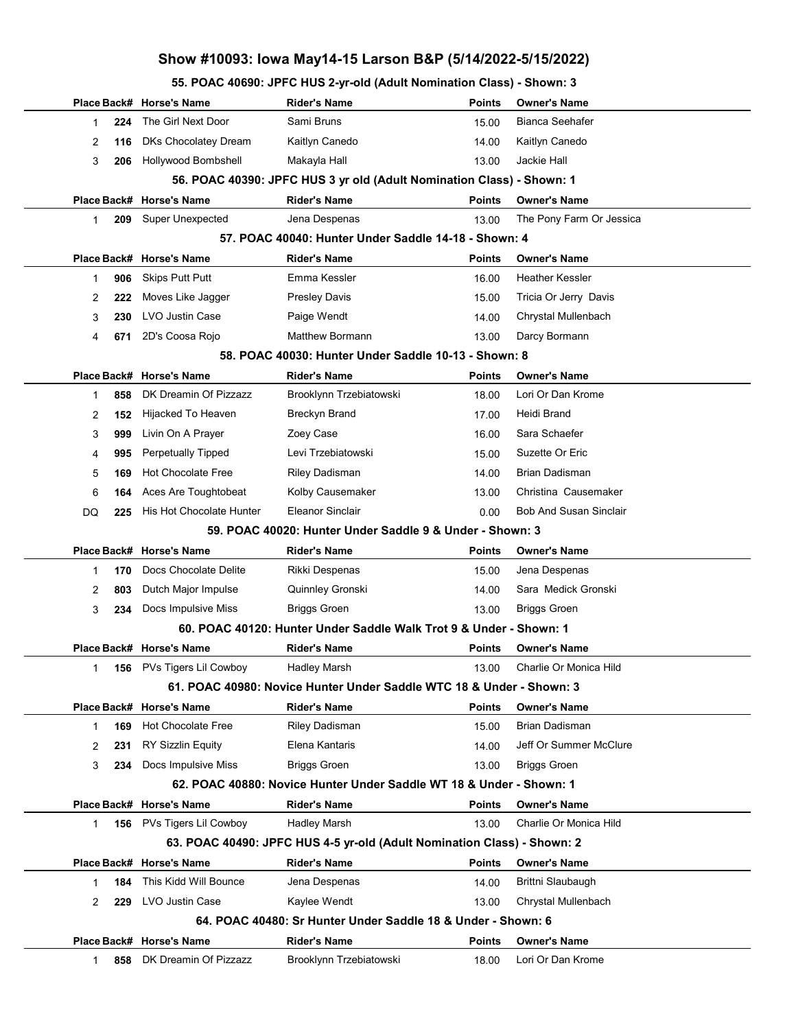# Show #10093: Iowa May14-15 Larson B&P (5/14/2022-5/15/2022)

### 55. POAC 40690: JPFC HUS 2-yr-old (Adult Nomination Class) - Shown: 3

| Place | Back# | Horse's Name | Rider's Name | Points | Owner's Name |
|---|---|---|---|---|---|
| 1 | 224 | The Girl Next Door | Sami Bruns | 15.00 | Bianca Seehafer |
| 2 | 116 | DKs Chocolatey Dream | Kaitlyn Canedo | 14.00 | Kaitlyn Canedo |
| 3 | 206 | Hollywood Bombshell | Makayla Hall | 13.00 | Jackie Hall |

### 56. POAC 40390: JPFC HUS 3 yr old (Adult Nomination Class) - Shown: 1

| Place | Back# | Horse's Name | Rider's Name | Points | Owner's Name |
|---|---|---|---|---|---|
| 1 | 209 | Super Unexpected | Jena Despenas | 13.00 | The Pony Farm Or Jessica |

### 57. POAC 40040: Hunter Under Saddle 14-18 - Shown: 4

| Place | Back# | Horse's Name | Rider's Name | Points | Owner's Name |
|---|---|---|---|---|---|
| 1 | 906 | Skips Putt Putt | Emma Kessler | 16.00 | Heather Kessler |
| 2 | 222 | Moves Like Jagger | Presley Davis | 15.00 | Tricia Or Jerry Davis |
| 3 | 230 | LVO Justin Case | Paige Wendt | 14.00 | Chrystal Mullenbach |
| 4 | 671 | 2D's Coosa Rojo | Matthew Bormann | 13.00 | Darcy Bormann |

### 58. POAC 40030: Hunter Under Saddle 10-13 - Shown: 8

| Place | Back# | Horse's Name | Rider's Name | Points | Owner's Name |
|---|---|---|---|---|---|
| 1 | 858 | DK Dreamin Of Pizzazz | Brooklynn Trzebiatowski | 18.00 | Lori Or Dan Krome |
| 2 | 152 | Hijacked To Heaven | Breckyn Brand | 17.00 | Heidi Brand |
| 3 | 999 | Livin On A Prayer | Zoey Case | 16.00 | Sara Schaefer |
| 4 | 995 | Perpetually Tipped | Levi Trzebiatowski | 15.00 | Suzette Or Eric |
| 5 | 169 | Hot Chocolate Free | Riley Dadisman | 14.00 | Brian Dadisman |
| 6 | 164 | Aces Are Toughtobeat | Kolby Causemaker | 13.00 | Christina Causemaker |
| DQ | 225 | His Hot Chocolate Hunter | Eleanor Sinclair | 0.00 | Bob And Susan Sinclair |

### 59. POAC 40020: Hunter Under Saddle 9 & Under - Shown: 3

| Place | Back# | Horse's Name | Rider's Name | Points | Owner's Name |
|---|---|---|---|---|---|
| 1 | 170 | Docs Chocolate Delite | Rikki Despenas | 15.00 | Jena Despenas |
| 2 | 803 | Dutch Major Impulse | Quinnley Gronski | 14.00 | Sara Medick Gronski |
| 3 | 234 | Docs Impulsive Miss | Briggs Groen | 13.00 | Briggs Groen |

### 60. POAC 40120: Hunter Under Saddle Walk Trot 9 & Under - Shown: 1

| Place | Back# | Horse's Name | Rider's Name | Points | Owner's Name |
|---|---|---|---|---|---|
| 1 | 156 | PVs Tigers Lil Cowboy | Hadley Marsh | 13.00 | Charlie Or Monica Hild |

### 61. POAC 40980: Novice Hunter Under Saddle WTC 18 & Under - Shown: 3

| Place | Back# | Horse's Name | Rider's Name | Points | Owner's Name |
|---|---|---|---|---|---|
| 1 | 169 | Hot Chocolate Free | Riley Dadisman | 15.00 | Brian Dadisman |
| 2 | 231 | RY Sizzlin Equity | Elena Kantaris | 14.00 | Jeff Or Summer McClure |
| 3 | 234 | Docs Impulsive Miss | Briggs Groen | 13.00 | Briggs Groen |

### 62. POAC 40880: Novice Hunter Under Saddle WT 18 & Under - Shown: 1

| Place | Back# | Horse's Name | Rider's Name | Points | Owner's Name |
|---|---|---|---|---|---|
| 1 | 156 | PVs Tigers Lil Cowboy | Hadley Marsh | 13.00 | Charlie Or Monica Hild |

### 63. POAC 40490: JPFC HUS 4-5 yr-old (Adult Nomination Class) - Shown: 2

| Place | Back# | Horse's Name | Rider's Name | Points | Owner's Name |
|---|---|---|---|---|---|
| 1 | 184 | This Kidd Will Bounce | Jena Despenas | 14.00 | Brittni Slaubaugh |
| 2 | 229 | LVO Justin Case | Kaylee Wendt | 13.00 | Chrystal Mullenbach |

### 64. POAC 40480: Sr Hunter Under Saddle 18 & Under - Shown: 6

| Place | Back# | Horse's Name | Rider's Name | Points | Owner's Name |
|---|---|---|---|---|---|
| 1 | 858 | DK Dreamin Of Pizzazz | Brooklynn Trzebiatowski | 18.00 | Lori Or Dan Krome |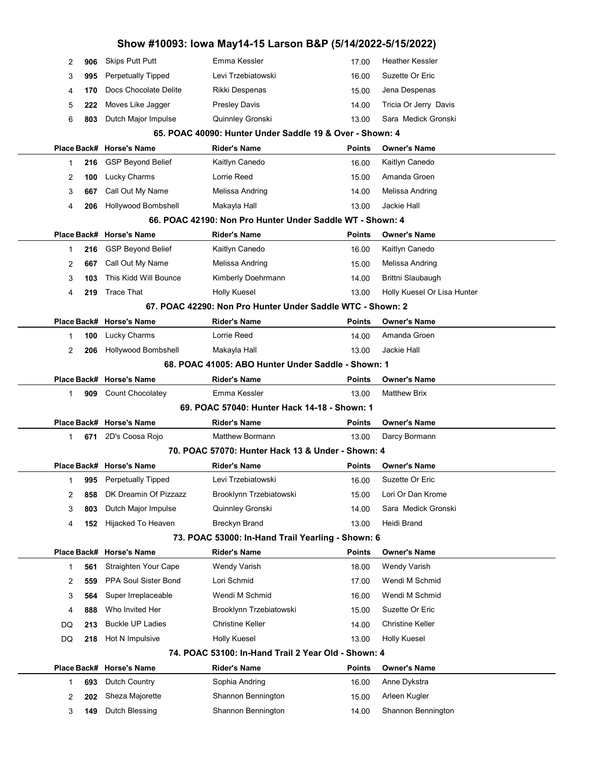# Show #10093: Iowa May14-15 Larson B&P (5/14/2022-5/15/2022)

| Place | Back# | Horse's Name | Rider's Name | Points | Owner's Name |
|---|---|---|---|---|---|
| 2 | 906 | Skips Putt Putt | Emma Kessler | 17.00 | Heather Kessler |
| 3 | 995 | Perpetually Tipped | Levi Trzebiatowski | 16.00 | Suzette Or Eric |
| 4 | 170 | Docs Chocolate Delite | Rikki Despenas | 15.00 | Jena Despenas |
| 5 | 222 | Moves Like Jagger | Presley Davis | 14.00 | Tricia Or Jerry Davis |
| 6 | 803 | Dutch Major Impulse | Quinnley Gronski | 13.00 | Sara Medick Gronski |

### 65. POAC 40090: Hunter Under Saddle 19 & Over - Shown: 4

| Place | Back# | Horse's Name | Rider's Name | Points | Owner's Name |
|---|---|---|---|---|---|
| 1 | 216 | GSP Beyond Belief | Kaitlyn Canedo | 16.00 | Kaitlyn Canedo |
| 2 | 100 | Lucky Charms | Lorrie Reed | 15.00 | Amanda Groen |
| 3 | 667 | Call Out My Name | Melissa Andring | 14.00 | Melissa Andring |
| 4 | 206 | Hollywood Bombshell | Makayla Hall | 13.00 | Jackie Hall |

### 66. POAC 42190: Non Pro Hunter Under Saddle WT - Shown: 4

| Place | Back# | Horse's Name | Rider's Name | Points | Owner's Name |
|---|---|---|---|---|---|
| 1 | 216 | GSP Beyond Belief | Kaitlyn Canedo | 16.00 | Kaitlyn Canedo |
| 2 | 667 | Call Out My Name | Melissa Andring | 15.00 | Melissa Andring |
| 3 | 103 | This Kidd Will Bounce | Kimberly Doehrmann | 14.00 | Brittni Slaubaugh |
| 4 | 219 | Trace That | Holly Kuesel | 13.00 | Holly Kuesel Or Lisa Hunter |

### 67. POAC 42290: Non Pro Hunter Under Saddle WTC - Shown: 2

| Place | Back# | Horse's Name | Rider's Name | Points | Owner's Name |
|---|---|---|---|---|---|
| 1 | 100 | Lucky Charms | Lorrie Reed | 14.00 | Amanda Groen |
| 2 | 206 | Hollywood Bombshell | Makayla Hall | 13.00 | Jackie Hall |

### 68. POAC 41005: ABO Hunter Under Saddle - Shown: 1

| Place | Back# | Horse's Name | Rider's Name | Points | Owner's Name |
|---|---|---|---|---|---|
| 1 | 909 | Count Chocolatey | Emma Kessler | 13.00 | Matthew Brix |

### 69. POAC 57040: Hunter Hack 14-18 - Shown: 1

| Place | Back# | Horse's Name | Rider's Name | Points | Owner's Name |
|---|---|---|---|---|---|
| 1 | 671 | 2D's Coosa Rojo | Matthew Bormann | 13.00 | Darcy Bormann |

### 70. POAC 57070: Hunter Hack 13 & Under - Shown: 4

| Place | Back# | Horse's Name | Rider's Name | Points | Owner's Name |
|---|---|---|---|---|---|
| 1 | 995 | Perpetually Tipped | Levi Trzebiatowski | 16.00 | Suzette Or Eric |
| 2 | 858 | DK Dreamin Of Pizzazz | Brooklynn Trzebiatowski | 15.00 | Lori Or Dan Krome |
| 3 | 803 | Dutch Major Impulse | Quinnley Gronski | 14.00 | Sara Medick Gronski |
| 4 | 152 | Hijacked To Heaven | Breckyn Brand | 13.00 | Heidi Brand |

### 73. POAC 53000: In-Hand Trail Yearling - Shown: 6

| Place | Back# | Horse's Name | Rider's Name | Points | Owner's Name |
|---|---|---|---|---|---|
| 1 | 561 | Straighten Your Cape | Wendy Varish | 18.00 | Wendy Varish |
| 2 | 559 | PPA Soul Sister Bond | Lori Schmid | 17.00 | Wendi M Schmid |
| 3 | 564 | Super Irreplaceable | Wendi M Schmid | 16.00 | Wendi M Schmid |
| 4 | 888 | Who Invited Her | Brooklynn Trzebiatowski | 15.00 | Suzette Or Eric |
| DQ | 213 | Buckle UP Ladies | Christine Keller | 14.00 | Christine Keller |
| DQ | 218 | Hot N Impulsive | Holly Kuesel | 13.00 | Holly Kuesel |

### 74. POAC 53100: In-Hand Trail 2 Year Old - Shown: 4

| Place | Back# | Horse's Name | Rider's Name | Points | Owner's Name |
|---|---|---|---|---|---|
| 1 | 693 | Dutch Country | Sophia Andring | 16.00 | Anne Dykstra |
| 2 | 202 | Sheza Majorette | Shannon Bennington | 15.00 | Arleen Kugler |
| 3 | 149 | Dutch Blessing | Shannon Bennington | 14.00 | Shannon Bennington |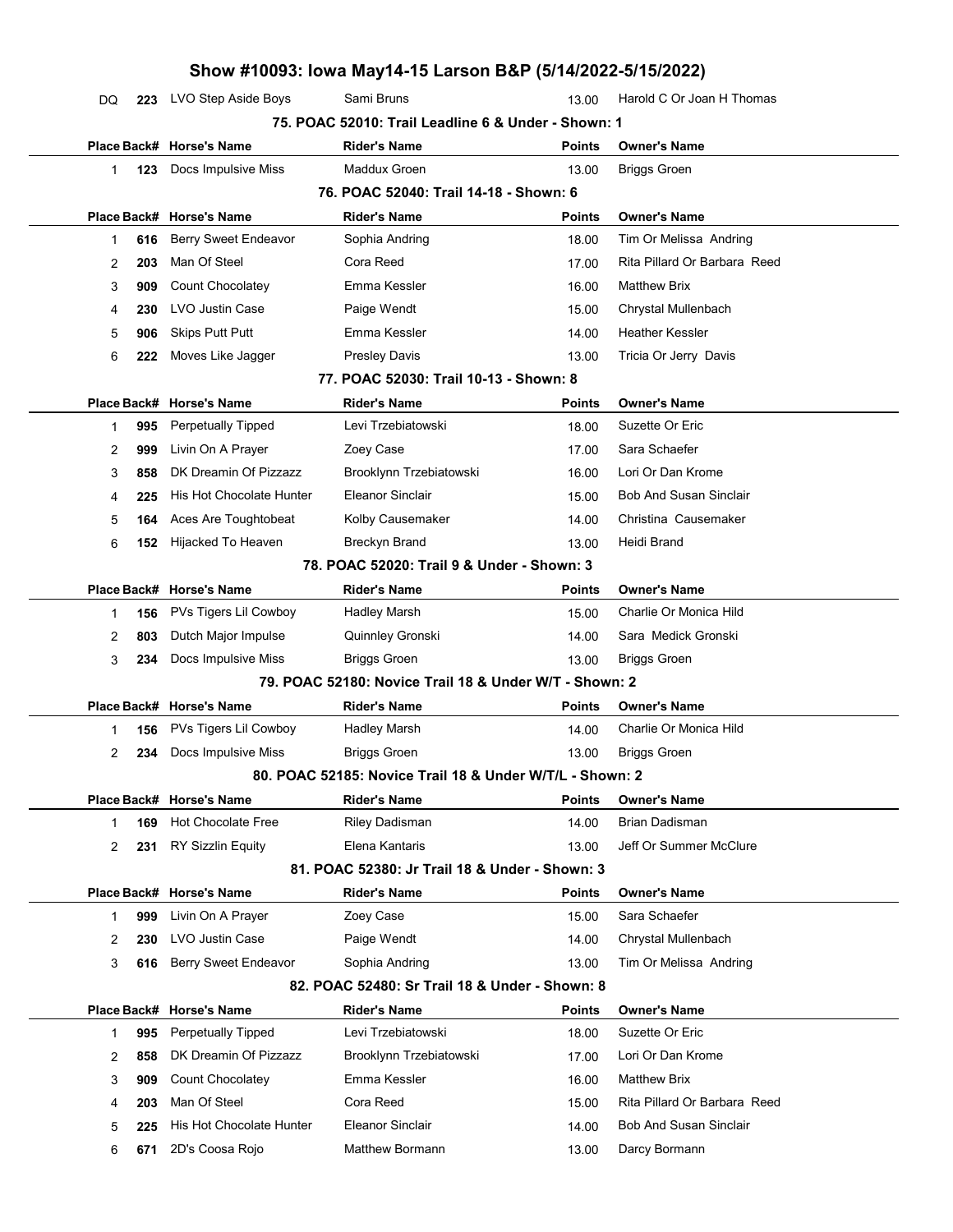# Show #10093: Iowa May14-15 Larson B&P (5/14/2022-5/15/2022)

| Place | Back# | Horse's Name | Rider's Name | Points | Owner's Name |
|---|---|---|---|---|---|
| DQ | 223 | LVO Step Aside Boys | Sami Bruns | 13.00 | Harold C Or Joan H Thomas |

### 75. POAC 52010: Trail Leadline 6 & Under - Shown: 1

| Place | Back# | Horse's Name | Rider's Name | Points | Owner's Name |
|---|---|---|---|---|---|
| 1 | 123 | Docs Impulsive Miss | Maddux Groen | 13.00 | Briggs Groen |

### 76. POAC 52040: Trail 14-18 - Shown: 6

| Place | Back# | Horse's Name | Rider's Name | Points | Owner's Name |
|---|---|---|---|---|---|
| 1 | 616 | Berry Sweet Endeavor | Sophia Andring | 18.00 | Tim Or Melissa Andring |
| 2 | 203 | Man Of Steel | Cora Reed | 17.00 | Rita Pillard Or Barbara Reed |
| 3 | 909 | Count Chocolatey | Emma Kessler | 16.00 | Matthew Brix |
| 4 | 230 | LVO Justin Case | Paige Wendt | 15.00 | Chrystal Mullenbach |
| 5 | 906 | Skips Putt Putt | Emma Kessler | 14.00 | Heather Kessler |
| 6 | 222 | Moves Like Jagger | Presley Davis | 13.00 | Tricia Or Jerry Davis |

### 77. POAC 52030: Trail 10-13 - Shown: 8

| Place | Back# | Horse's Name | Rider's Name | Points | Owner's Name |
|---|---|---|---|---|---|
| 1 | 995 | Perpetually Tipped | Levi Trzebiatowski | 18.00 | Suzette Or Eric |
| 2 | 999 | Livin On A Prayer | Zoey Case | 17.00 | Sara Schaefer |
| 3 | 858 | DK Dreamin Of Pizzazz | Brooklynn Trzebiatowski | 16.00 | Lori Or Dan Krome |
| 4 | 225 | His Hot Chocolate Hunter | Eleanor Sinclair | 15.00 | Bob And Susan Sinclair |
| 5 | 164 | Aces Are Toughtobeat | Kolby Causemaker | 14.00 | Christina Causemaker |
| 6 | 152 | Hijacked To Heaven | Breckyn Brand | 13.00 | Heidi Brand |

### 78. POAC 52020: Trail 9 & Under - Shown: 3

| Place | Back# | Horse's Name | Rider's Name | Points | Owner's Name |
|---|---|---|---|---|---|
| 1 | 156 | PVs Tigers Lil Cowboy | Hadley Marsh | 15.00 | Charlie Or Monica Hild |
| 2 | 803 | Dutch Major Impulse | Quinnley Gronski | 14.00 | Sara Medick Gronski |
| 3 | 234 | Docs Impulsive Miss | Briggs Groen | 13.00 | Briggs Groen |

### 79. POAC 52180: Novice Trail 18 & Under W/T - Shown: 2

| Place | Back# | Horse's Name | Rider's Name | Points | Owner's Name |
|---|---|---|---|---|---|
| 1 | 156 | PVs Tigers Lil Cowboy | Hadley Marsh | 14.00 | Charlie Or Monica Hild |
| 2 | 234 | Docs Impulsive Miss | Briggs Groen | 13.00 | Briggs Groen |

### 80. POAC 52185: Novice Trail 18 & Under W/T/L - Shown: 2

| Place | Back# | Horse's Name | Rider's Name | Points | Owner's Name |
|---|---|---|---|---|---|
| 1 | 169 | Hot Chocolate Free | Riley Dadisman | 14.00 | Brian Dadisman |
| 2 | 231 | RY Sizzlin Equity | Elena Kantaris | 13.00 | Jeff Or Summer McClure |

### 81. POAC 52380: Jr Trail 18 & Under - Shown: 3

| Place | Back# | Horse's Name | Rider's Name | Points | Owner's Name |
|---|---|---|---|---|---|
| 1 | 999 | Livin On A Prayer | Zoey Case | 15.00 | Sara Schaefer |
| 2 | 230 | LVO Justin Case | Paige Wendt | 14.00 | Chrystal Mullenbach |
| 3 | 616 | Berry Sweet Endeavor | Sophia Andring | 13.00 | Tim Or Melissa Andring |

### 82. POAC 52480: Sr Trail 18 & Under - Shown: 8

| Place | Back# | Horse's Name | Rider's Name | Points | Owner's Name |
|---|---|---|---|---|---|
| 1 | 995 | Perpetually Tipped | Levi Trzebiatowski | 18.00 | Suzette Or Eric |
| 2 | 858 | DK Dreamin Of Pizzazz | Brooklynn Trzebiatowski | 17.00 | Lori Or Dan Krome |
| 3 | 909 | Count Chocolatey | Emma Kessler | 16.00 | Matthew Brix |
| 4 | 203 | Man Of Steel | Cora Reed | 15.00 | Rita Pillard Or Barbara Reed |
| 5 | 225 | His Hot Chocolate Hunter | Eleanor Sinclair | 14.00 | Bob And Susan Sinclair |
| 6 | 671 | 2D's Coosa Rojo | Matthew Bormann | 13.00 | Darcy Bormann |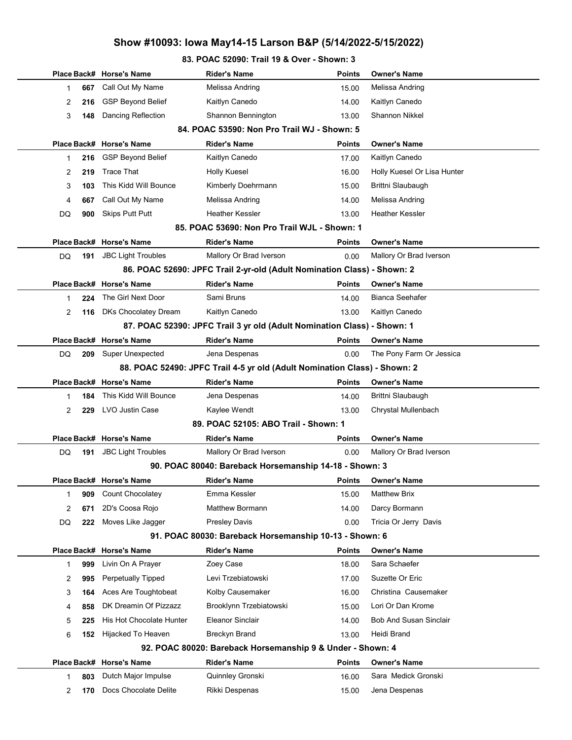# Show #10093: Iowa May14-15 Larson B&P (5/14/2022-5/15/2022)

## 83. POAC 52090: Trail 19 & Over - Shown: 3

| Place | Back# | Horse's Name | Rider's Name | Points | Owner's Name |
|---|---|---|---|---|---|
| 1 | 667 | Call Out My Name | Melissa Andring | 15.00 | Melissa Andring |
| 2 | 216 | GSP Beyond Belief | Kaitlyn Canedo | 14.00 | Kaitlyn Canedo |
| 3 | 148 | Dancing Reflection | Shannon Bennington | 13.00 | Shannon Nikkel |

## 84. POAC 53590: Non Pro Trail WJ - Shown: 5

| Place | Back# | Horse's Name | Rider's Name | Points | Owner's Name |
|---|---|---|---|---|---|
| 1 | 216 | GSP Beyond Belief | Kaitlyn Canedo | 17.00 | Kaitlyn Canedo |
| 2 | 219 | Trace That | Holly Kuesel | 16.00 | Holly Kuesel Or Lisa Hunter |
| 3 | 103 | This Kidd Will Bounce | Kimberly Doehrmann | 15.00 | Brittni Slaubaugh |
| 4 | 667 | Call Out My Name | Melissa Andring | 14.00 | Melissa Andring |
| DQ | 900 | Skips Putt Putt | Heather Kessler | 13.00 | Heather Kessler |

## 85. POAC 53690: Non Pro Trail WJL - Shown: 1

| Place | Back# | Horse's Name | Rider's Name | Points | Owner's Name |
|---|---|---|---|---|---|
| DQ | 191 | JBC Light Troubles | Mallory Or Brad Iverson | 0.00 | Mallory Or Brad Iverson |

## 86. POAC 52690: JPFC Trail 2-yr-old (Adult Nomination Class) - Shown: 2

| Place | Back# | Horse's Name | Rider's Name | Points | Owner's Name |
|---|---|---|---|---|---|
| 1 | 224 | The Girl Next Door | Sami Bruns | 14.00 | Bianca Seehafer |
| 2 | 116 | DKs Chocolatey Dream | Kaitlyn Canedo | 13.00 | Kaitlyn Canedo |

## 87. POAC 52390: JPFC Trail 3 yr old (Adult Nomination Class) - Shown: 1

| Place | Back# | Horse's Name | Rider's Name | Points | Owner's Name |
|---|---|---|---|---|---|
| DQ | 209 | Super Unexpected | Jena Despenas | 0.00 | The Pony Farm Or Jessica |

## 88. POAC 52490: JPFC Trail 4-5 yr old (Adult Nomination Class) - Shown: 2

| Place | Back# | Horse's Name | Rider's Name | Points | Owner's Name |
|---|---|---|---|---|---|
| 1 | 184 | This Kidd Will Bounce | Jena Despenas | 14.00 | Brittni Slaubaugh |
| 2 | 229 | LVO Justin Case | Kaylee Wendt | 13.00 | Chrystal Mullenbach |

## 89. POAC 52105: ABO Trail - Shown: 1

| Place | Back# | Horse's Name | Rider's Name | Points | Owner's Name |
|---|---|---|---|---|---|
| DQ | 191 | JBC Light Troubles | Mallory Or Brad Iverson | 0.00 | Mallory Or Brad Iverson |

## 90. POAC 80040: Bareback Horsemanship 14-18 - Shown: 3

| Place | Back# | Horse's Name | Rider's Name | Points | Owner's Name |
|---|---|---|---|---|---|
| 1 | 909 | Count Chocolatey | Emma Kessler | 15.00 | Matthew Brix |
| 2 | 671 | 2D's Coosa Rojo | Matthew Bormann | 14.00 | Darcy Bormann |
| DQ | 222 | Moves Like Jagger | Presley Davis | 0.00 | Tricia Or Jerry Davis |

## 91. POAC 80030: Bareback Horsemanship 10-13 - Shown: 6

| Place | Back# | Horse's Name | Rider's Name | Points | Owner's Name |
|---|---|---|---|---|---|
| 1 | 999 | Livin On A Prayer | Zoey Case | 18.00 | Sara Schaefer |
| 2 | 995 | Perpetually Tipped | Levi Trzebiatowski | 17.00 | Suzette Or Eric |
| 3 | 164 | Aces Are Toughtobeat | Kolby Causemaker | 16.00 | Christina Causemaker |
| 4 | 858 | DK Dreamin Of Pizzazz | Brooklynn Trzebiatowski | 15.00 | Lori Or Dan Krome |
| 5 | 225 | His Hot Chocolate Hunter | Eleanor Sinclair | 14.00 | Bob And Susan Sinclair |
| 6 | 152 | Hijacked To Heaven | Breckyn Brand | 13.00 | Heidi Brand |

## 92. POAC 80020: Bareback Horsemanship 9 & Under - Shown: 4

| Place | Back# | Horse's Name | Rider's Name | Points | Owner's Name |
|---|---|---|---|---|---|
| 1 | 803 | Dutch Major Impulse | Quinnley Gronski | 16.00 | Sara Medick Gronski |
| 2 | 170 | Docs Chocolate Delite | Rikki Despenas | 15.00 | Jena Despenas |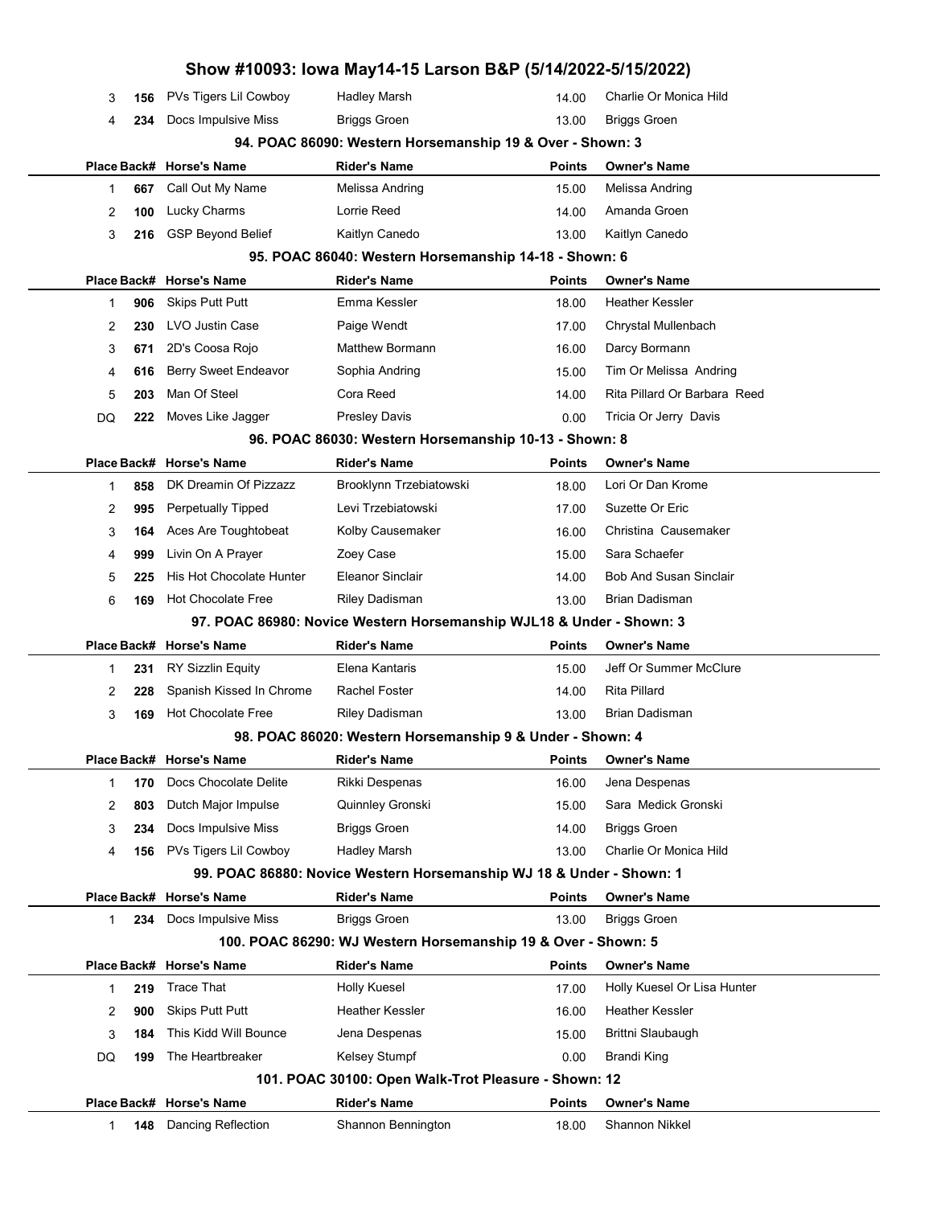# Show #10093: Iowa May14-15 Larson B&P (5/14/2022-5/15/2022)

| Place | Back# | Horse's Name | Rider's Name | Points | Owner's Name |
|---|---|---|---|---|---|
| 3 | 156 | PVs Tigers Lil Cowboy | Hadley Marsh | 14.00 | Charlie Or Monica Hild |
| 4 | 234 | Docs Impulsive Miss | Briggs Groen | 13.00 | Briggs Groen |

### 94. POAC 86090: Western Horsemanship 19 & Over - Shown: 3

| Place | Back# | Horse's Name | Rider's Name | Points | Owner's Name |
|---|---|---|---|---|---|
| 1 | 667 | Call Out My Name | Melissa Andring | 15.00 | Melissa Andring |
| 2 | 100 | Lucky Charms | Lorrie Reed | 14.00 | Amanda Groen |
| 3 | 216 | GSP Beyond Belief | Kaitlyn Canedo | 13.00 | Kaitlyn Canedo |

### 95. POAC 86040: Western Horsemanship 14-18 - Shown: 6

| Place | Back# | Horse's Name | Rider's Name | Points | Owner's Name |
|---|---|---|---|---|---|
| 1 | 906 | Skips Putt Putt | Emma Kessler | 18.00 | Heather Kessler |
| 2 | 230 | LVO Justin Case | Paige Wendt | 17.00 | Chrystal Mullenbach |
| 3 | 671 | 2D's Coosa Rojo | Matthew Bormann | 16.00 | Darcy Bormann |
| 4 | 616 | Berry Sweet Endeavor | Sophia Andring | 15.00 | Tim Or Melissa Andring |
| 5 | 203 | Man Of Steel | Cora Reed | 14.00 | Rita Pillard Or Barbara Reed |
| DQ | 222 | Moves Like Jagger | Presley Davis | 0.00 | Tricia Or Jerry Davis |

### 96. POAC 86030: Western Horsemanship 10-13 - Shown: 8

| Place | Back# | Horse's Name | Rider's Name | Points | Owner's Name |
|---|---|---|---|---|---|
| 1 | 858 | DK Dreamin Of Pizzazz | Brooklynn Trzebiatowski | 18.00 | Lori Or Dan Krome |
| 2 | 995 | Perpetually Tipped | Levi Trzebiatowski | 17.00 | Suzette Or Eric |
| 3 | 164 | Aces Are Toughtobeat | Kolby Causemaker | 16.00 | Christina Causemaker |
| 4 | 999 | Livin On A Prayer | Zoey Case | 15.00 | Sara Schaefer |
| 5 | 225 | His Hot Chocolate Hunter | Eleanor Sinclair | 14.00 | Bob And Susan Sinclair |
| 6 | 169 | Hot Chocolate Free | Riley Dadisman | 13.00 | Brian Dadisman |

### 97. POAC 86980: Novice Western Horsemanship WJL18 & Under - Shown: 3

| Place | Back# | Horse's Name | Rider's Name | Points | Owner's Name |
|---|---|---|---|---|---|
| 1 | 231 | RY Sizzlin Equity | Elena Kantaris | 15.00 | Jeff Or Summer McClure |
| 2 | 228 | Spanish Kissed In Chrome | Rachel Foster | 14.00 | Rita Pillard |
| 3 | 169 | Hot Chocolate Free | Riley Dadisman | 13.00 | Brian Dadisman |

### 98. POAC 86020: Western Horsemanship 9 & Under - Shown: 4

| Place | Back# | Horse's Name | Rider's Name | Points | Owner's Name |
|---|---|---|---|---|---|
| 1 | 170 | Docs Chocolate Delite | Rikki Despenas | 16.00 | Jena Despenas |
| 2 | 803 | Dutch Major Impulse | Quinnley Gronski | 15.00 | Sara Medick Gronski |
| 3 | 234 | Docs Impulsive Miss | Briggs Groen | 14.00 | Briggs Groen |
| 4 | 156 | PVs Tigers Lil Cowboy | Hadley Marsh | 13.00 | Charlie Or Monica Hild |

### 99. POAC 86880: Novice Western Horsemanship WJ 18 & Under - Shown: 1

| Place | Back# | Horse's Name | Rider's Name | Points | Owner's Name |
|---|---|---|---|---|---|
| 1 | 234 | Docs Impulsive Miss | Briggs Groen | 13.00 | Briggs Groen |

### 100. POAC 86290: WJ Western Horsemanship 19 & Over - Shown: 5

| Place | Back# | Horse's Name | Rider's Name | Points | Owner's Name |
|---|---|---|---|---|---|
| 1 | 219 | Trace That | Holly Kuesel | 17.00 | Holly Kuesel Or Lisa Hunter |
| 2 | 900 | Skips Putt Putt | Heather Kessler | 16.00 | Heather Kessler |
| 3 | 184 | This Kidd Will Bounce | Jena Despenas | 15.00 | Brittni Slaubaugh |
| DQ | 199 | The Heartbreaker | Kelsey Stumpf | 0.00 | Brandi King |

### 101. POAC 30100: Open Walk-Trot Pleasure - Shown: 12

| Place | Back# | Horse's Name | Rider's Name | Points | Owner's Name |
|---|---|---|---|---|---|
| 1 | 148 | Dancing Reflection | Shannon Bennington | 18.00 | Shannon Nikkel |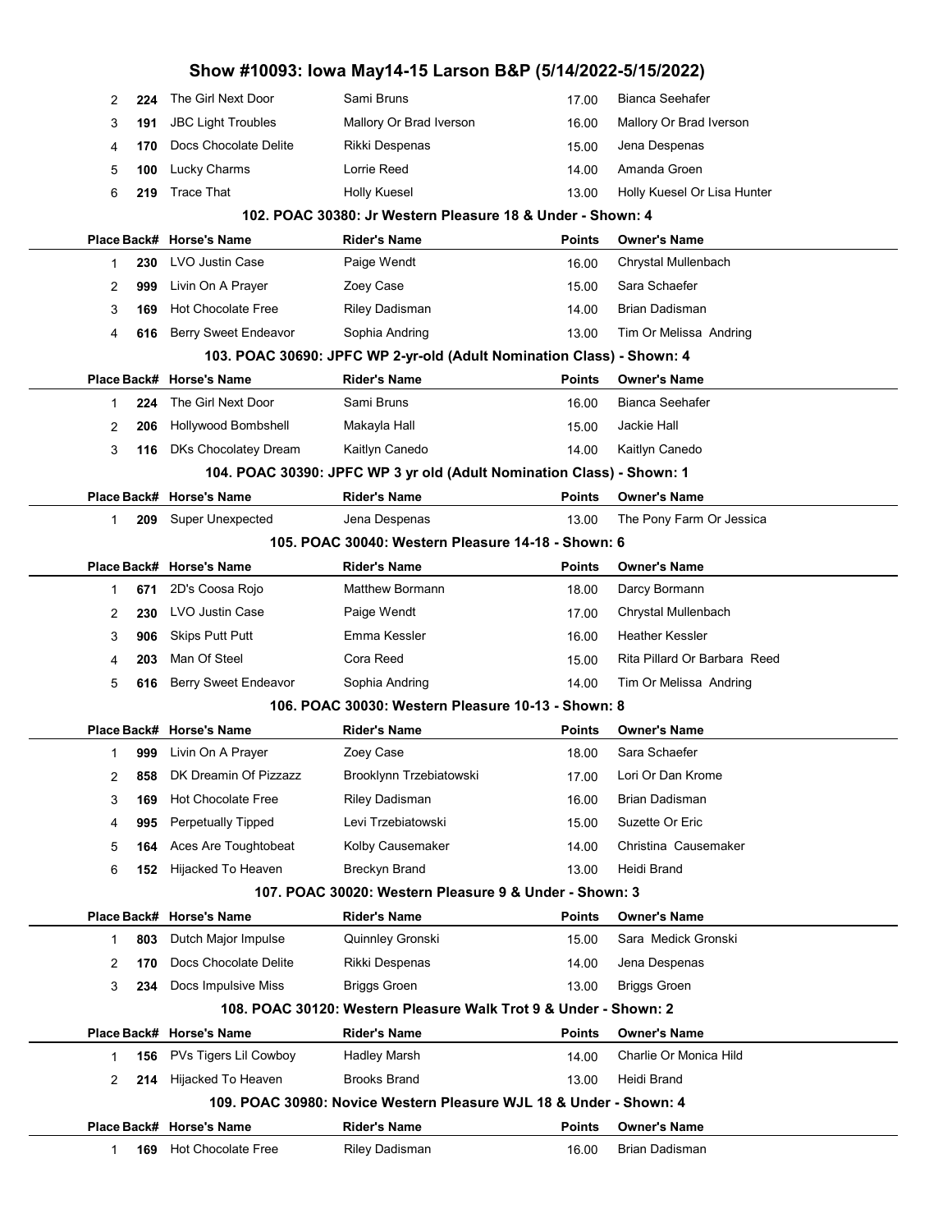# Show #10093: Iowa May14-15 Larson B&P (5/14/2022-5/15/2022)

| Place | Back# | Horse's Name | Rider's Name | Points | Owner's Name |
|---|---|---|---|---|---|
| 2 | 224 | The Girl Next Door | Sami Bruns | 17.00 | Bianca Seehafer |
| 3 | 191 | JBC Light Troubles | Mallory Or Brad Iverson | 16.00 | Mallory Or Brad Iverson |
| 4 | 170 | Docs Chocolate Delite | Rikki Despenas | 15.00 | Jena Despenas |
| 5 | 100 | Lucky Charms | Lorrie Reed | 14.00 | Amanda Groen |
| 6 | 219 | Trace That | Holly Kuesel | 13.00 | Holly Kuesel Or Lisa Hunter |

### 102. POAC 30380: Jr Western Pleasure 18 & Under - Shown: 4

| Place | Back# | Horse's Name | Rider's Name | Points | Owner's Name |
|---|---|---|---|---|---|
| 1 | 230 | LVO Justin Case | Paige Wendt | 16.00 | Chrystal Mullenbach |
| 2 | 999 | Livin On A Prayer | Zoey Case | 15.00 | Sara Schaefer |
| 3 | 169 | Hot Chocolate Free | Riley Dadisman | 14.00 | Brian Dadisman |
| 4 | 616 | Berry Sweet Endeavor | Sophia Andring | 13.00 | Tim Or Melissa Andring |

### 103. POAC 30690: JPFC WP 2-yr-old (Adult Nomination Class) - Shown: 4

| Place | Back# | Horse's Name | Rider's Name | Points | Owner's Name |
|---|---|---|---|---|---|
| 1 | 224 | The Girl Next Door | Sami Bruns | 16.00 | Bianca Seehafer |
| 2 | 206 | Hollywood Bombshell | Makayla Hall | 15.00 | Jackie Hall |
| 3 | 116 | DKs Chocolatey Dream | Kaitlyn Canedo | 14.00 | Kaitlyn Canedo |

### 104. POAC 30390: JPFC WP 3 yr old (Adult Nomination Class) - Shown: 1

| Place | Back# | Horse's Name | Rider's Name | Points | Owner's Name |
|---|---|---|---|---|---|
| 1 | 209 | Super Unexpected | Jena Despenas | 13.00 | The Pony Farm Or Jessica |

### 105. POAC 30040: Western Pleasure 14-18 - Shown: 6

| Place | Back# | Horse's Name | Rider's Name | Points | Owner's Name |
|---|---|---|---|---|---|
| 1 | 671 | 2D's Coosa Rojo | Matthew Bormann | 18.00 | Darcy Bormann |
| 2 | 230 | LVO Justin Case | Paige Wendt | 17.00 | Chrystal Mullenbach |
| 3 | 906 | Skips Putt Putt | Emma Kessler | 16.00 | Heather Kessler |
| 4 | 203 | Man Of Steel | Cora Reed | 15.00 | Rita Pillard Or Barbara Reed |
| 5 | 616 | Berry Sweet Endeavor | Sophia Andring | 14.00 | Tim Or Melissa Andring |

### 106. POAC 30030: Western Pleasure 10-13 - Shown: 8

| Place | Back# | Horse's Name | Rider's Name | Points | Owner's Name |
|---|---|---|---|---|---|
| 1 | 999 | Livin On A Prayer | Zoey Case | 18.00 | Sara Schaefer |
| 2 | 858 | DK Dreamin Of Pizzazz | Brooklynn Trzebiatowski | 17.00 | Lori Or Dan Krome |
| 3 | 169 | Hot Chocolate Free | Riley Dadisman | 16.00 | Brian Dadisman |
| 4 | 995 | Perpetually Tipped | Levi Trzebiatowski | 15.00 | Suzette Or Eric |
| 5 | 164 | Aces Are Toughtobeat | Kolby Causemaker | 14.00 | Christina Causemaker |
| 6 | 152 | Hijacked To Heaven | Breckyn Brand | 13.00 | Heidi Brand |

### 107. POAC 30020: Western Pleasure 9 & Under - Shown: 3

| Place | Back# | Horse's Name | Rider's Name | Points | Owner's Name |
|---|---|---|---|---|---|
| 1 | 803 | Dutch Major Impulse | Quinnley Gronski | 15.00 | Sara Medick Gronski |
| 2 | 170 | Docs Chocolate Delite | Rikki Despenas | 14.00 | Jena Despenas |
| 3 | 234 | Docs Impulsive Miss | Briggs Groen | 13.00 | Briggs Groen |

### 108. POAC 30120: Western Pleasure Walk Trot 9 & Under - Shown: 2

| Place | Back# | Horse's Name | Rider's Name | Points | Owner's Name |
|---|---|---|---|---|---|
| 1 | 156 | PVs Tigers Lil Cowboy | Hadley Marsh | 14.00 | Charlie Or Monica Hild |
| 2 | 214 | Hijacked To Heaven | Brooks Brand | 13.00 | Heidi Brand |

### 109. POAC 30980: Novice Western Pleasure WJL 18 & Under - Shown: 4

| Place | Back# | Horse's Name | Rider's Name | Points | Owner's Name |
|---|---|---|---|---|---|
| 1 | 169 | Hot Chocolate Free | Riley Dadisman | 16.00 | Brian Dadisman |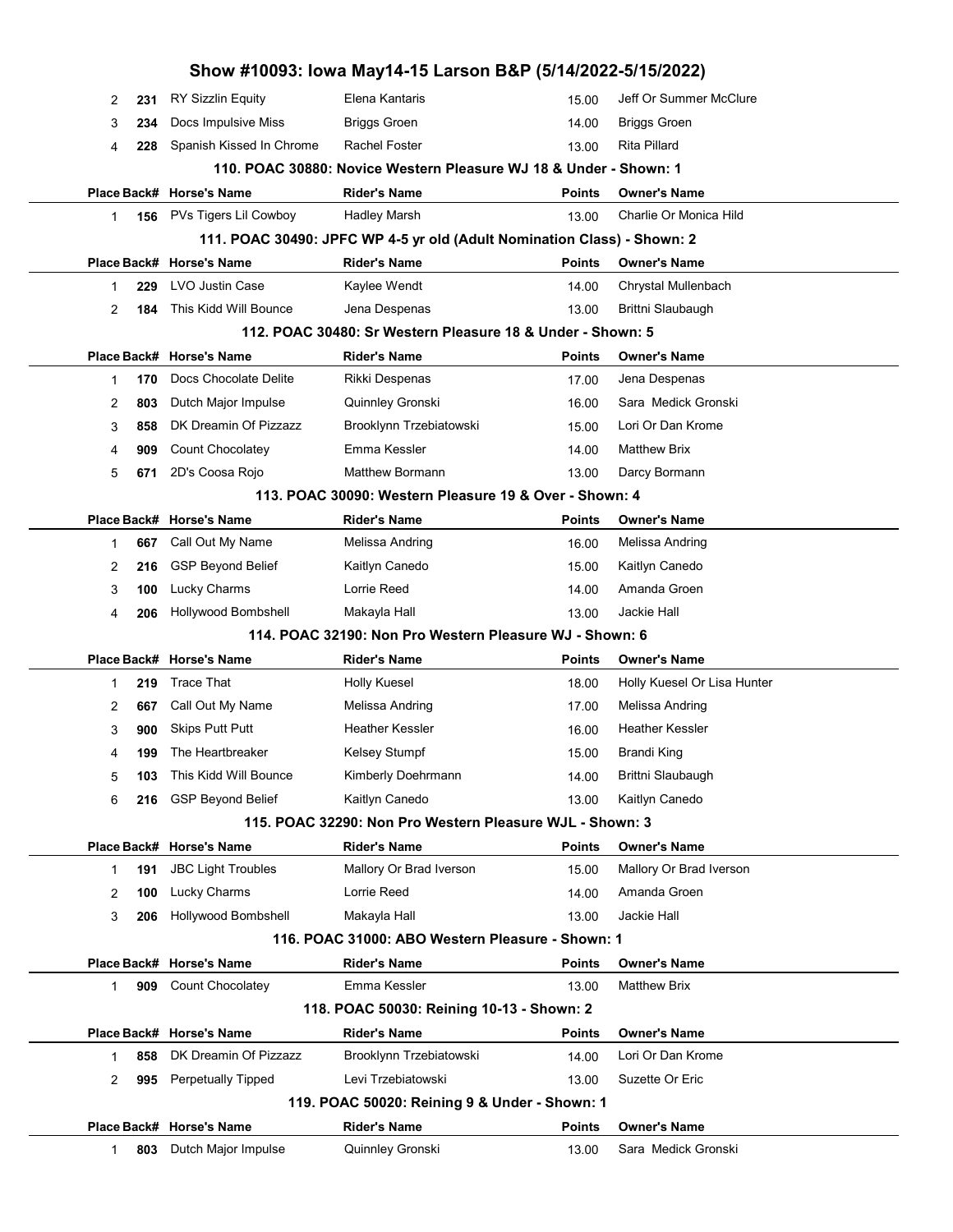## Show #10093: Iowa May14-15 Larson B&P (5/14/2022-5/15/2022)

| Place | Back# | Horse's Name | Rider's Name | Points | Owner's Name |
|---|---|---|---|---|---|
| 2 | 231 | RY Sizzlin Equity | Elena Kantaris | 15.00 | Jeff Or Summer McClure |
| 3 | 234 | Docs Impulsive Miss | Briggs Groen | 14.00 | Briggs Groen |
| 4 | 228 | Spanish Kissed In Chrome | Rachel Foster | 13.00 | Rita Pillard |

### 110. POAC 30880: Novice Western Pleasure WJ 18 & Under - Shown: 1

| Place | Back# | Horse's Name | Rider's Name | Points | Owner's Name |
|---|---|---|---|---|---|
| 1 | 156 | PVs Tigers Lil Cowboy | Hadley Marsh | 13.00 | Charlie Or Monica Hild |

### 111. POAC 30490: JPFC WP 4-5 yr old (Adult Nomination Class) - Shown: 2

| Place | Back# | Horse's Name | Rider's Name | Points | Owner's Name |
|---|---|---|---|---|---|
| 1 | 229 | LVO Justin Case | Kaylee Wendt | 14.00 | Chrystal Mullenbach |
| 2 | 184 | This Kidd Will Bounce | Jena Despenas | 13.00 | Brittni Slaubaugh |

### 112. POAC 30480: Sr Western Pleasure 18 & Under - Shown: 5

| Place | Back# | Horse's Name | Rider's Name | Points | Owner's Name |
|---|---|---|---|---|---|
| 1 | 170 | Docs Chocolate Delite | Rikki Despenas | 17.00 | Jena Despenas |
| 2 | 803 | Dutch Major Impulse | Quinnley Gronski | 16.00 | Sara Medick Gronski |
| 3 | 858 | DK Dreamin Of Pizzazz | Brooklynn Trzebiatowski | 15.00 | Lori Or Dan Krome |
| 4 | 909 | Count Chocolatey | Emma Kessler | 14.00 | Matthew Brix |
| 5 | 671 | 2D's Coosa Rojo | Matthew Bormann | 13.00 | Darcy Bormann |

### 113. POAC 30090: Western Pleasure 19 & Over - Shown: 4

| Place | Back# | Horse's Name | Rider's Name | Points | Owner's Name |
|---|---|---|---|---|---|
| 1 | 667 | Call Out My Name | Melissa Andring | 16.00 | Melissa Andring |
| 2 | 216 | GSP Beyond Belief | Kaitlyn Canedo | 15.00 | Kaitlyn Canedo |
| 3 | 100 | Lucky Charms | Lorrie Reed | 14.00 | Amanda Groen |
| 4 | 206 | Hollywood Bombshell | Makayla Hall | 13.00 | Jackie Hall |

### 114. POAC 32190: Non Pro Western Pleasure WJ - Shown: 6

| Place | Back# | Horse's Name | Rider's Name | Points | Owner's Name |
|---|---|---|---|---|---|
| 1 | 219 | Trace That | Holly Kuesel | 18.00 | Holly Kuesel Or Lisa Hunter |
| 2 | 667 | Call Out My Name | Melissa Andring | 17.00 | Melissa Andring |
| 3 | 900 | Skips Putt Putt | Heather Kessler | 16.00 | Heather Kessler |
| 4 | 199 | The Heartbreaker | Kelsey Stumpf | 15.00 | Brandi King |
| 5 | 103 | This Kidd Will Bounce | Kimberly Doehrmann | 14.00 | Brittni Slaubaugh |
| 6 | 216 | GSP Beyond Belief | Kaitlyn Canedo | 13.00 | Kaitlyn Canedo |

### 115. POAC 32290: Non Pro Western Pleasure WJL - Shown: 3

| Place | Back# | Horse's Name | Rider's Name | Points | Owner's Name |
|---|---|---|---|---|---|
| 1 | 191 | JBC Light Troubles | Mallory Or Brad Iverson | 15.00 | Mallory Or Brad Iverson |
| 2 | 100 | Lucky Charms | Lorrie Reed | 14.00 | Amanda Groen |
| 3 | 206 | Hollywood Bombshell | Makayla Hall | 13.00 | Jackie Hall |

### 116. POAC 31000: ABO Western Pleasure - Shown: 1

| Place | Back# | Horse's Name | Rider's Name | Points | Owner's Name |
|---|---|---|---|---|---|
| 1 | 909 | Count Chocolatey | Emma Kessler | 13.00 | Matthew Brix |

### 118. POAC 50030: Reining 10-13 - Shown: 2

| Place | Back# | Horse's Name | Rider's Name | Points | Owner's Name |
|---|---|---|---|---|---|
| 1 | 858 | DK Dreamin Of Pizzazz | Brooklynn Trzebiatowski | 14.00 | Lori Or Dan Krome |
| 2 | 995 | Perpetually Tipped | Levi Trzebiatowski | 13.00 | Suzette Or Eric |

### 119. POAC 50020: Reining 9 & Under - Shown: 1

| Place | Back# | Horse's Name | Rider's Name | Points | Owner's Name |
|---|---|---|---|---|---|
| 1 | 803 | Dutch Major Impulse | Quinnley Gronski | 13.00 | Sara Medick Gronski |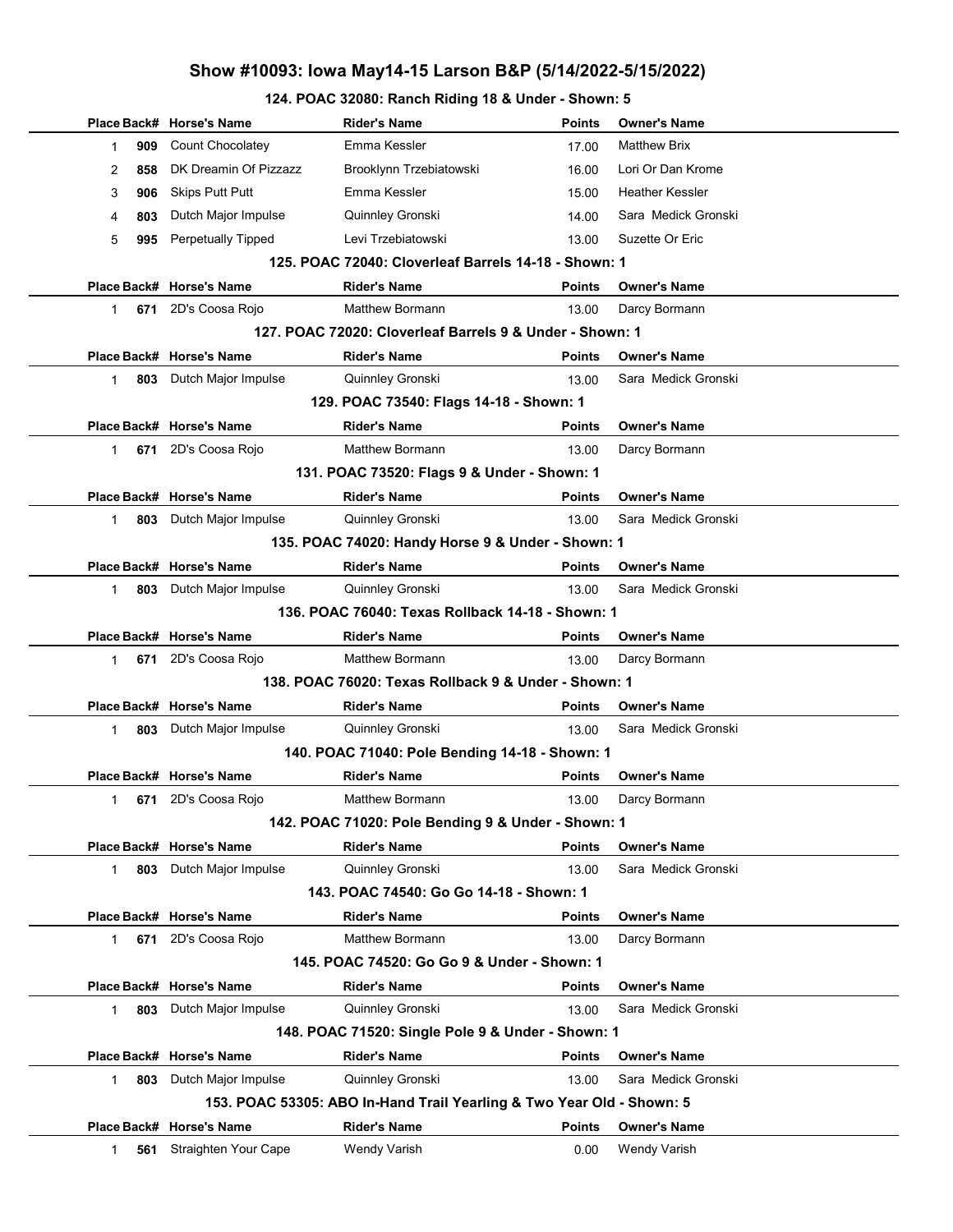# Show #10093: Iowa May14-15 Larson B&P (5/14/2022-5/15/2022)

### 124. POAC 32080: Ranch Riding 18 & Under - Shown: 5

| Place | Back# | Horse's Name | Rider's Name | Points | Owner's Name |
|---|---|---|---|---|---|
| 1 | 909 | Count Chocolatey | Emma Kessler | 17.00 | Matthew Brix |
| 2 | 858 | DK Dreamin Of Pizzazz | Brooklynn Trzebiatowski | 16.00 | Lori Or Dan Krome |
| 3 | 906 | Skips Putt Putt | Emma Kessler | 15.00 | Heather Kessler |
| 4 | 803 | Dutch Major Impulse | Quinnley Gronski | 14.00 | Sara Medick Gronski |
| 5 | 995 | Perpetually Tipped | Levi Trzebiatowski | 13.00 | Suzette Or Eric |

### 125. POAC 72040: Cloverleaf Barrels 14-18 - Shown: 1

| Place | Back# | Horse's Name | Rider's Name | Points | Owner's Name |
|---|---|---|---|---|---|
| 1 | 671 | 2D's Coosa Rojo | Matthew Bormann | 13.00 | Darcy Bormann |

### 127. POAC 72020: Cloverleaf Barrels 9 & Under - Shown: 1

| Place | Back# | Horse's Name | Rider's Name | Points | Owner's Name |
|---|---|---|---|---|---|
| 1 | 803 | Dutch Major Impulse | Quinnley Gronski | 13.00 | Sara Medick Gronski |

### 129. POAC 73540: Flags 14-18 - Shown: 1

| Place | Back# | Horse's Name | Rider's Name | Points | Owner's Name |
|---|---|---|---|---|---|
| 1 | 671 | 2D's Coosa Rojo | Matthew Bormann | 13.00 | Darcy Bormann |

### 131. POAC 73520: Flags 9 & Under - Shown: 1

| Place | Back# | Horse's Name | Rider's Name | Points | Owner's Name |
|---|---|---|---|---|---|
| 1 | 803 | Dutch Major Impulse | Quinnley Gronski | 13.00 | Sara Medick Gronski |

### 135. POAC 74020: Handy Horse 9 & Under - Shown: 1

| Place | Back# | Horse's Name | Rider's Name | Points | Owner's Name |
|---|---|---|---|---|---|
| 1 | 803 | Dutch Major Impulse | Quinnley Gronski | 13.00 | Sara Medick Gronski |

### 136. POAC 76040: Texas Rollback 14-18 - Shown: 1

| Place | Back# | Horse's Name | Rider's Name | Points | Owner's Name |
|---|---|---|---|---|---|
| 1 | 671 | 2D's Coosa Rojo | Matthew Bormann | 13.00 | Darcy Bormann |

### 138. POAC 76020: Texas Rollback 9 & Under - Shown: 1

| Place | Back# | Horse's Name | Rider's Name | Points | Owner's Name |
|---|---|---|---|---|---|
| 1 | 803 | Dutch Major Impulse | Quinnley Gronski | 13.00 | Sara Medick Gronski |

### 140. POAC 71040: Pole Bending 14-18 - Shown: 1

| Place | Back# | Horse's Name | Rider's Name | Points | Owner's Name |
|---|---|---|---|---|---|
| 1 | 671 | 2D's Coosa Rojo | Matthew Bormann | 13.00 | Darcy Bormann |

### 142. POAC 71020: Pole Bending 9 & Under - Shown: 1

| Place | Back# | Horse's Name | Rider's Name | Points | Owner's Name |
|---|---|---|---|---|---|
| 1 | 803 | Dutch Major Impulse | Quinnley Gronski | 13.00 | Sara Medick Gronski |

### 143. POAC 74540: Go Go 14-18 - Shown: 1

| Place | Back# | Horse's Name | Rider's Name | Points | Owner's Name |
|---|---|---|---|---|---|
| 1 | 671 | 2D's Coosa Rojo | Matthew Bormann | 13.00 | Darcy Bormann |

### 145. POAC 74520: Go Go 9 & Under - Shown: 1

| Place | Back# | Horse's Name | Rider's Name | Points | Owner's Name |
|---|---|---|---|---|---|
| 1 | 803 | Dutch Major Impulse | Quinnley Gronski | 13.00 | Sara Medick Gronski |

### 148. POAC 71520: Single Pole 9 & Under - Shown: 1

| Place | Back# | Horse's Name | Rider's Name | Points | Owner's Name |
|---|---|---|---|---|---|
| 1 | 803 | Dutch Major Impulse | Quinnley Gronski | 13.00 | Sara Medick Gronski |

### 153. POAC 53305: ABO In-Hand Trail Yearling & Two Year Old - Shown: 5

| Place | Back# | Horse's Name | Rider's Name | Points | Owner's Name |
|---|---|---|---|---|---|
| 1 | 561 | Straighten Your Cape | Wendy Varish | 0.00 | Wendy Varish |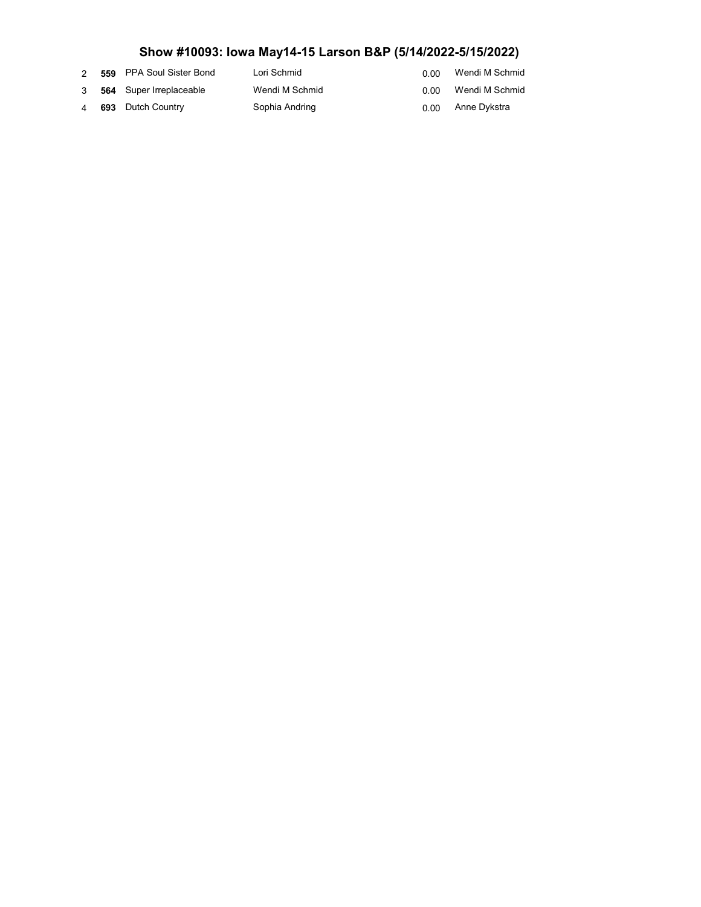## Show #10093: Iowa May14-15 Larson B&P (5/14/2022-5/15/2022)

| | | | | | |
|---|---|---|---|---|---|
| 2 | **559** | PPA Soul Sister Bond | Lori Schmid | 0.00 | Wendi M Schmid |
| 3 | **564** | Super Irreplaceable | Wendi M Schmid | 0.00 | Wendi M Schmid |
| 4 | **693** | Dutch Country | Sophia Andring | 0.00 | Anne Dykstra |